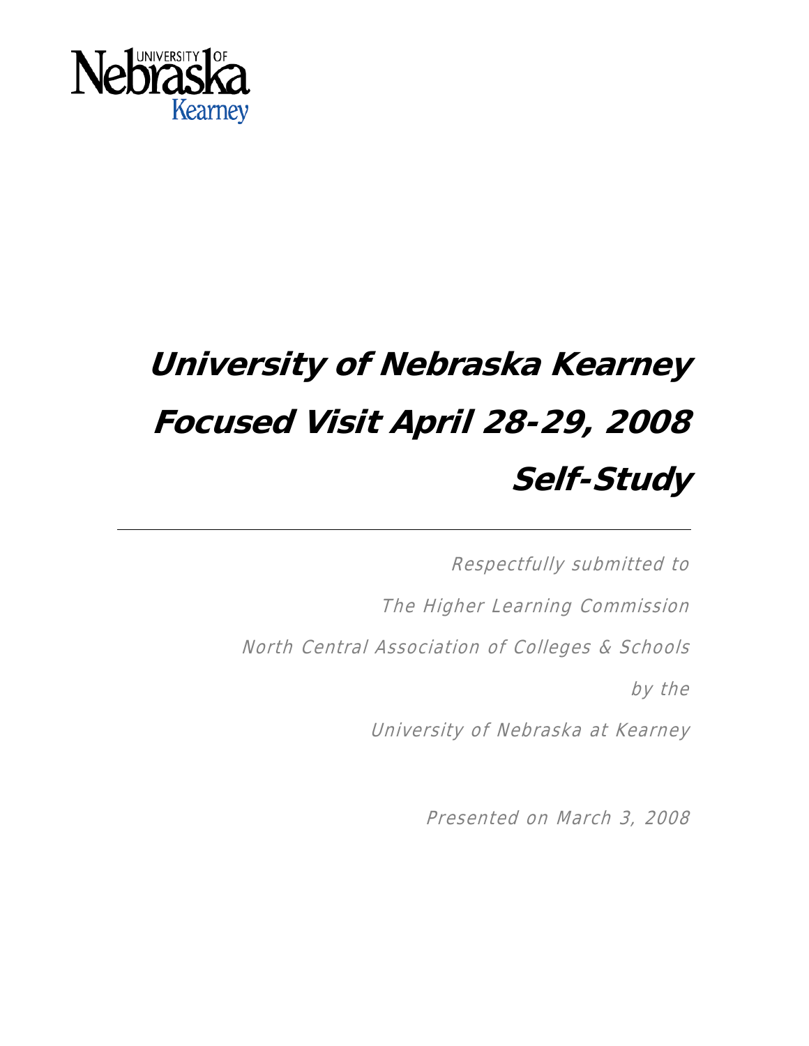University of Nebraska Kearney

# University of Nebraska Kearney Focused Visit April 28-29, 2008 Self-Study

---

*Respectfully submitted to*

*The Higher Learning Commission*

*North Central Association of Colleges & Schools*

*by the*

*University of Nebraska at Kearney*

*Presented on March 3, 2008*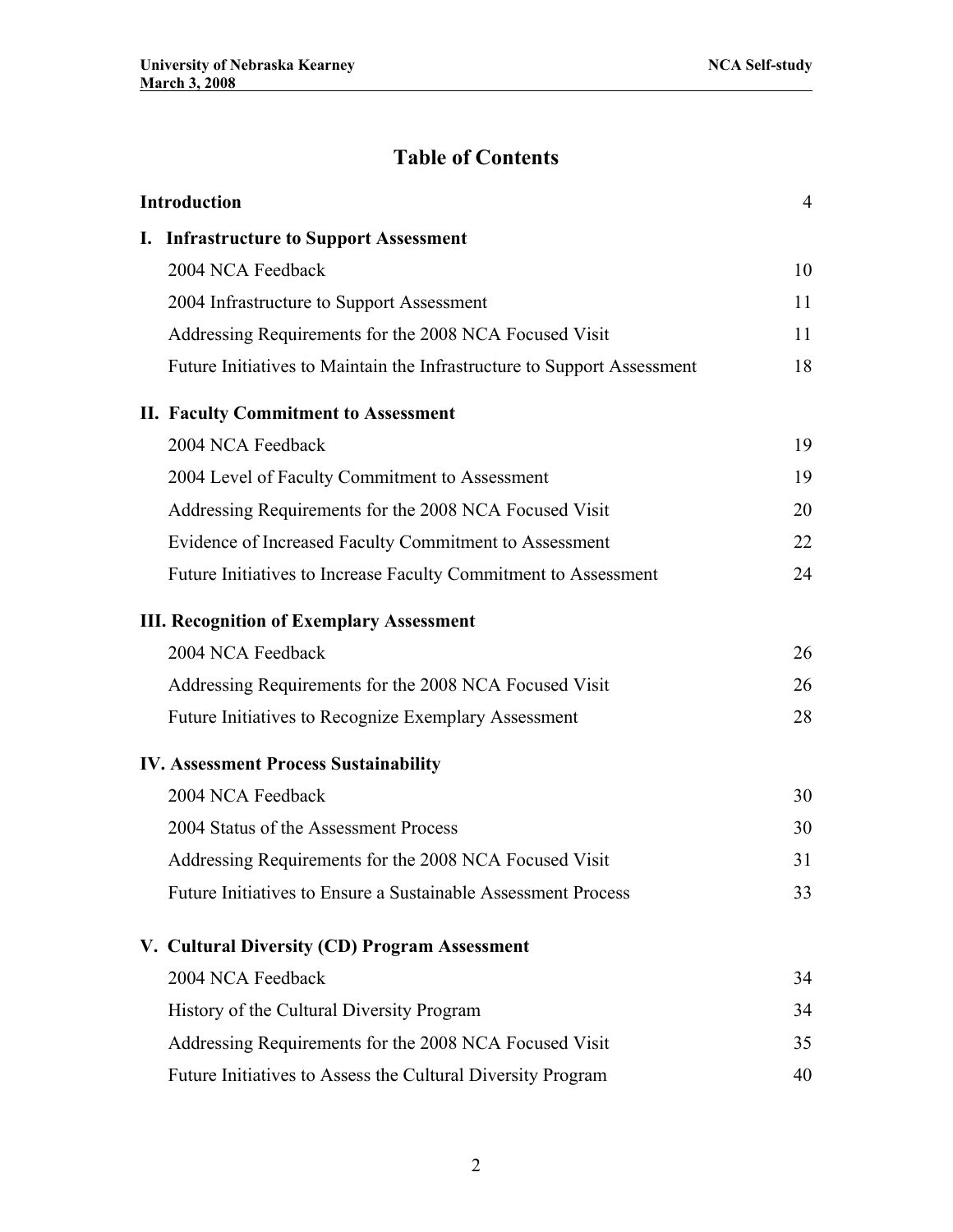# Table of Contents

| | |
|---|---|
| **Introduction** | 4 |
| **I. Infrastructure to Support Assessment** | |
| 2004 NCA Feedback | 10 |
| 2004 Infrastructure to Support Assessment | 11 |
| Addressing Requirements for the 2008 NCA Focused Visit | 11 |
| Future Initiatives to Maintain the Infrastructure to Support Assessment | 18 |
| **II. Faculty Commitment to Assessment** | |
| 2004 NCA Feedback | 19 |
| 2004 Level of Faculty Commitment to Assessment | 19 |
| Addressing Requirements for the 2008 NCA Focused Visit | 20 |
| Evidence of Increased Faculty Commitment to Assessment | 22 |
| Future Initiatives to Increase Faculty Commitment to Assessment | 24 |
| **III. Recognition of Exemplary Assessment** | |
| 2004 NCA Feedback | 26 |
| Addressing Requirements for the 2008 NCA Focused Visit | 26 |
| Future Initiatives to Recognize Exemplary Assessment | 28 |
| **IV. Assessment Process Sustainability** | |
| 2004 NCA Feedback | 30 |
| 2004 Status of the Assessment Process | 30 |
| Addressing Requirements for the 2008 NCA Focused Visit | 31 |
| Future Initiatives to Ensure a Sustainable Assessment Process | 33 |
| **V. Cultural Diversity (CD) Program Assessment** | |
| 2004 NCA Feedback | 34 |
| History of the Cultural Diversity Program | 34 |
| Addressing Requirements for the 2008 NCA Focused Visit | 35 |
| Future Initiatives to Assess the Cultural Diversity Program | 40 |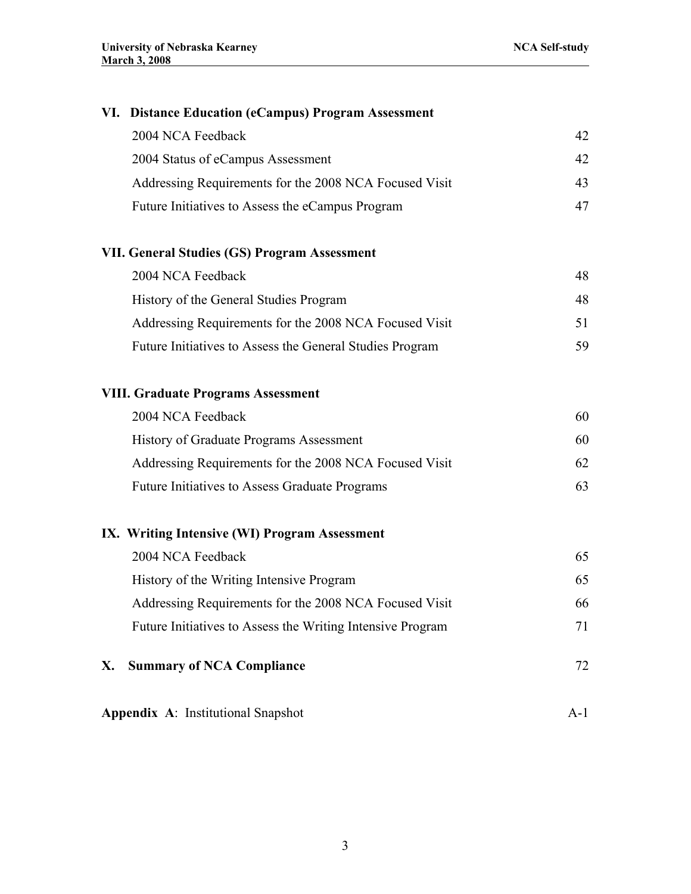**VI. Distance Education (eCampus) Program Assessment**

| | |
|---|---|
| 2004 NCA Feedback | 42 |
| 2004 Status of eCampus Assessment | 42 |
| Addressing Requirements for the 2008 NCA Focused Visit | 43 |
| Future Initiatives to Assess the eCampus Program | 47 |

**VII. General Studies (GS) Program Assessment**

| | |
|---|---|
| 2004 NCA Feedback | 48 |
| History of the General Studies Program | 48 |
| Addressing Requirements for the 2008 NCA Focused Visit | 51 |
| Future Initiatives to Assess the General Studies Program | 59 |

**VIII. Graduate Programs Assessment**

| | |
|---|---|
| 2004 NCA Feedback | 60 |
| History of Graduate Programs Assessment | 60 |
| Addressing Requirements for the 2008 NCA Focused Visit | 62 |
| Future Initiatives to Assess Graduate Programs | 63 |

**IX. Writing Intensive (WI) Program Assessment**

| | |
|---|---|
| 2004 NCA Feedback | 65 |
| History of the Writing Intensive Program | 65 |
| Addressing Requirements for the 2008 NCA Focused Visit | 66 |
| Future Initiatives to Assess the Writing Intensive Program | 71 |

**X. Summary of NCA Compliance** 72

**Appendix A**: Institutional Snapshot A-1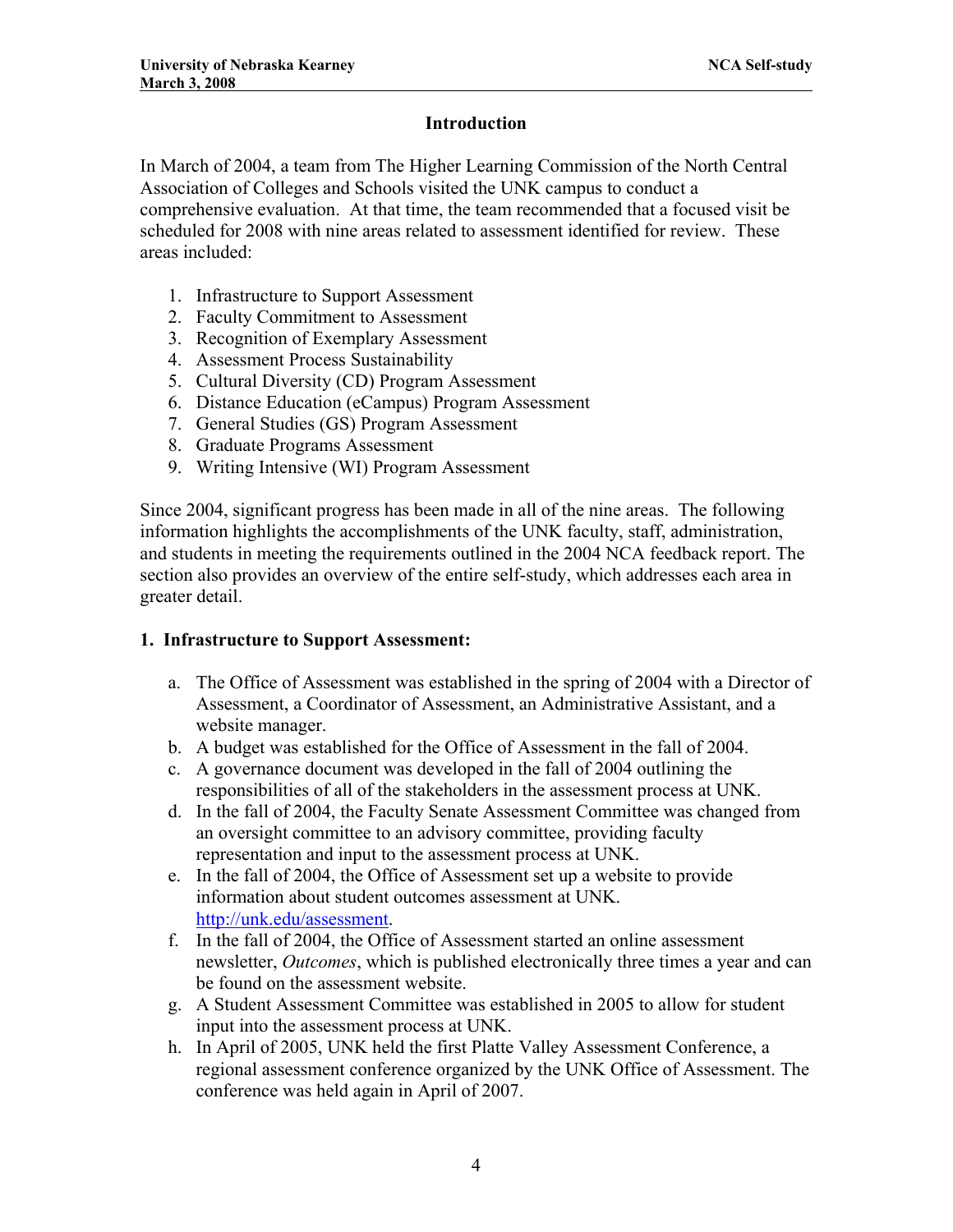## Introduction

In March of 2004, a team from The Higher Learning Commission of the North Central Association of Colleges and Schools visited the UNK campus to conduct a comprehensive evaluation. At that time, the team recommended that a focused visit be scheduled for 2008 with nine areas related to assessment identified for review. These areas included:

1. Infrastructure to Support Assessment
2. Faculty Commitment to Assessment
3. Recognition of Exemplary Assessment
4. Assessment Process Sustainability
5. Cultural Diversity (CD) Program Assessment
6. Distance Education (eCampus) Program Assessment
7. General Studies (GS) Program Assessment
8. Graduate Programs Assessment
9. Writing Intensive (WI) Program Assessment

Since 2004, significant progress has been made in all of the nine areas. The following information highlights the accomplishments of the UNK faculty, staff, administration, and students in meeting the requirements outlined in the 2004 NCA feedback report. The section also provides an overview of the entire self-study, which addresses each area in greater detail.

### 1. Infrastructure to Support Assessment:

a. The Office of Assessment was established in the spring of 2004 with a Director of Assessment, a Coordinator of Assessment, an Administrative Assistant, and a website manager.
b. A budget was established for the Office of Assessment in the fall of 2004.
c. A governance document was developed in the fall of 2004 outlining the responsibilities of all of the stakeholders in the assessment process at UNK.
d. In the fall of 2004, the Faculty Senate Assessment Committee was changed from an oversight committee to an advisory committee, providing faculty representation and input to the assessment process at UNK.
e. In the fall of 2004, the Office of Assessment set up a website to provide information about student outcomes assessment at UNK. http://unk.edu/assessment.
f. In the fall of 2004, the Office of Assessment started an online assessment newsletter, *Outcomes*, which is published electronically three times a year and can be found on the assessment website.
g. A Student Assessment Committee was established in 2005 to allow for student input into the assessment process at UNK.
h. In April of 2005, UNK held the first Platte Valley Assessment Conference, a regional assessment conference organized by the UNK Office of Assessment. The conference was held again in April of 2007.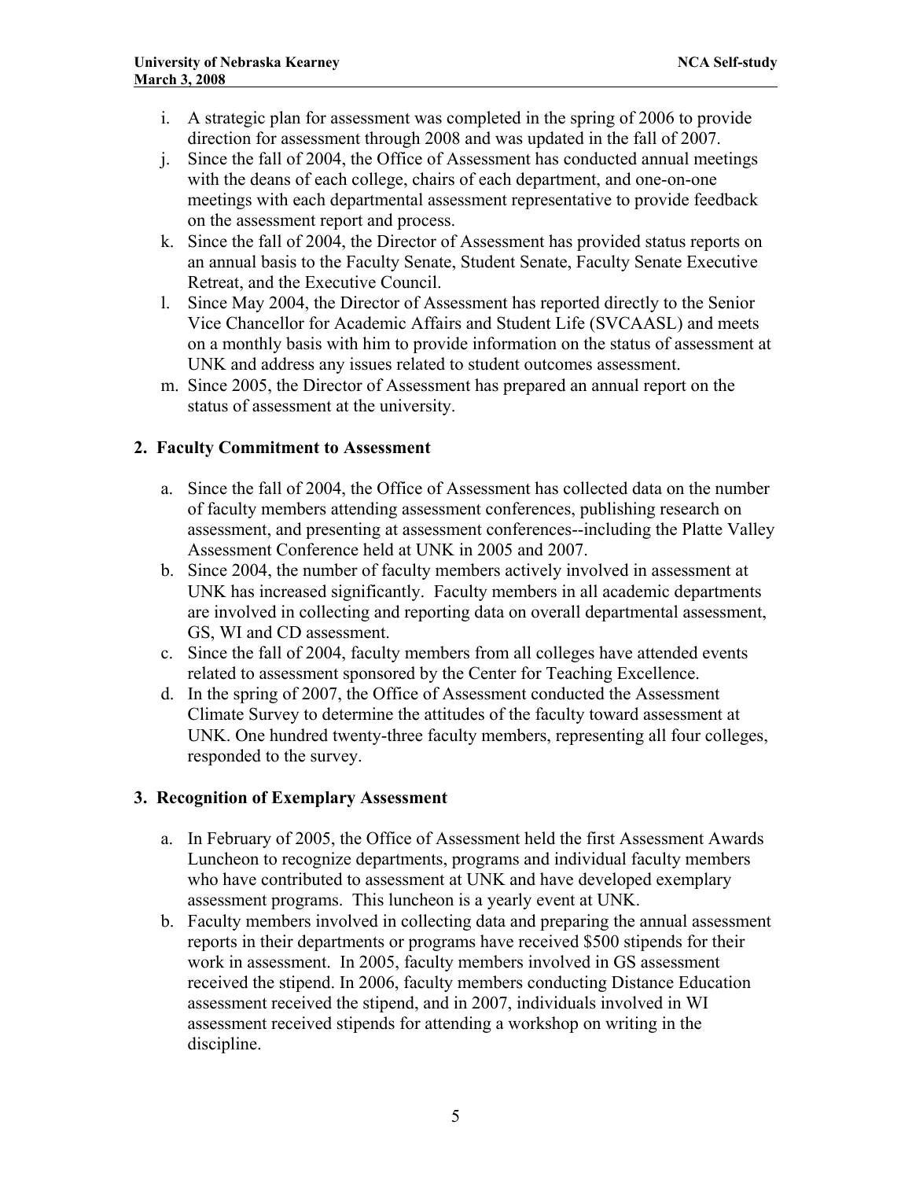i. A strategic plan for assessment was completed in the spring of 2006 to provide direction for assessment through 2008 and was updated in the fall of 2007.
j. Since the fall of 2004, the Office of Assessment has conducted annual meetings with the deans of each college, chairs of each department, and one-on-one meetings with each departmental assessment representative to provide feedback on the assessment report and process.
k. Since the fall of 2004, the Director of Assessment has provided status reports on an annual basis to the Faculty Senate, Student Senate, Faculty Senate Executive Retreat, and the Executive Council.
l. Since May 2004, the Director of Assessment has reported directly to the Senior Vice Chancellor for Academic Affairs and Student Life (SVCAASL) and meets on a monthly basis with him to provide information on the status of assessment at UNK and address any issues related to student outcomes assessment.
m. Since 2005, the Director of Assessment has prepared an annual report on the status of assessment at the university.

### 2. Faculty Commitment to Assessment

a. Since the fall of 2004, the Office of Assessment has collected data on the number of faculty members attending assessment conferences, publishing research on assessment, and presenting at assessment conferences--including the Platte Valley Assessment Conference held at UNK in 2005 and 2007.
b. Since 2004, the number of faculty members actively involved in assessment at UNK has increased significantly. Faculty members in all academic departments are involved in collecting and reporting data on overall departmental assessment, GS, WI and CD assessment.
c. Since the fall of 2004, faculty members from all colleges have attended events related to assessment sponsored by the Center for Teaching Excellence.
d. In the spring of 2007, the Office of Assessment conducted the Assessment Climate Survey to determine the attitudes of the faculty toward assessment at UNK. One hundred twenty-three faculty members, representing all four colleges, responded to the survey.

### 3. Recognition of Exemplary Assessment

a. In February of 2005, the Office of Assessment held the first Assessment Awards Luncheon to recognize departments, programs and individual faculty members who have contributed to assessment at UNK and have developed exemplary assessment programs. This luncheon is a yearly event at UNK.
b. Faculty members involved in collecting data and preparing the annual assessment reports in their departments or programs have received $500 stipends for their work in assessment. In 2005, faculty members involved in GS assessment received the stipend. In 2006, faculty members conducting Distance Education assessment received the stipend, and in 2007, individuals involved in WI assessment received stipends for attending a workshop on writing in the discipline.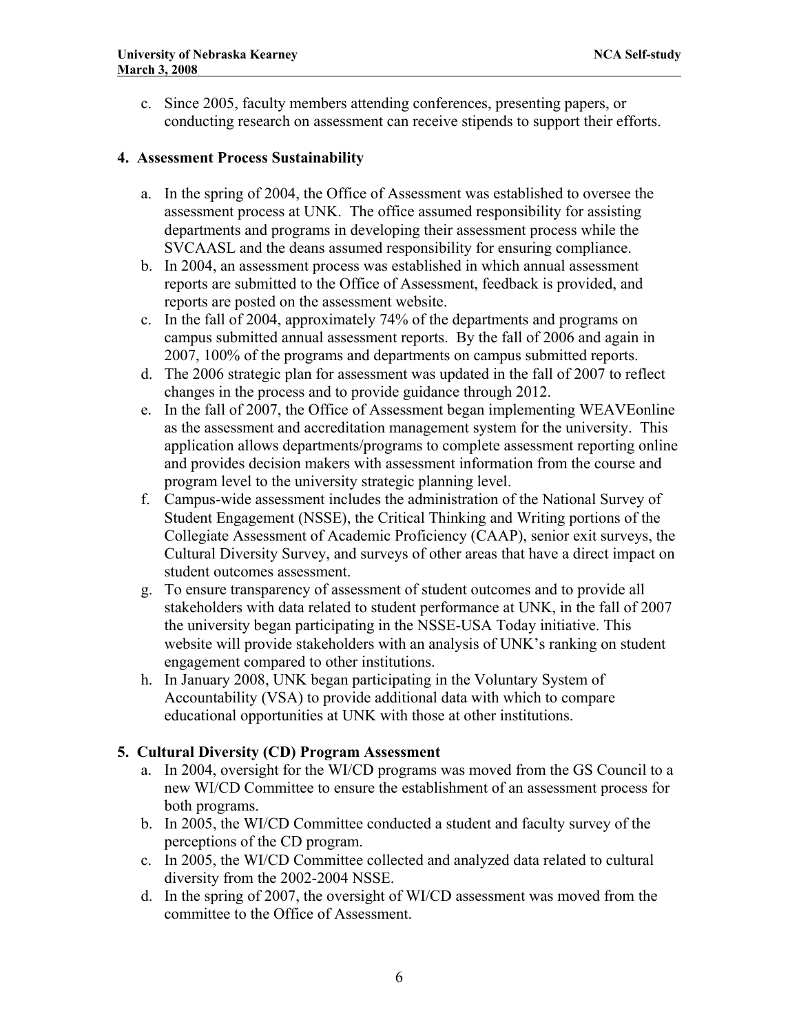c. Since 2005, faculty members attending conferences, presenting papers, or conducting research on assessment can receive stipends to support their efforts.

**4. Assessment Process Sustainability**

a. In the spring of 2004, the Office of Assessment was established to oversee the assessment process at UNK. The office assumed responsibility for assisting departments and programs in developing their assessment process while the SVCAASL and the deans assumed responsibility for ensuring compliance.
b. In 2004, an assessment process was established in which annual assessment reports are submitted to the Office of Assessment, feedback is provided, and reports are posted on the assessment website.
c. In the fall of 2004, approximately 74% of the departments and programs on campus submitted annual assessment reports. By the fall of 2006 and again in 2007, 100% of the programs and departments on campus submitted reports.
d. The 2006 strategic plan for assessment was updated in the fall of 2007 to reflect changes in the process and to provide guidance through 2012.
e. In the fall of 2007, the Office of Assessment began implementing WEAVEonline as the assessment and accreditation management system for the university. This application allows departments/programs to complete assessment reporting online and provides decision makers with assessment information from the course and program level to the university strategic planning level.
f. Campus-wide assessment includes the administration of the National Survey of Student Engagement (NSSE), the Critical Thinking and Writing portions of the Collegiate Assessment of Academic Proficiency (CAAP), senior exit surveys, the Cultural Diversity Survey, and surveys of other areas that have a direct impact on student outcomes assessment.
g. To ensure transparency of assessment of student outcomes and to provide all stakeholders with data related to student performance at UNK, in the fall of 2007 the university began participating in the NSSE-USA Today initiative. This website will provide stakeholders with an analysis of UNK's ranking on student engagement compared to other institutions.
h. In January 2008, UNK began participating in the Voluntary System of Accountability (VSA) to provide additional data with which to compare educational opportunities at UNK with those at other institutions.

**5. Cultural Diversity (CD) Program Assessment**

a. In 2004, oversight for the WI/CD programs was moved from the GS Council to a new WI/CD Committee to ensure the establishment of an assessment process for both programs.
b. In 2005, the WI/CD Committee conducted a student and faculty survey of the perceptions of the CD program.
c. In 2005, the WI/CD Committee collected and analyzed data related to cultural diversity from the 2002-2004 NSSE.
d. In the spring of 2007, the oversight of WI/CD assessment was moved from the committee to the Office of Assessment.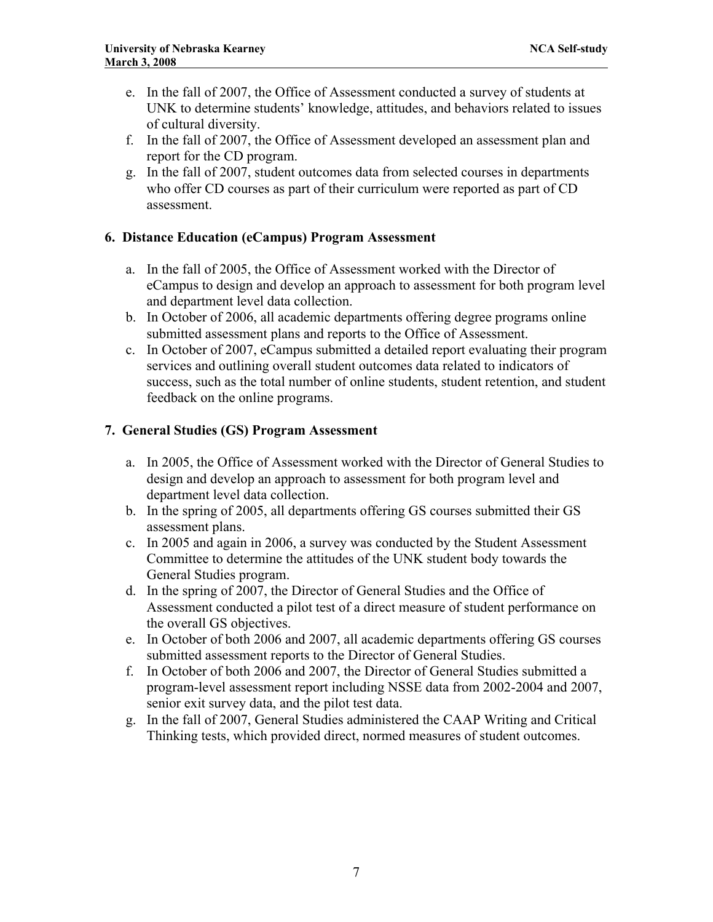e. In the fall of 2007, the Office of Assessment conducted a survey of students at UNK to determine students' knowledge, attitudes, and behaviors related to issues of cultural diversity.
f. In the fall of 2007, the Office of Assessment developed an assessment plan and report for the CD program.
g. In the fall of 2007, student outcomes data from selected courses in departments who offer CD courses as part of their curriculum were reported as part of CD assessment.

### 6. Distance Education (eCampus) Program Assessment

a. In the fall of 2005, the Office of Assessment worked with the Director of eCampus to design and develop an approach to assessment for both program level and department level data collection.
b. In October of 2006, all academic departments offering degree programs online submitted assessment plans and reports to the Office of Assessment.
c. In October of 2007, eCampus submitted a detailed report evaluating their program services and outlining overall student outcomes data related to indicators of success, such as the total number of online students, student retention, and student feedback on the online programs.

### 7. General Studies (GS) Program Assessment

a. In 2005, the Office of Assessment worked with the Director of General Studies to design and develop an approach to assessment for both program level and department level data collection.
b. In the spring of 2005, all departments offering GS courses submitted their GS assessment plans.
c. In 2005 and again in 2006, a survey was conducted by the Student Assessment Committee to determine the attitudes of the UNK student body towards the General Studies program.
d. In the spring of 2007, the Director of General Studies and the Office of Assessment conducted a pilot test of a direct measure of student performance on the overall GS objectives.
e. In October of both 2006 and 2007, all academic departments offering GS courses submitted assessment reports to the Director of General Studies.
f. In October of both 2006 and 2007, the Director of General Studies submitted a program-level assessment report including NSSE data from 2002-2004 and 2007, senior exit survey data, and the pilot test data.
g. In the fall of 2007, General Studies administered the CAAP Writing and Critical Thinking tests, which provided direct, normed measures of student outcomes.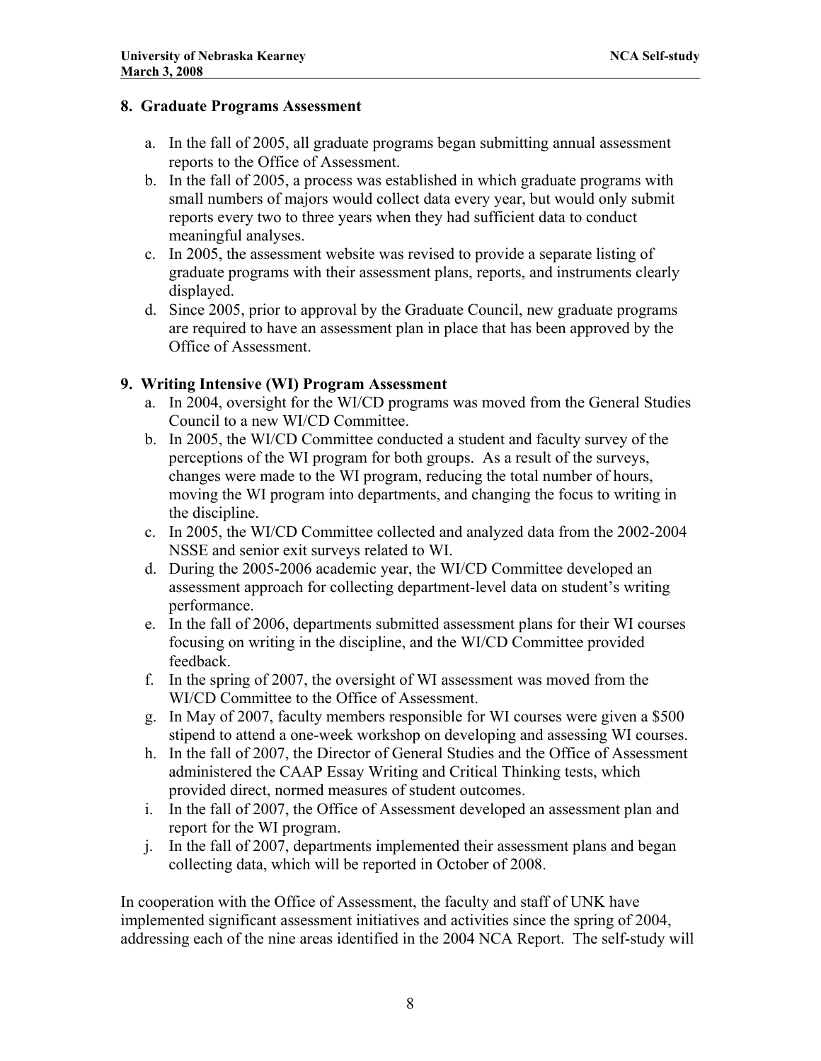### 8. Graduate Programs Assessment

a. In the fall of 2005, all graduate programs began submitting annual assessment reports to the Office of Assessment.
b. In the fall of 2005, a process was established in which graduate programs with small numbers of majors would collect data every year, but would only submit reports every two to three years when they had sufficient data to conduct meaningful analyses.
c. In 2005, the assessment website was revised to provide a separate listing of graduate programs with their assessment plans, reports, and instruments clearly displayed.
d. Since 2005, prior to approval by the Graduate Council, new graduate programs are required to have an assessment plan in place that has been approved by the Office of Assessment.

### 9. Writing Intensive (WI) Program Assessment

a. In 2004, oversight for the WI/CD programs was moved from the General Studies Council to a new WI/CD Committee.
b. In 2005, the WI/CD Committee conducted a student and faculty survey of the perceptions of the WI program for both groups. As a result of the surveys, changes were made to the WI program, reducing the total number of hours, moving the WI program into departments, and changing the focus to writing in the discipline.
c. In 2005, the WI/CD Committee collected and analyzed data from the 2002-2004 NSSE and senior exit surveys related to WI.
d. During the 2005-2006 academic year, the WI/CD Committee developed an assessment approach for collecting department-level data on student's writing performance.
e. In the fall of 2006, departments submitted assessment plans for their WI courses focusing on writing in the discipline, and the WI/CD Committee provided feedback.
f. In the spring of 2007, the oversight of WI assessment was moved from the WI/CD Committee to the Office of Assessment.
g. In May of 2007, faculty members responsible for WI courses were given a $500 stipend to attend a one-week workshop on developing and assessing WI courses.
h. In the fall of 2007, the Director of General Studies and the Office of Assessment administered the CAAP Essay Writing and Critical Thinking tests, which provided direct, normed measures of student outcomes.
i. In the fall of 2007, the Office of Assessment developed an assessment plan and report for the WI program.
j. In the fall of 2007, departments implemented their assessment plans and began collecting data, which will be reported in October of 2008.

In cooperation with the Office of Assessment, the faculty and staff of UNK have implemented significant assessment initiatives and activities since the spring of 2004, addressing each of the nine areas identified in the 2004 NCA Report. The self-study will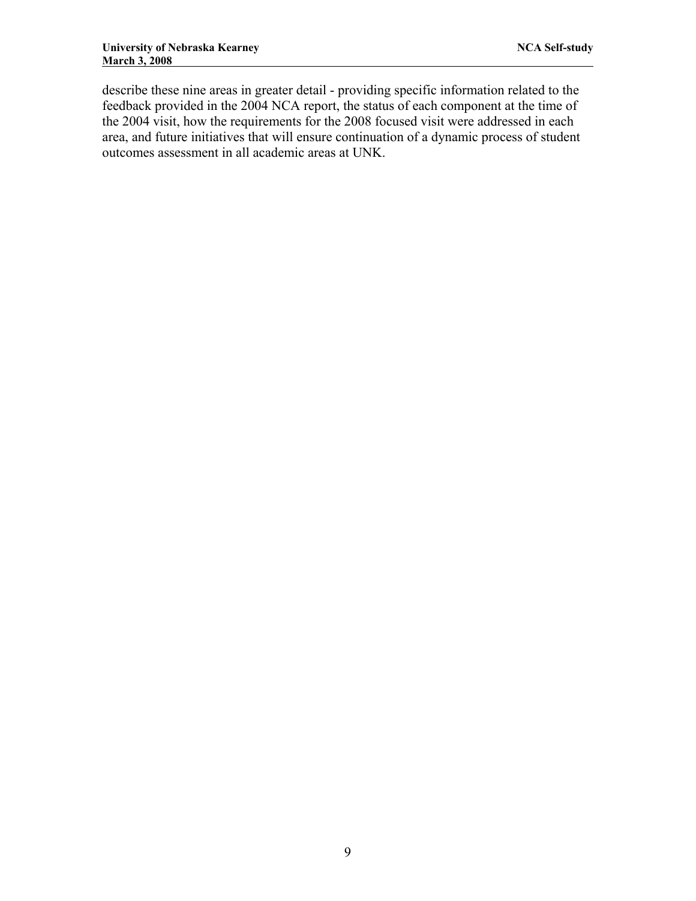describe these nine areas in greater detail - providing specific information related to the feedback provided in the 2004 NCA report, the status of each component at the time of the 2004 visit, how the requirements for the 2008 focused visit were addressed in each area, and future initiatives that will ensure continuation of a dynamic process of student outcomes assessment in all academic areas at UNK.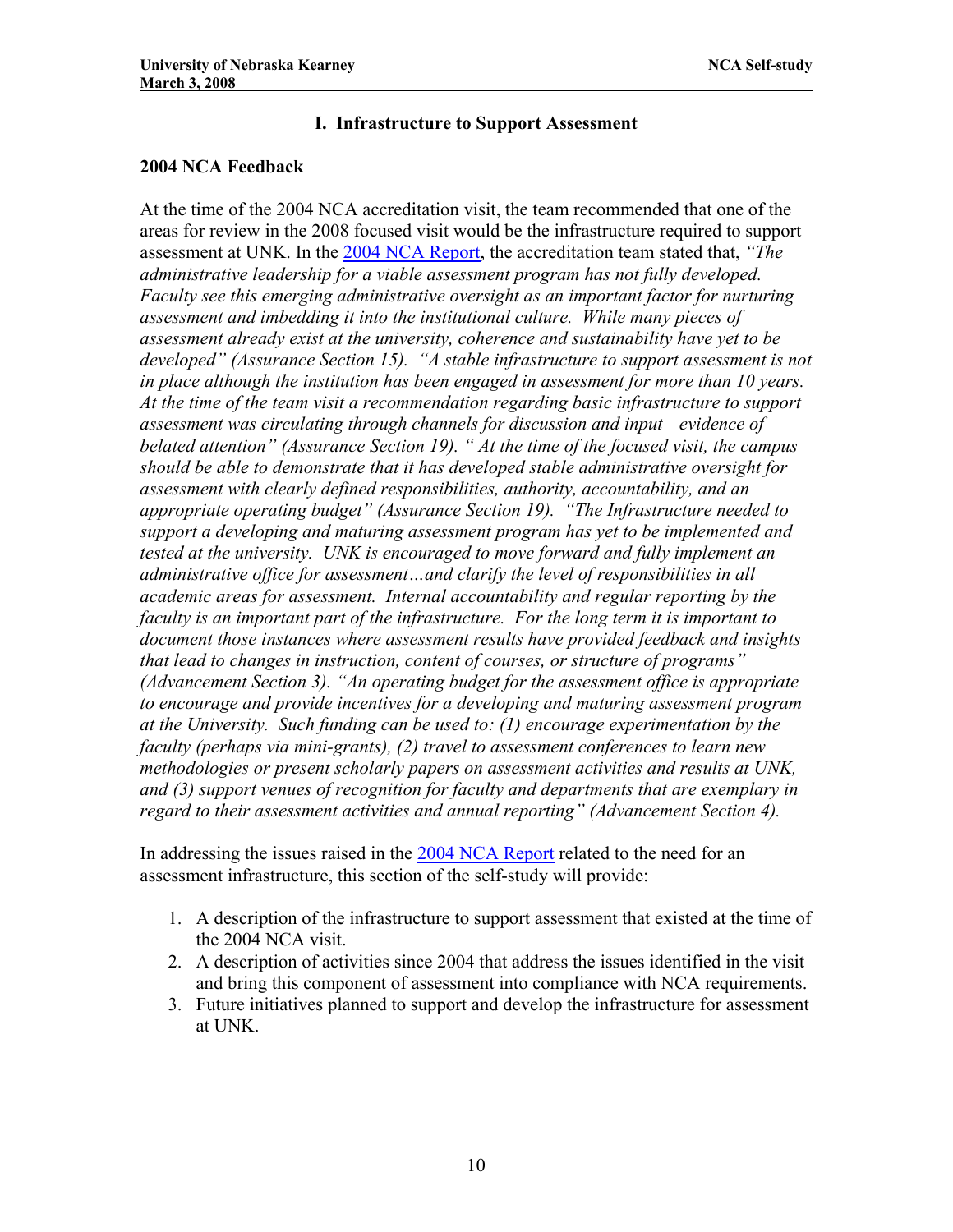## I. Infrastructure to Support Assessment

### 2004 NCA Feedback

At the time of the 2004 NCA accreditation visit, the team recommended that one of the areas for review in the 2008 focused visit would be the infrastructure required to support assessment at UNK. In the 2004 NCA Report, the accreditation team stated that, *"The administrative leadership for a viable assessment program has not fully developed. Faculty see this emerging administrative oversight as an important factor for nurturing assessment and imbedding it into the institutional culture. While many pieces of assessment already exist at the university, coherence and sustainability have yet to be developed" (Assurance Section 15). "A stable infrastructure to support assessment is not in place although the institution has been engaged in assessment for more than 10 years. At the time of the team visit a recommendation regarding basic infrastructure to support assessment was circulating through channels for discussion and input—evidence of belated attention" (Assurance Section 19). " At the time of the focused visit, the campus should be able to demonstrate that it has developed stable administrative oversight for assessment with clearly defined responsibilities, authority, accountability, and an appropriate operating budget" (Assurance Section 19). "The Infrastructure needed to support a developing and maturing assessment program has yet to be implemented and tested at the university. UNK is encouraged to move forward and fully implement an administrative office for assessment…and clarify the level of responsibilities in all academic areas for assessment. Internal accountability and regular reporting by the faculty is an important part of the infrastructure. For the long term it is important to document those instances where assessment results have provided feedback and insights that lead to changes in instruction, content of courses, or structure of programs" (Advancement Section 3). "An operating budget for the assessment office is appropriate to encourage and provide incentives for a developing and maturing assessment program at the University. Such funding can be used to: (1) encourage experimentation by the faculty (perhaps via mini-grants), (2) travel to assessment conferences to learn new methodologies or present scholarly papers on assessment activities and results at UNK, and (3) support venues of recognition for faculty and departments that are exemplary in regard to their assessment activities and annual reporting" (Advancement Section 4).*

In addressing the issues raised in the 2004 NCA Report related to the need for an assessment infrastructure, this section of the self-study will provide:

1. A description of the infrastructure to support assessment that existed at the time of the 2004 NCA visit.
2. A description of activities since 2004 that address the issues identified in the visit and bring this component of assessment into compliance with NCA requirements.
3. Future initiatives planned to support and develop the infrastructure for assessment at UNK.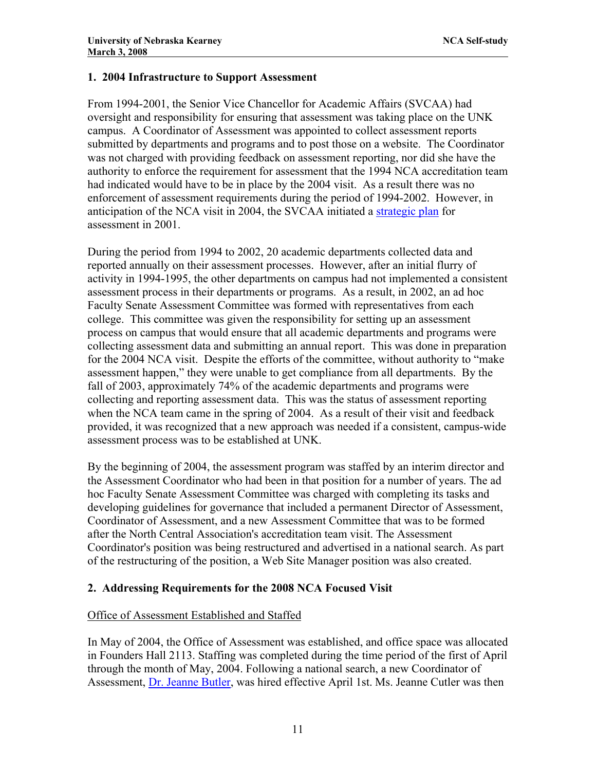## 1. 2004 Infrastructure to Support Assessment

From 1994-2001, the Senior Vice Chancellor for Academic Affairs (SVCAA) had oversight and responsibility for ensuring that assessment was taking place on the UNK campus. A Coordinator of Assessment was appointed to collect assessment reports submitted by departments and programs and to post those on a website. The Coordinator was not charged with providing feedback on assessment reporting, nor did she have the authority to enforce the requirement for assessment that the 1994 NCA accreditation team had indicated would have to be in place by the 2004 visit. As a result there was no enforcement of assessment requirements during the period of 1994-2002. However, in anticipation of the NCA visit in 2004, the SVCAA initiated a strategic plan for assessment in 2001.

During the period from 1994 to 2002, 20 academic departments collected data and reported annually on their assessment processes. However, after an initial flurry of activity in 1994-1995, the other departments on campus had not implemented a consistent assessment process in their departments or programs. As a result, in 2002, an ad hoc Faculty Senate Assessment Committee was formed with representatives from each college. This committee was given the responsibility for setting up an assessment process on campus that would ensure that all academic departments and programs were collecting assessment data and submitting an annual report. This was done in preparation for the 2004 NCA visit. Despite the efforts of the committee, without authority to "make assessment happen," they were unable to get compliance from all departments. By the fall of 2003, approximately 74% of the academic departments and programs were collecting and reporting assessment data. This was the status of assessment reporting when the NCA team came in the spring of 2004. As a result of their visit and feedback provided, it was recognized that a new approach was needed if a consistent, campus-wide assessment process was to be established at UNK.

By the beginning of 2004, the assessment program was staffed by an interim director and the Assessment Coordinator who had been in that position for a number of years. The ad hoc Faculty Senate Assessment Committee was charged with completing its tasks and developing guidelines for governance that included a permanent Director of Assessment, Coordinator of Assessment, and a new Assessment Committee that was to be formed after the North Central Association's accreditation team visit. The Assessment Coordinator's position was being restructured and advertised in a national search. As part of the restructuring of the position, a Web Site Manager position was also created.

## 2. Addressing Requirements for the 2008 NCA Focused Visit

### Office of Assessment Established and Staffed

In May of 2004, the Office of Assessment was established, and office space was allocated in Founders Hall 2113. Staffing was completed during the time period of the first of April through the month of May, 2004. Following a national search, a new Coordinator of Assessment, Dr. Jeanne Butler, was hired effective April 1st. Ms. Jeanne Cutler was then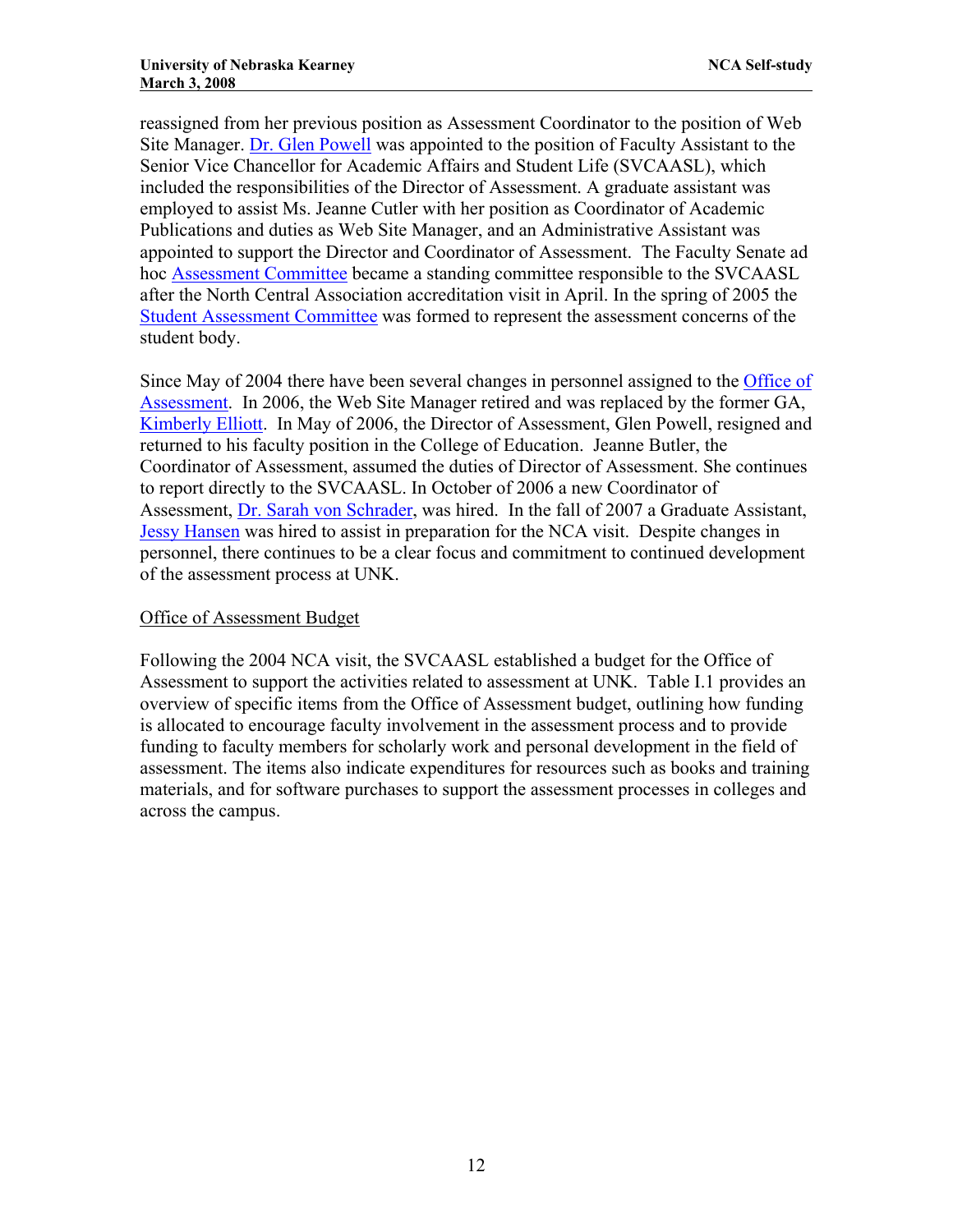reassigned from her previous position as Assessment Coordinator to the position of Web Site Manager. Dr. Glen Powell was appointed to the position of Faculty Assistant to the Senior Vice Chancellor for Academic Affairs and Student Life (SVCAASL), which included the responsibilities of the Director of Assessment. A graduate assistant was employed to assist Ms. Jeanne Cutler with her position as Coordinator of Academic Publications and duties as Web Site Manager, and an Administrative Assistant was appointed to support the Director and Coordinator of Assessment. The Faculty Senate ad hoc Assessment Committee became a standing committee responsible to the SVCAASL after the North Central Association accreditation visit in April. In the spring of 2005 the Student Assessment Committee was formed to represent the assessment concerns of the student body.

Since May of 2004 there have been several changes in personnel assigned to the Office of Assessment. In 2006, the Web Site Manager retired and was replaced by the former GA, Kimberly Elliott. In May of 2006, the Director of Assessment, Glen Powell, resigned and returned to his faculty position in the College of Education. Jeanne Butler, the Coordinator of Assessment, assumed the duties of Director of Assessment. She continues to report directly to the SVCAASL. In October of 2006 a new Coordinator of Assessment, Dr. Sarah von Schrader, was hired. In the fall of 2007 a Graduate Assistant, Jessy Hansen was hired to assist in preparation for the NCA visit. Despite changes in personnel, there continues to be a clear focus and commitment to continued development of the assessment process at UNK.

Office of Assessment Budget

Following the 2004 NCA visit, the SVCAASL established a budget for the Office of Assessment to support the activities related to assessment at UNK. Table I.1 provides an overview of specific items from the Office of Assessment budget, outlining how funding is allocated to encourage faculty involvement in the assessment process and to provide funding to faculty members for scholarly work and personal development in the field of assessment. The items also indicate expenditures for resources such as books and training materials, and for software purchases to support the assessment processes in colleges and across the campus.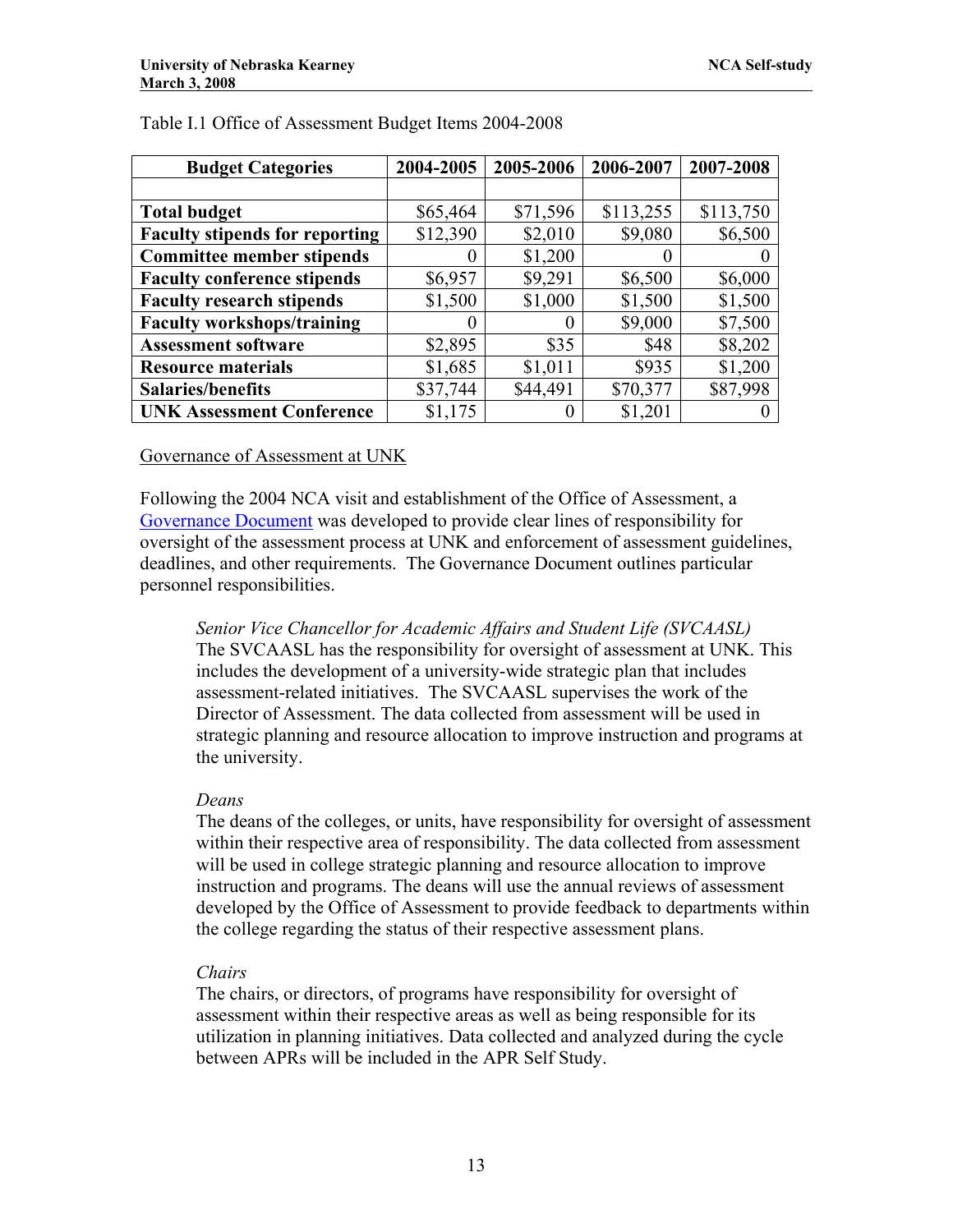Table I.1 Office of Assessment Budget Items 2004-2008

| Budget Categories | 2004-2005 | 2005-2006 | 2006-2007 | 2007-2008 |
|---|---|---|---|---|
| | | | | |
| **Total budget** | $65,464 | $71,596 | $113,255 | $113,750 |
| **Faculty stipends for reporting** | $12,390 | $2,010 | $9,080 | $6,500 |
| **Committee member stipends** | 0 | $1,200 | 0 | 0 |
| **Faculty conference stipends** | $6,957 | $9,291 | $6,500 | $6,000 |
| **Faculty research stipends** | $1,500 | $1,000 | $1,500 | $1,500 |
| **Faculty workshops/training** | 0 | 0 | $9,000 | $7,500 |
| **Assessment software** | $2,895 | $35 | $48 | $8,202 |
| **Resource materials** | $1,685 | $1,011 | $935 | $1,200 |
| **Salaries/benefits** | $37,744 | $44,491 | $70,377 | $87,998 |
| **UNK Assessment Conference** | $1,175 | 0 | $1,201 | 0 |

Governance of Assessment at UNK

Following the 2004 NCA visit and establishment of the Office of Assessment, a Governance Document was developed to provide clear lines of responsibility for oversight of the assessment process at UNK and enforcement of assessment guidelines, deadlines, and other requirements. The Governance Document outlines particular personnel responsibilities.

*Senior Vice Chancellor for Academic Affairs and Student Life (SVCAASL)*
The SVCAASL has the responsibility for oversight of assessment at UNK. This includes the development of a university-wide strategic plan that includes assessment-related initiatives. The SVCAASL supervises the work of the Director of Assessment. The data collected from assessment will be used in strategic planning and resource allocation to improve instruction and programs at the university.

*Deans*
The deans of the colleges, or units, have responsibility for oversight of assessment within their respective area of responsibility. The data collected from assessment will be used in college strategic planning and resource allocation to improve instruction and programs. The deans will use the annual reviews of assessment developed by the Office of Assessment to provide feedback to departments within the college regarding the status of their respective assessment plans.

*Chairs*
The chairs, or directors, of programs have responsibility for oversight of assessment within their respective areas as well as being responsible for its utilization in planning initiatives. Data collected and analyzed during the cycle between APRs will be included in the APR Self Study.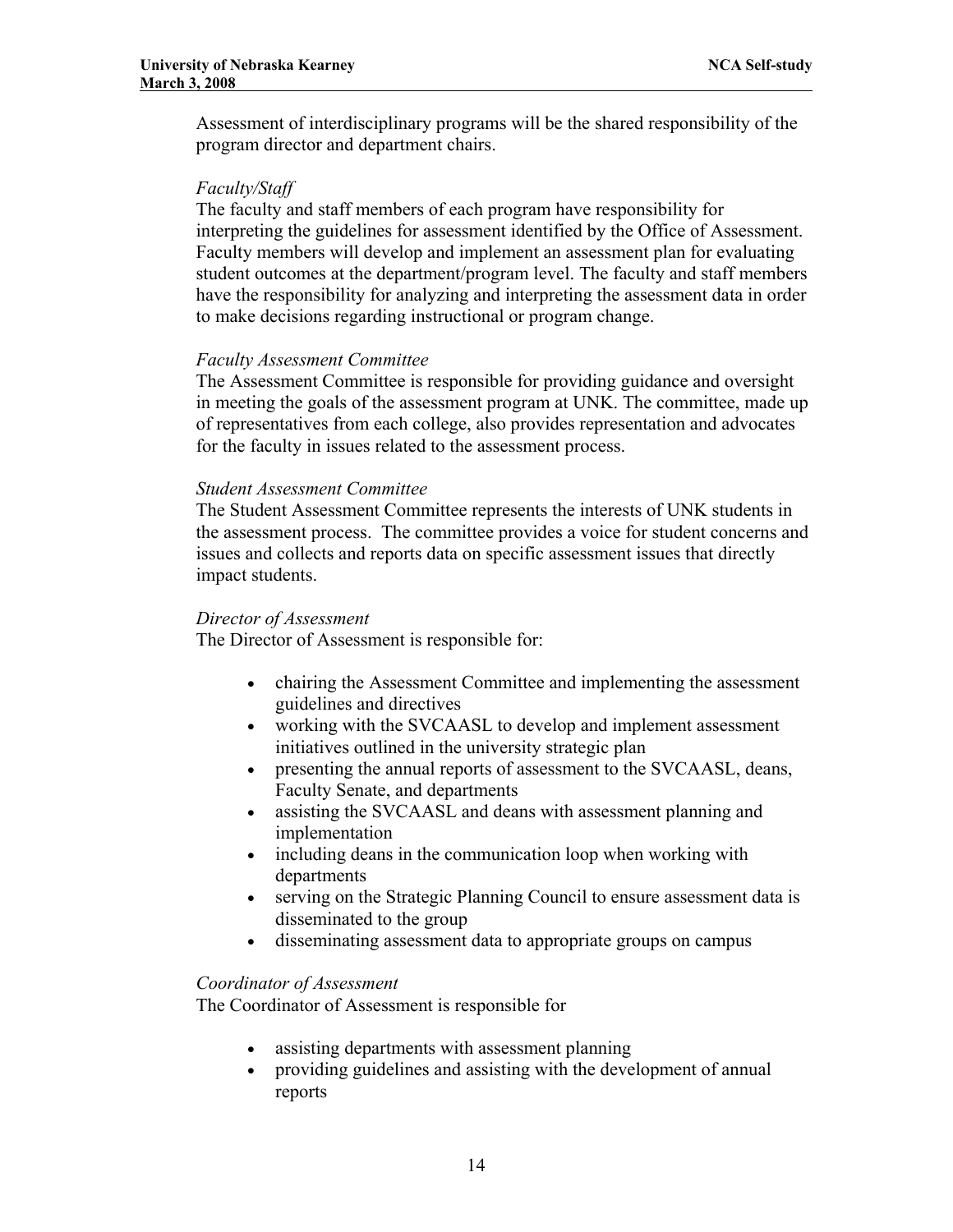Assessment of interdisciplinary programs will be the shared responsibility of the program director and department chairs.

*Faculty/Staff*

The faculty and staff members of each program have responsibility for interpreting the guidelines for assessment identified by the Office of Assessment. Faculty members will develop and implement an assessment plan for evaluating student outcomes at the department/program level. The faculty and staff members have the responsibility for analyzing and interpreting the assessment data in order to make decisions regarding instructional or program change.

*Faculty Assessment Committee*

The Assessment Committee is responsible for providing guidance and oversight in meeting the goals of the assessment program at UNK. The committee, made up of representatives from each college, also provides representation and advocates for the faculty in issues related to the assessment process.

*Student Assessment Committee*

The Student Assessment Committee represents the interests of UNK students in the assessment process. The committee provides a voice for student concerns and issues and collects and reports data on specific assessment issues that directly impact students.

*Director of Assessment*

The Director of Assessment is responsible for:

- chairing the Assessment Committee and implementing the assessment guidelines and directives
- working with the SVCAASL to develop and implement assessment initiatives outlined in the university strategic plan
- presenting the annual reports of assessment to the SVCAASL, deans, Faculty Senate, and departments
- assisting the SVCAASL and deans with assessment planning and implementation
- including deans in the communication loop when working with departments
- serving on the Strategic Planning Council to ensure assessment data is disseminated to the group
- disseminating assessment data to appropriate groups on campus

*Coordinator of Assessment*

The Coordinator of Assessment is responsible for

- assisting departments with assessment planning
- providing guidelines and assisting with the development of annual reports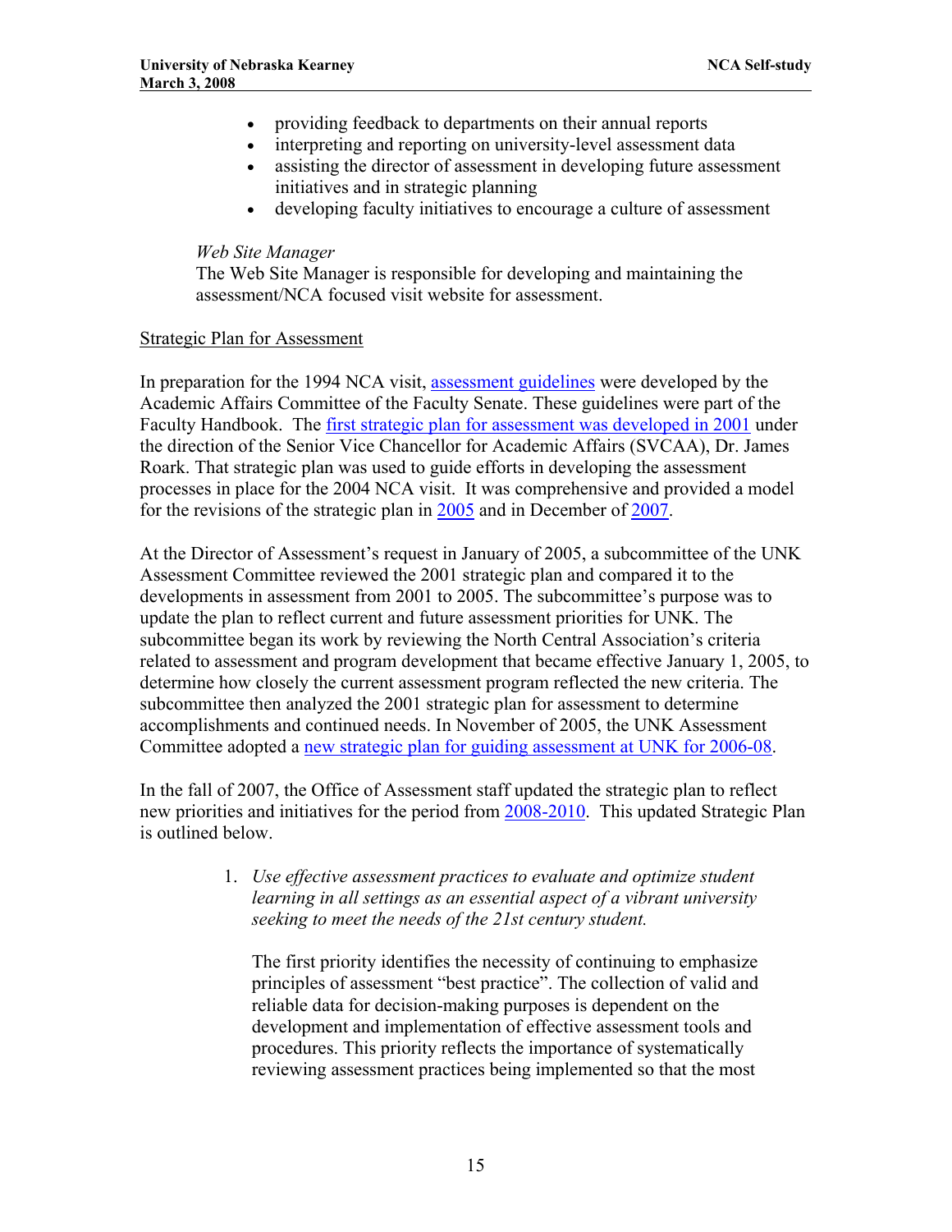- providing feedback to departments on their annual reports
- interpreting and reporting on university-level assessment data
- assisting the director of assessment in developing future assessment initiatives and in strategic planning
- developing faculty initiatives to encourage a culture of assessment

*Web Site Manager*

The Web Site Manager is responsible for developing and maintaining the assessment/NCA focused visit website for assessment.

Strategic Plan for Assessment

In preparation for the 1994 NCA visit, assessment guidelines were developed by the Academic Affairs Committee of the Faculty Senate. These guidelines were part of the Faculty Handbook. The first strategic plan for assessment was developed in 2001 under the direction of the Senior Vice Chancellor for Academic Affairs (SVCAA), Dr. James Roark. That strategic plan was used to guide efforts in developing the assessment processes in place for the 2004 NCA visit. It was comprehensive and provided a model for the revisions of the strategic plan in 2005 and in December of 2007.

At the Director of Assessment's request in January of 2005, a subcommittee of the UNK Assessment Committee reviewed the 2001 strategic plan and compared it to the developments in assessment from 2001 to 2005. The subcommittee's purpose was to update the plan to reflect current and future assessment priorities for UNK. The subcommittee began its work by reviewing the North Central Association's criteria related to assessment and program development that became effective January 1, 2005, to determine how closely the current assessment program reflected the new criteria. The subcommittee then analyzed the 2001 strategic plan for assessment to determine accomplishments and continued needs. In November of 2005, the UNK Assessment Committee adopted a new strategic plan for guiding assessment at UNK for 2006-08.

In the fall of 2007, the Office of Assessment staff updated the strategic plan to reflect new priorities and initiatives for the period from 2008-2010. This updated Strategic Plan is outlined below.

1. *Use effective assessment practices to evaluate and optimize student learning in all settings as an essential aspect of a vibrant university seeking to meet the needs of the 21st century student.*

   The first priority identifies the necessity of continuing to emphasize principles of assessment "best practice". The collection of valid and reliable data for decision-making purposes is dependent on the development and implementation of effective assessment tools and procedures. This priority reflects the importance of systematically reviewing assessment practices being implemented so that the most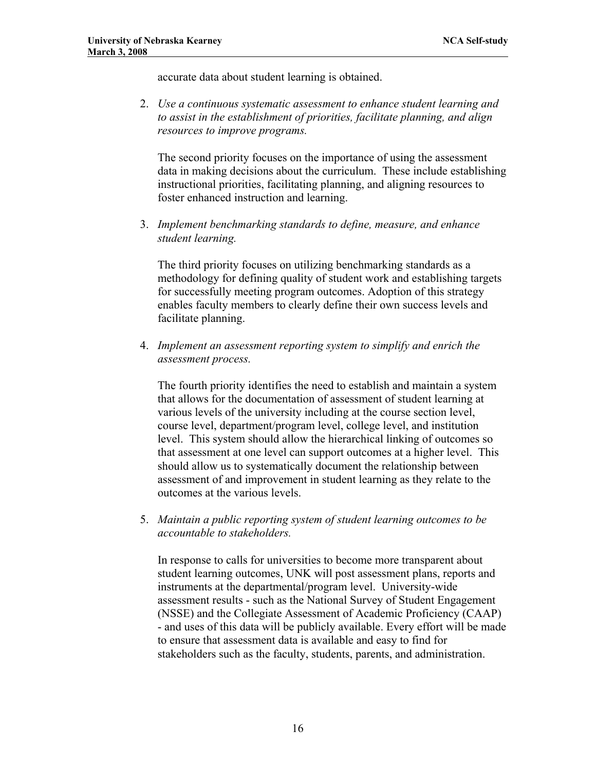accurate data about student learning is obtained.

2. *Use a continuous systematic assessment to enhance student learning and to assist in the establishment of priorities, facilitate planning, and align resources to improve programs.*

   The second priority focuses on the importance of using the assessment data in making decisions about the curriculum. These include establishing instructional priorities, facilitating planning, and aligning resources to foster enhanced instruction and learning.

3. *Implement benchmarking standards to define, measure, and enhance student learning.*

   The third priority focuses on utilizing benchmarking standards as a methodology for defining quality of student work and establishing targets for successfully meeting program outcomes. Adoption of this strategy enables faculty members to clearly define their own success levels and facilitate planning.

4. *Implement an assessment reporting system to simplify and enrich the assessment process.*

   The fourth priority identifies the need to establish and maintain a system that allows for the documentation of assessment of student learning at various levels of the university including at the course section level, course level, department/program level, college level, and institution level. This system should allow the hierarchical linking of outcomes so that assessment at one level can support outcomes at a higher level. This should allow us to systematically document the relationship between assessment of and improvement in student learning as they relate to the outcomes at the various levels.

5. *Maintain a public reporting system of student learning outcomes to be accountable to stakeholders.*

   In response to calls for universities to become more transparent about student learning outcomes, UNK will post assessment plans, reports and instruments at the departmental/program level. University-wide assessment results - such as the National Survey of Student Engagement (NSSE) and the Collegiate Assessment of Academic Proficiency (CAAP) - and uses of this data will be publicly available. Every effort will be made to ensure that assessment data is available and easy to find for stakeholders such as the faculty, students, parents, and administration.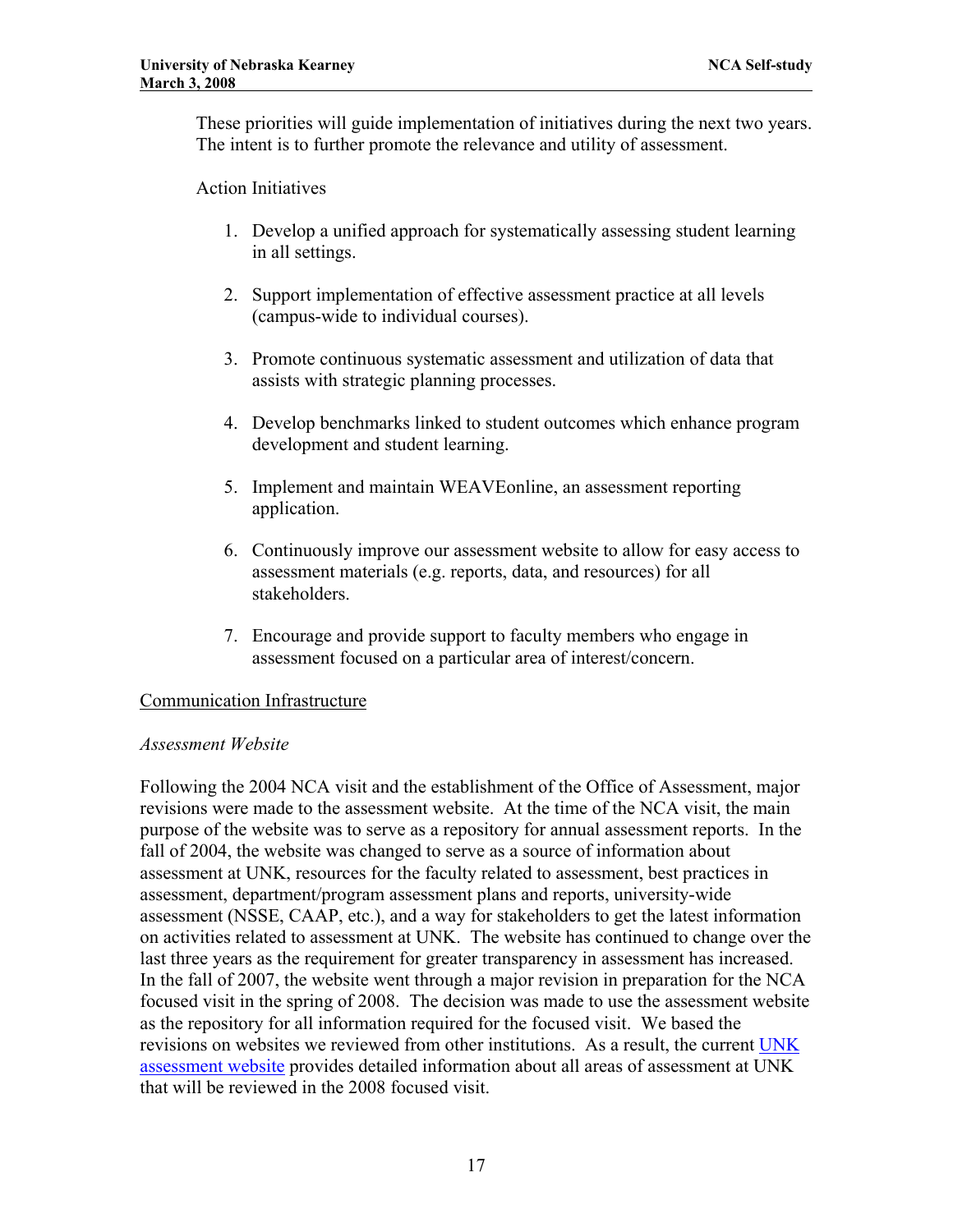These priorities will guide implementation of initiatives during the next two years. The intent is to further promote the relevance and utility of assessment.

Action Initiatives

1. Develop a unified approach for systematically assessing student learning in all settings.

2. Support implementation of effective assessment practice at all levels (campus-wide to individual courses).

3. Promote continuous systematic assessment and utilization of data that assists with strategic planning processes.

4. Develop benchmarks linked to student outcomes which enhance program development and student learning.

5. Implement and maintain WEAVEonline, an assessment reporting application.

6. Continuously improve our assessment website to allow for easy access to assessment materials (e.g. reports, data, and resources) for all stakeholders.

7. Encourage and provide support to faculty members who engage in assessment focused on a particular area of interest/concern.

Communication Infrastructure

*Assessment Website*

Following the 2004 NCA visit and the establishment of the Office of Assessment, major revisions were made to the assessment website. At the time of the NCA visit, the main purpose of the website was to serve as a repository for annual assessment reports. In the fall of 2004, the website was changed to serve as a source of information about assessment at UNK, resources for the faculty related to assessment, best practices in assessment, department/program assessment plans and reports, university-wide assessment (NSSE, CAAP, etc.), and a way for stakeholders to get the latest information on activities related to assessment at UNK. The website has continued to change over the last three years as the requirement for greater transparency in assessment has increased. In the fall of 2007, the website went through a major revision in preparation for the NCA focused visit in the spring of 2008. The decision was made to use the assessment website as the repository for all information required for the focused visit. We based the revisions on websites we reviewed from other institutions. As a result, the current UNK assessment website provides detailed information about all areas of assessment at UNK that will be reviewed in the 2008 focused visit.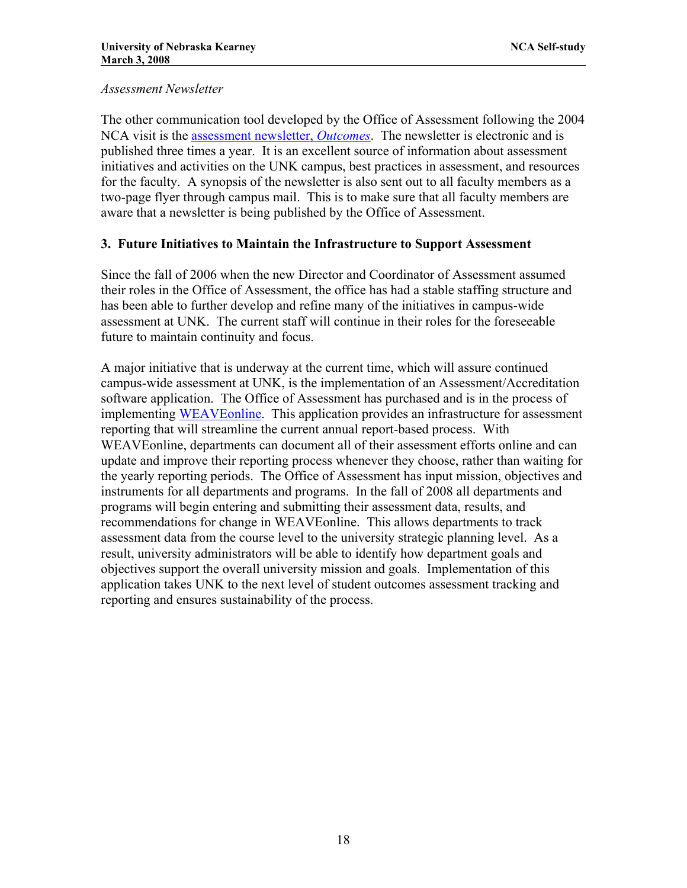*Assessment Newsletter*

The other communication tool developed by the Office of Assessment following the 2004 NCA visit is the assessment newsletter, *Outcomes*. The newsletter is electronic and is published three times a year. It is an excellent source of information about assessment initiatives and activities on the UNK campus, best practices in assessment, and resources for the faculty. A synopsis of the newsletter is also sent out to all faculty members as a two-page flyer through campus mail. This is to make sure that all faculty members are aware that a newsletter is being published by the Office of Assessment.

### 3. Future Initiatives to Maintain the Infrastructure to Support Assessment

Since the fall of 2006 when the new Director and Coordinator of Assessment assumed their roles in the Office of Assessment, the office has had a stable staffing structure and has been able to further develop and refine many of the initiatives in campus-wide assessment at UNK. The current staff will continue in their roles for the foreseeable future to maintain continuity and focus.

A major initiative that is underway at the current time, which will assure continued campus-wide assessment at UNK, is the implementation of an Assessment/Accreditation software application. The Office of Assessment has purchased and is in the process of implementing WEAVEonline. This application provides an infrastructure for assessment reporting that will streamline the current annual report-based process. With WEAVEonline, departments can document all of their assessment efforts online and can update and improve their reporting process whenever they choose, rather than waiting for the yearly reporting periods. The Office of Assessment has input mission, objectives and instruments for all departments and programs. In the fall of 2008 all departments and programs will begin entering and submitting their assessment data, results, and recommendations for change in WEAVEonline. This allows departments to track assessment data from the course level to the university strategic planning level. As a result, university administrators will be able to identify how department goals and objectives support the overall university mission and goals. Implementation of this application takes UNK to the next level of student outcomes assessment tracking and reporting and ensures sustainability of the process.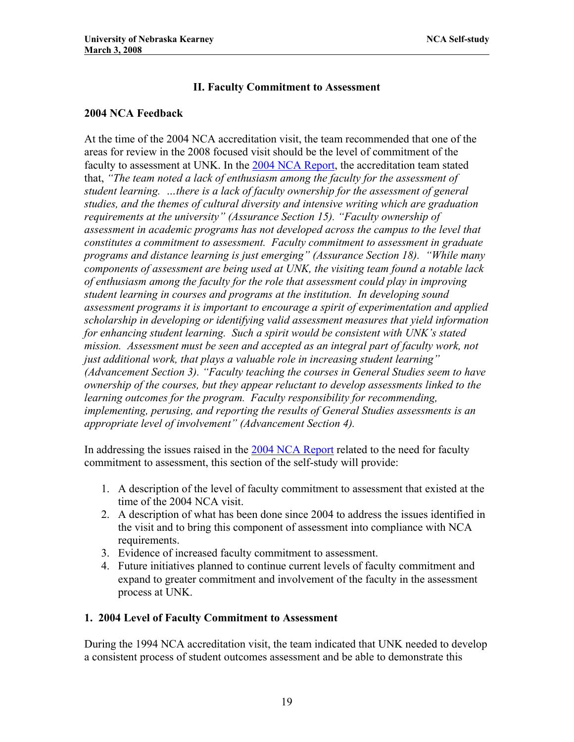## II. Faculty Commitment to Assessment

### 2004 NCA Feedback

At the time of the 2004 NCA accreditation visit, the team recommended that one of the areas for review in the 2008 focused visit should be the level of commitment of the faculty to assessment at UNK. In the 2004 NCA Report, the accreditation team stated that, *"The team noted a lack of enthusiasm among the faculty for the assessment of student learning. …there is a lack of faculty ownership for the assessment of general studies, and the themes of cultural diversity and intensive writing which are graduation requirements at the university" (Assurance Section 15). "Faculty ownership of assessment in academic programs has not developed across the campus to the level that constitutes a commitment to assessment. Faculty commitment to assessment in graduate programs and distance learning is just emerging" (Assurance Section 18). "While many components of assessment are being used at UNK, the visiting team found a notable lack of enthusiasm among the faculty for the role that assessment could play in improving student learning in courses and programs at the institution. In developing sound assessment programs it is important to encourage a spirit of experimentation and applied scholarship in developing or identifying valid assessment measures that yield information for enhancing student learning. Such a spirit would be consistent with UNK's stated mission. Assessment must be seen and accepted as an integral part of faculty work, not just additional work, that plays a valuable role in increasing student learning" (Advancement Section 3). "Faculty teaching the courses in General Studies seem to have ownership of the courses, but they appear reluctant to develop assessments linked to the learning outcomes for the program. Faculty responsibility for recommending, implementing, perusing, and reporting the results of General Studies assessments is an appropriate level of involvement" (Advancement Section 4).*

In addressing the issues raised in the 2004 NCA Report related to the need for faculty commitment to assessment, this section of the self-study will provide:

1. A description of the level of faculty commitment to assessment that existed at the time of the 2004 NCA visit.
2. A description of what has been done since 2004 to address the issues identified in the visit and to bring this component of assessment into compliance with NCA requirements.
3. Evidence of increased faculty commitment to assessment.
4. Future initiatives planned to continue current levels of faculty commitment and expand to greater commitment and involvement of the faculty in the assessment process at UNK.

### 1. 2004 Level of Faculty Commitment to Assessment

During the 1994 NCA accreditation visit, the team indicated that UNK needed to develop a consistent process of student outcomes assessment and be able to demonstrate this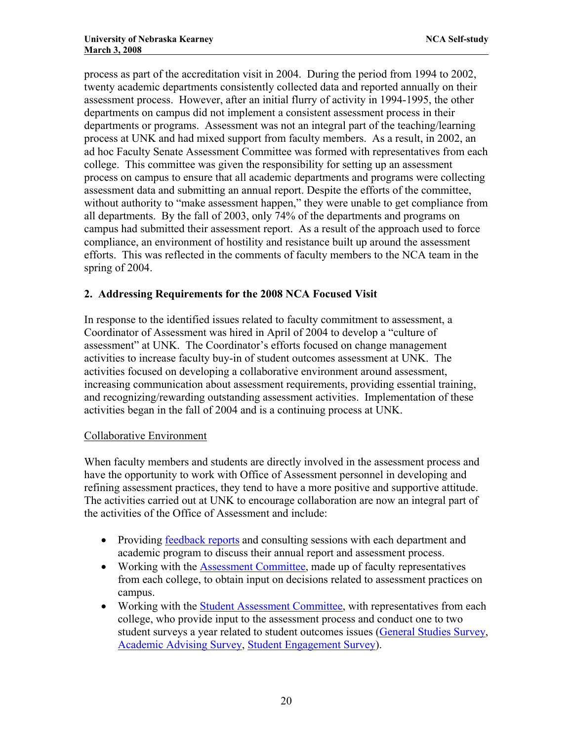process as part of the accreditation visit in 2004. During the period from 1994 to 2002, twenty academic departments consistently collected data and reported annually on their assessment process. However, after an initial flurry of activity in 1994-1995, the other departments on campus did not implement a consistent assessment process in their departments or programs. Assessment was not an integral part of the teaching/learning process at UNK and had mixed support from faculty members. As a result, in 2002, an ad hoc Faculty Senate Assessment Committee was formed with representatives from each college. This committee was given the responsibility for setting up an assessment process on campus to ensure that all academic departments and programs were collecting assessment data and submitting an annual report. Despite the efforts of the committee, without authority to "make assessment happen," they were unable to get compliance from all departments. By the fall of 2003, only 74% of the departments and programs on campus had submitted their assessment report. As a result of the approach used to force compliance, an environment of hostility and resistance built up around the assessment efforts. This was reflected in the comments of faculty members to the NCA team in the spring of 2004.

## 2. Addressing Requirements for the 2008 NCA Focused Visit

In response to the identified issues related to faculty commitment to assessment, a Coordinator of Assessment was hired in April of 2004 to develop a "culture of assessment" at UNK. The Coordinator's efforts focused on change management activities to increase faculty buy-in of student outcomes assessment at UNK. The activities focused on developing a collaborative environment around assessment, increasing communication about assessment requirements, providing essential training, and recognizing/rewarding outstanding assessment activities. Implementation of these activities began in the fall of 2004 and is a continuing process at UNK.

### Collaborative Environment

When faculty members and students are directly involved in the assessment process and have the opportunity to work with Office of Assessment personnel in developing and refining assessment practices, they tend to have a more positive and supportive attitude. The activities carried out at UNK to encourage collaboration are now an integral part of the activities of the Office of Assessment and include:

- Providing feedback reports and consulting sessions with each department and academic program to discuss their annual report and assessment process.
- Working with the Assessment Committee, made up of faculty representatives from each college, to obtain input on decisions related to assessment practices on campus.
- Working with the Student Assessment Committee, with representatives from each college, who provide input to the assessment process and conduct one to two student surveys a year related to student outcomes issues (General Studies Survey, Academic Advising Survey, Student Engagement Survey).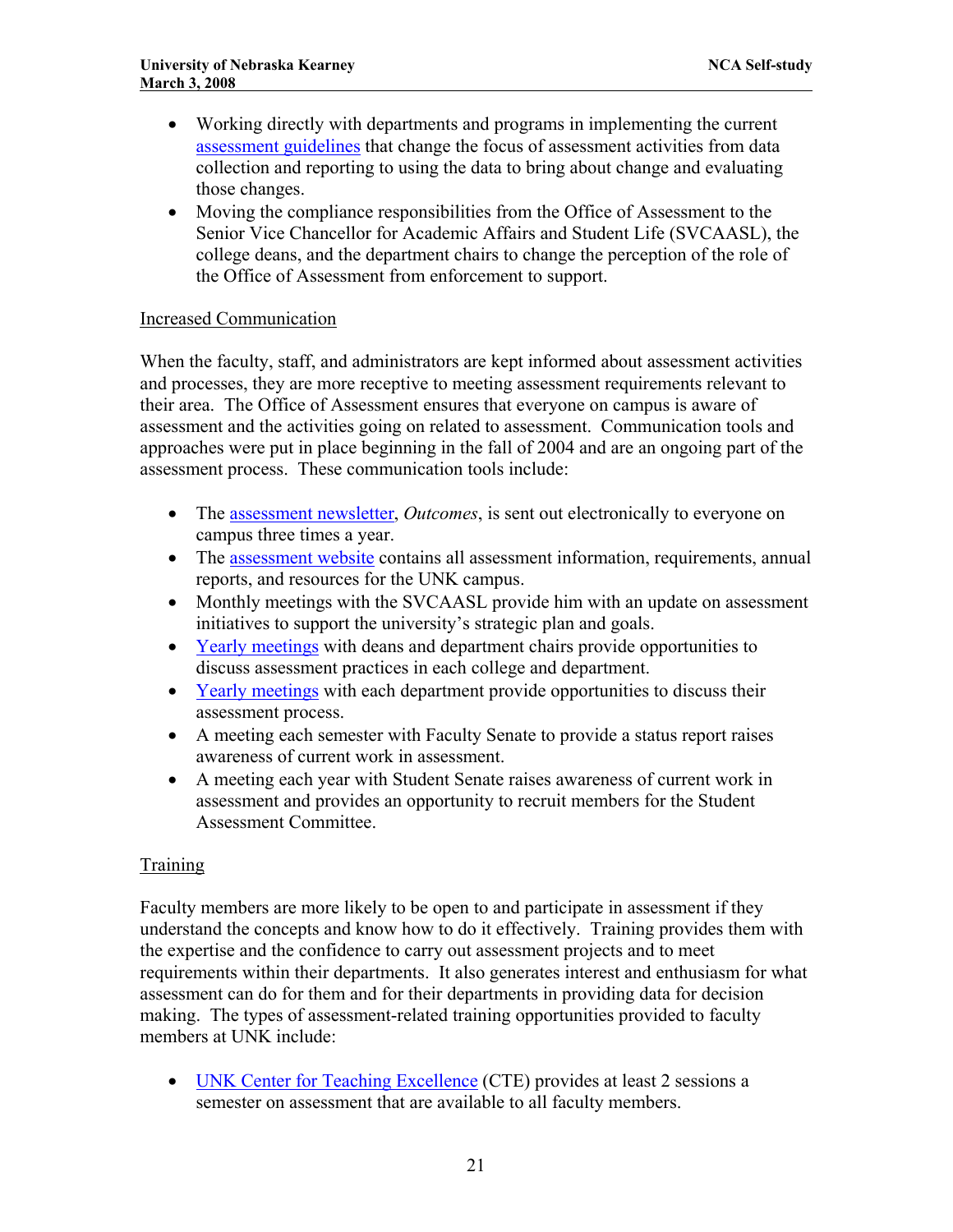- Working directly with departments and programs in implementing the current assessment guidelines that change the focus of assessment activities from data collection and reporting to using the data to bring about change and evaluating those changes.
- Moving the compliance responsibilities from the Office of Assessment to the Senior Vice Chancellor for Academic Affairs and Student Life (SVCAASL), the college deans, and the department chairs to change the perception of the role of the Office of Assessment from enforcement to support.

Increased Communication

When the faculty, staff, and administrators are kept informed about assessment activities and processes, they are more receptive to meeting assessment requirements relevant to their area. The Office of Assessment ensures that everyone on campus is aware of assessment and the activities going on related to assessment. Communication tools and approaches were put in place beginning in the fall of 2004 and are an ongoing part of the assessment process. These communication tools include:

- The assessment newsletter, *Outcomes*, is sent out electronically to everyone on campus three times a year.
- The assessment website contains all assessment information, requirements, annual reports, and resources for the UNK campus.
- Monthly meetings with the SVCAASL provide him with an update on assessment initiatives to support the university's strategic plan and goals.
- Yearly meetings with deans and department chairs provide opportunities to discuss assessment practices in each college and department.
- Yearly meetings with each department provide opportunities to discuss their assessment process.
- A meeting each semester with Faculty Senate to provide a status report raises awareness of current work in assessment.
- A meeting each year with Student Senate raises awareness of current work in assessment and provides an opportunity to recruit members for the Student Assessment Committee.

Training

Faculty members are more likely to be open to and participate in assessment if they understand the concepts and know how to do it effectively. Training provides them with the expertise and the confidence to carry out assessment projects and to meet requirements within their departments. It also generates interest and enthusiasm for what assessment can do for them and for their departments in providing data for decision making. The types of assessment-related training opportunities provided to faculty members at UNK include:

- UNK Center for Teaching Excellence (CTE) provides at least 2 sessions a semester on assessment that are available to all faculty members.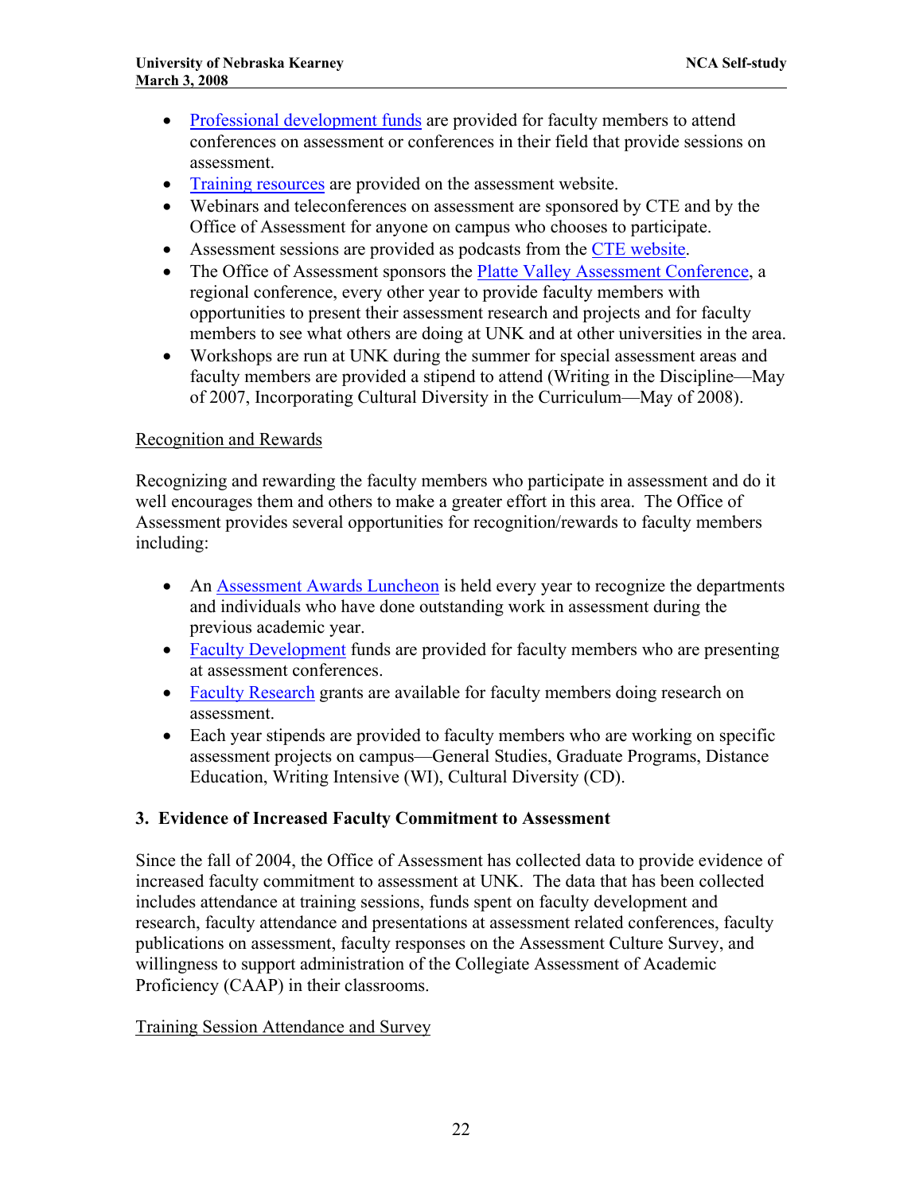- Professional development funds are provided for faculty members to attend conferences on assessment or conferences in their field that provide sessions on assessment.
- Training resources are provided on the assessment website.
- Webinars and teleconferences on assessment are sponsored by CTE and by the Office of Assessment for anyone on campus who chooses to participate.
- Assessment sessions are provided as podcasts from the CTE website.
- The Office of Assessment sponsors the Platte Valley Assessment Conference, a regional conference, every other year to provide faculty members with opportunities to present their assessment research and projects and for faculty members to see what others are doing at UNK and at other universities in the area.
- Workshops are run at UNK during the summer for special assessment areas and faculty members are provided a stipend to attend (Writing in the Discipline—May of 2007, Incorporating Cultural Diversity in the Curriculum—May of 2008).

Recognition and Rewards

Recognizing and rewarding the faculty members who participate in assessment and do it well encourages them and others to make a greater effort in this area. The Office of Assessment provides several opportunities for recognition/rewards to faculty members including:

- An Assessment Awards Luncheon is held every year to recognize the departments and individuals who have done outstanding work in assessment during the previous academic year.
- Faculty Development funds are provided for faculty members who are presenting at assessment conferences.
- Faculty Research grants are available for faculty members doing research on assessment.
- Each year stipends are provided to faculty members who are working on specific assessment projects on campus—General Studies, Graduate Programs, Distance Education, Writing Intensive (WI), Cultural Diversity (CD).

### 3. Evidence of Increased Faculty Commitment to Assessment

Since the fall of 2004, the Office of Assessment has collected data to provide evidence of increased faculty commitment to assessment at UNK. The data that has been collected includes attendance at training sessions, funds spent on faculty development and research, faculty attendance and presentations at assessment related conferences, faculty publications on assessment, faculty responses on the Assessment Culture Survey, and willingness to support administration of the Collegiate Assessment of Academic Proficiency (CAAP) in their classrooms.

Training Session Attendance and Survey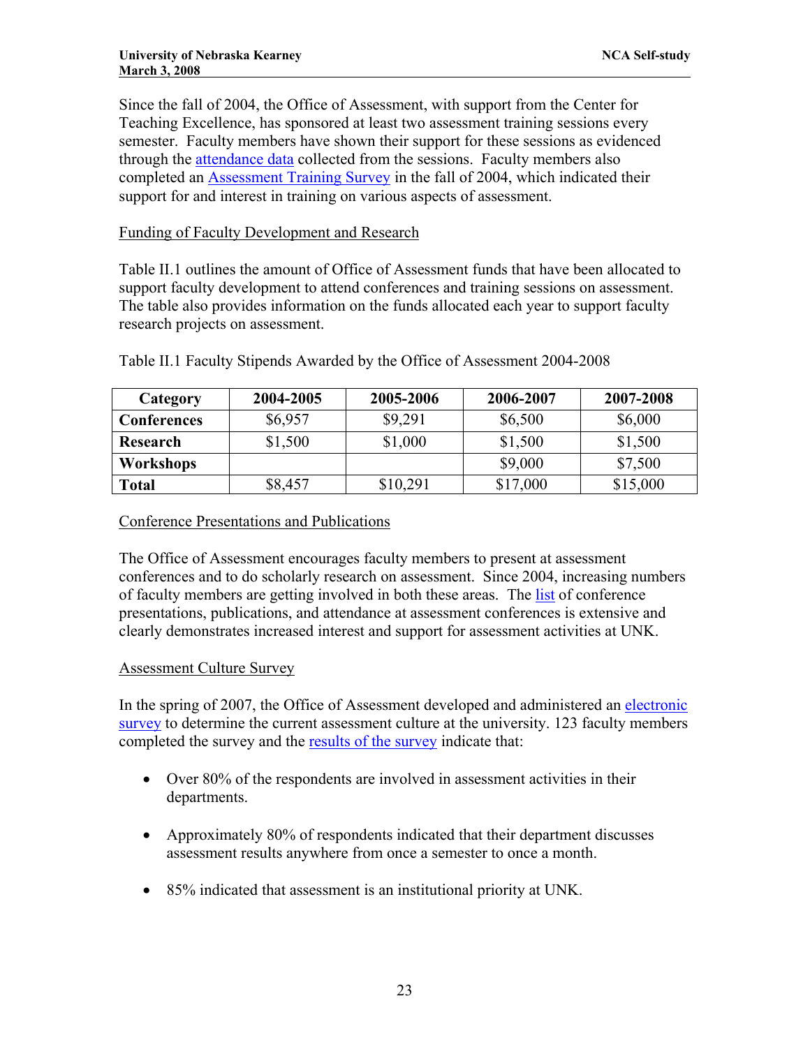Since the fall of 2004, the Office of Assessment, with support from the Center for Teaching Excellence, has sponsored at least two assessment training sessions every semester. Faculty members have shown their support for these sessions as evidenced through the attendance data collected from the sessions. Faculty members also completed an Assessment Training Survey in the fall of 2004, which indicated their support for and interest in training on various aspects of assessment.

### Funding of Faculty Development and Research

Table II.1 outlines the amount of Office of Assessment funds that have been allocated to support faculty development to attend conferences and training sessions on assessment. The table also provides information on the funds allocated each year to support faculty research projects on assessment.

Table II.1 Faculty Stipends Awarded by the Office of Assessment 2004-2008

| Category | 2004-2005 | 2005-2006 | 2006-2007 | 2007-2008 |
|---|---|---|---|---|
| **Conferences** | $6,957 | $9,291 | $6,500 | $6,000 |
| **Research** | $1,500 | $1,000 | $1,500 | $1,500 |
| **Workshops** | | | $9,000 | $7,500 |
| **Total** | $8,457 | $10,291 | $17,000 | $15,000 |

### Conference Presentations and Publications

The Office of Assessment encourages faculty members to present at assessment conferences and to do scholarly research on assessment. Since 2004, increasing numbers of faculty members are getting involved in both these areas. The list of conference presentations, publications, and attendance at assessment conferences is extensive and clearly demonstrates increased interest and support for assessment activities at UNK.

### Assessment Culture Survey

In the spring of 2007, the Office of Assessment developed and administered an electronic survey to determine the current assessment culture at the university. 123 faculty members completed the survey and the results of the survey indicate that:

- Over 80% of the respondents are involved in assessment activities in their departments.
- Approximately 80% of respondents indicated that their department discusses assessment results anywhere from once a semester to once a month.
- 85% indicated that assessment is an institutional priority at UNK.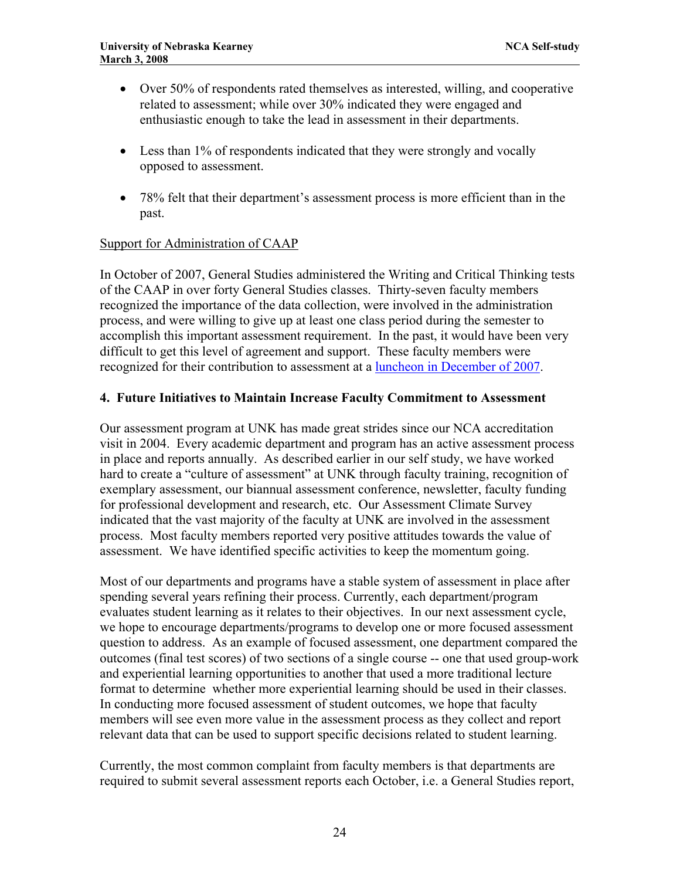- Over 50% of respondents rated themselves as interested, willing, and cooperative related to assessment; while over 30% indicated they were engaged and enthusiastic enough to take the lead in assessment in their departments.
- Less than 1% of respondents indicated that they were strongly and vocally opposed to assessment.
- 78% felt that their department's assessment process is more efficient than in the past.

Support for Administration of CAAP

In October of 2007, General Studies administered the Writing and Critical Thinking tests of the CAAP in over forty General Studies classes. Thirty-seven faculty members recognized the importance of the data collection, were involved in the administration process, and were willing to give up at least one class period during the semester to accomplish this important assessment requirement. In the past, it would have been very difficult to get this level of agreement and support. These faculty members were recognized for their contribution to assessment at a luncheon in December of 2007.

### 4. Future Initiatives to Maintain Increase Faculty Commitment to Assessment

Our assessment program at UNK has made great strides since our NCA accreditation visit in 2004. Every academic department and program has an active assessment process in place and reports annually. As described earlier in our self study, we have worked hard to create a "culture of assessment" at UNK through faculty training, recognition of exemplary assessment, our biannual assessment conference, newsletter, faculty funding for professional development and research, etc. Our Assessment Climate Survey indicated that the vast majority of the faculty at UNK are involved in the assessment process. Most faculty members reported very positive attitudes towards the value of assessment. We have identified specific activities to keep the momentum going.

Most of our departments and programs have a stable system of assessment in place after spending several years refining their process. Currently, each department/program evaluates student learning as it relates to their objectives. In our next assessment cycle, we hope to encourage departments/programs to develop one or more focused assessment question to address. As an example of focused assessment, one department compared the outcomes (final test scores) of two sections of a single course -- one that used group-work and experiential learning opportunities to another that used a more traditional lecture format to determine whether more experiential learning should be used in their classes. In conducting more focused assessment of student outcomes, we hope that faculty members will see even more value in the assessment process as they collect and report relevant data that can be used to support specific decisions related to student learning.

Currently, the most common complaint from faculty members is that departments are required to submit several assessment reports each October, i.e. a General Studies report,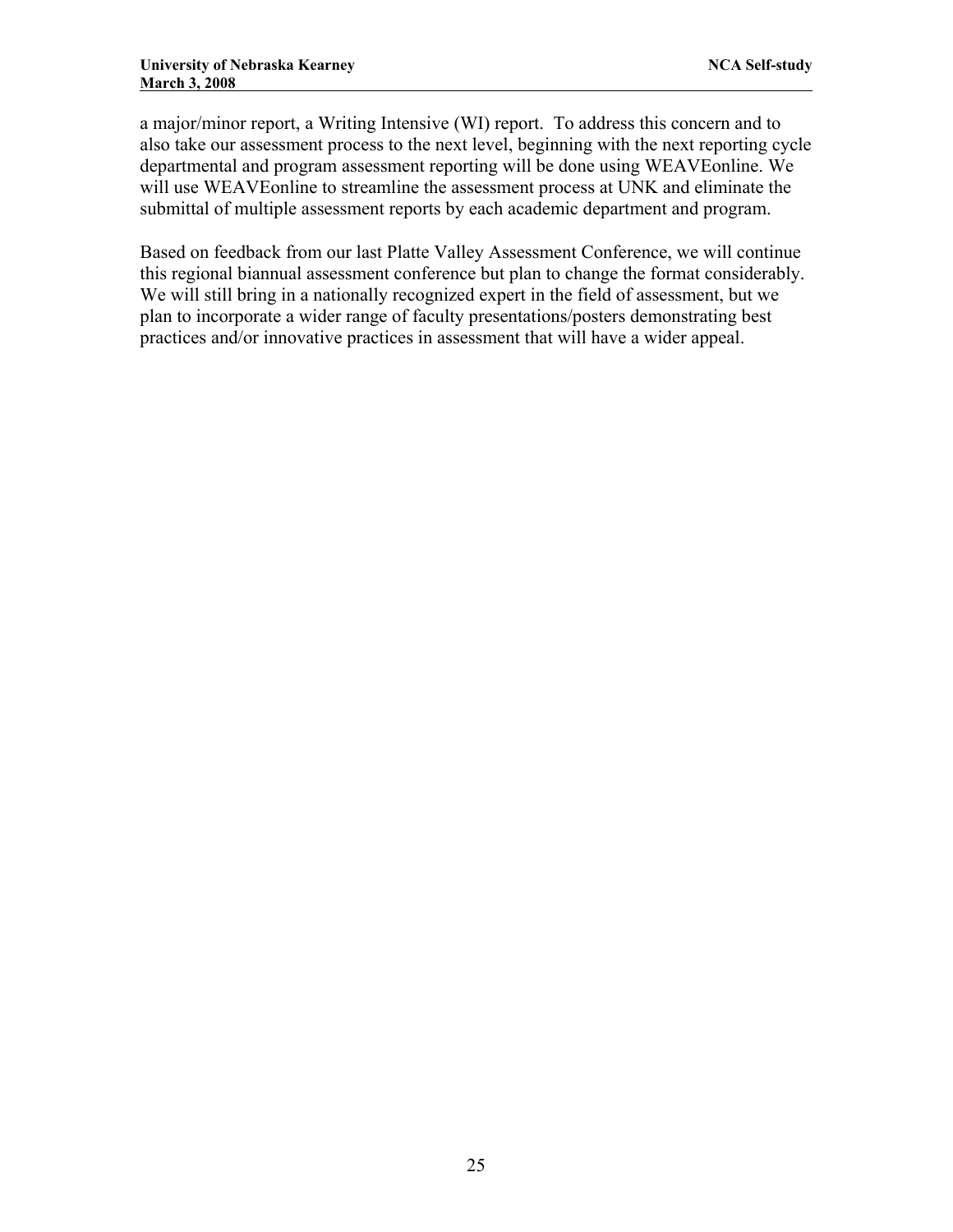a major/minor report, a Writing Intensive (WI) report. To address this concern and to also take our assessment process to the next level, beginning with the next reporting cycle departmental and program assessment reporting will be done using WEAVEonline. We will use WEAVEonline to streamline the assessment process at UNK and eliminate the submittal of multiple assessment reports by each academic department and program.

Based on feedback from our last Platte Valley Assessment Conference, we will continue this regional biannual assessment conference but plan to change the format considerably. We will still bring in a nationally recognized expert in the field of assessment, but we plan to incorporate a wider range of faculty presentations/posters demonstrating best practices and/or innovative practices in assessment that will have a wider appeal.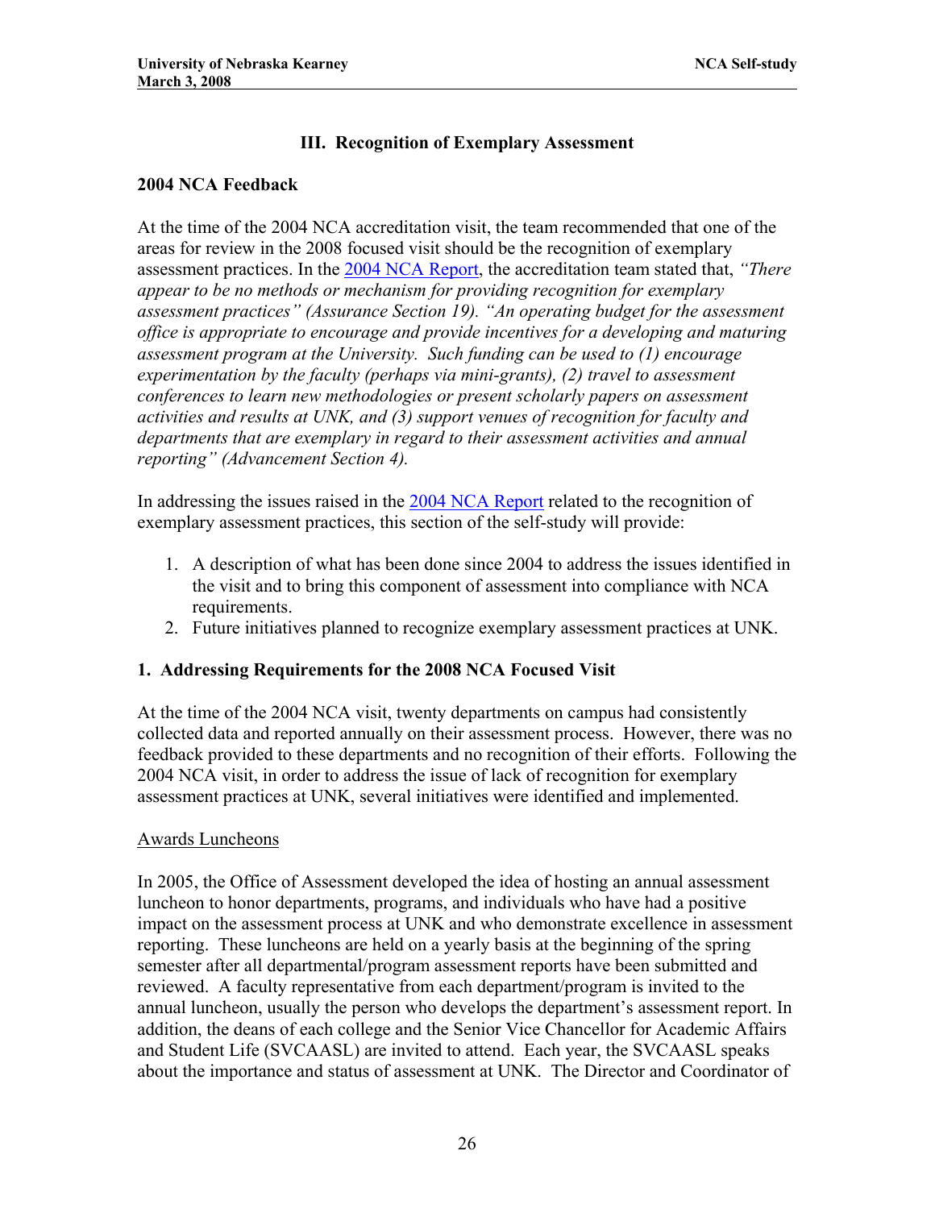## III. Recognition of Exemplary Assessment

### 2004 NCA Feedback

At the time of the 2004 NCA accreditation visit, the team recommended that one of the areas for review in the 2008 focused visit should be the recognition of exemplary assessment practices. In the 2004 NCA Report, the accreditation team stated that, *"There appear to be no methods or mechanism for providing recognition for exemplary assessment practices" (Assurance Section 19). "An operating budget for the assessment office is appropriate to encourage and provide incentives for a developing and maturing assessment program at the University. Such funding can be used to (1) encourage experimentation by the faculty (perhaps via mini-grants), (2) travel to assessment conferences to learn new methodologies or present scholarly papers on assessment activities and results at UNK, and (3) support venues of recognition for faculty and departments that are exemplary in regard to their assessment activities and annual reporting" (Advancement Section 4).*

In addressing the issues raised in the 2004 NCA Report related to the recognition of exemplary assessment practices, this section of the self-study will provide:

1. A description of what has been done since 2004 to address the issues identified in the visit and to bring this component of assessment into compliance with NCA requirements.
2. Future initiatives planned to recognize exemplary assessment practices at UNK.

### 1. Addressing Requirements for the 2008 NCA Focused Visit

At the time of the 2004 NCA visit, twenty departments on campus had consistently collected data and reported annually on their assessment process. However, there was no feedback provided to these departments and no recognition of their efforts. Following the 2004 NCA visit, in order to address the issue of lack of recognition for exemplary assessment practices at UNK, several initiatives were identified and implemented.

<u>Awards Luncheons</u>

In 2005, the Office of Assessment developed the idea of hosting an annual assessment luncheon to honor departments, programs, and individuals who have had a positive impact on the assessment process at UNK and who demonstrate excellence in assessment reporting. These luncheons are held on a yearly basis at the beginning of the spring semester after all departmental/program assessment reports have been submitted and reviewed. A faculty representative from each department/program is invited to the annual luncheon, usually the person who develops the department's assessment report. In addition, the deans of each college and the Senior Vice Chancellor for Academic Affairs and Student Life (SVCAASL) are invited to attend. Each year, the SVCAASL speaks about the importance and status of assessment at UNK. The Director and Coordinator of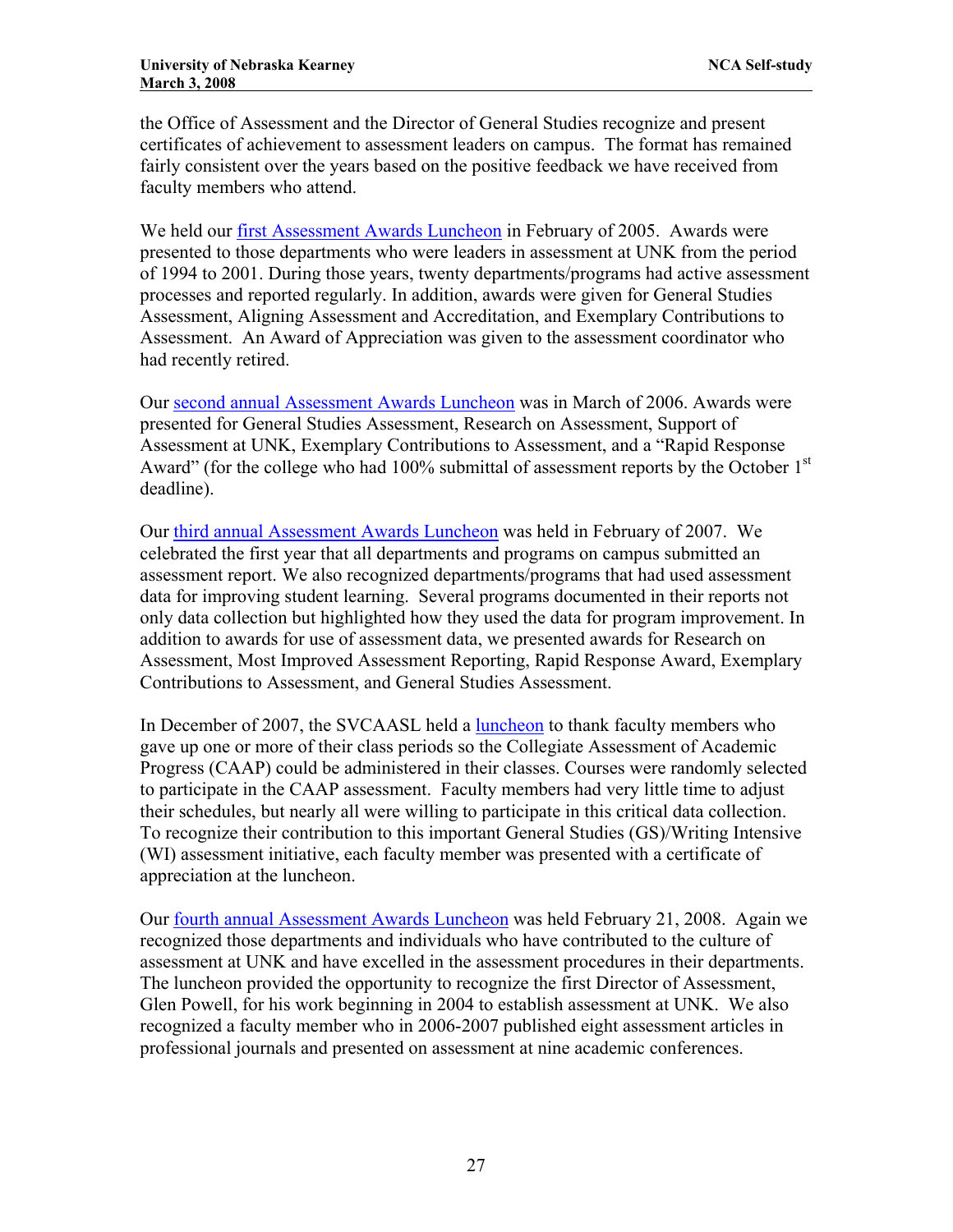the Office of Assessment and the Director of General Studies recognize and present certificates of achievement to assessment leaders on campus. The format has remained fairly consistent over the years based on the positive feedback we have received from faculty members who attend.

We held our first Assessment Awards Luncheon in February of 2005. Awards were presented to those departments who were leaders in assessment at UNK from the period of 1994 to 2001. During those years, twenty departments/programs had active assessment processes and reported regularly. In addition, awards were given for General Studies Assessment, Aligning Assessment and Accreditation, and Exemplary Contributions to Assessment. An Award of Appreciation was given to the assessment coordinator who had recently retired.

Our second annual Assessment Awards Luncheon was in March of 2006. Awards were presented for General Studies Assessment, Research on Assessment, Support of Assessment at UNK, Exemplary Contributions to Assessment, and a "Rapid Response Award" (for the college who had 100% submittal of assessment reports by the October 1st deadline).

Our third annual Assessment Awards Luncheon was held in February of 2007. We celebrated the first year that all departments and programs on campus submitted an assessment report. We also recognized departments/programs that had used assessment data for improving student learning. Several programs documented in their reports not only data collection but highlighted how they used the data for program improvement. In addition to awards for use of assessment data, we presented awards for Research on Assessment, Most Improved Assessment Reporting, Rapid Response Award, Exemplary Contributions to Assessment, and General Studies Assessment.

In December of 2007, the SVCAASL held a luncheon to thank faculty members who gave up one or more of their class periods so the Collegiate Assessment of Academic Progress (CAAP) could be administered in their classes. Courses were randomly selected to participate in the CAAP assessment. Faculty members had very little time to adjust their schedules, but nearly all were willing to participate in this critical data collection. To recognize their contribution to this important General Studies (GS)/Writing Intensive (WI) assessment initiative, each faculty member was presented with a certificate of appreciation at the luncheon.

Our fourth annual Assessment Awards Luncheon was held February 21, 2008. Again we recognized those departments and individuals who have contributed to the culture of assessment at UNK and have excelled in the assessment procedures in their departments. The luncheon provided the opportunity to recognize the first Director of Assessment, Glen Powell, for his work beginning in 2004 to establish assessment at UNK. We also recognized a faculty member who in 2006-2007 published eight assessment articles in professional journals and presented on assessment at nine academic conferences.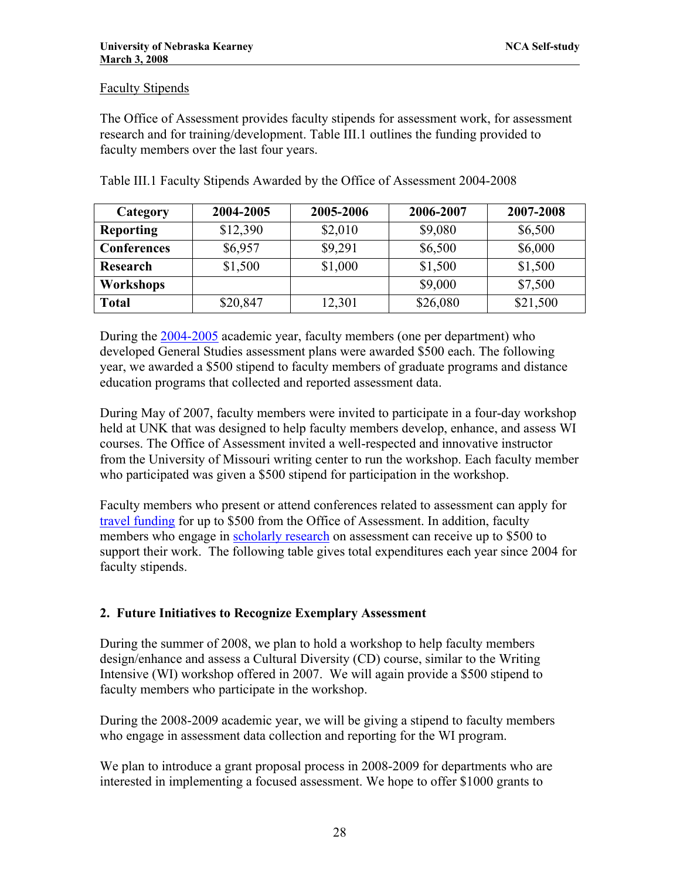Faculty Stipends

The Office of Assessment provides faculty stipends for assessment work, for assessment research and for training/development. Table III.1 outlines the funding provided to faculty members over the last four years.

Table III.1 Faculty Stipends Awarded by the Office of Assessment 2004-2008

| Category | 2004-2005 | 2005-2006 | 2006-2007 | 2007-2008 |
|---|---|---|---|---|
| **Reporting** | $12,390 | $2,010 | $9,080 | $6,500 |
| **Conferences** | $6,957 | $9,291 | $6,500 | $6,000 |
| **Research** | $1,500 | $1,000 | $1,500 | $1,500 |
| **Workshops** | | | $9,000 | $7,500 |
| **Total** | $20,847 | 12,301 | $26,080 | $21,500 |

During the 2004-2005 academic year, faculty members (one per department) who developed General Studies assessment plans were awarded $500 each. The following year, we awarded a $500 stipend to faculty members of graduate programs and distance education programs that collected and reported assessment data.

During May of 2007, faculty members were invited to participate in a four-day workshop held at UNK that was designed to help faculty members develop, enhance, and assess WI courses. The Office of Assessment invited a well-respected and innovative instructor from the University of Missouri writing center to run the workshop. Each faculty member who participated was given a $500 stipend for participation in the workshop.

Faculty members who present or attend conferences related to assessment can apply for travel funding for up to $500 from the Office of Assessment. In addition, faculty members who engage in scholarly research on assessment can receive up to $500 to support their work. The following table gives total expenditures each year since 2004 for faculty stipends.

## 2. Future Initiatives to Recognize Exemplary Assessment

During the summer of 2008, we plan to hold a workshop to help faculty members design/enhance and assess a Cultural Diversity (CD) course, similar to the Writing Intensive (WI) workshop offered in 2007. We will again provide a $500 stipend to faculty members who participate in the workshop.

During the 2008-2009 academic year, we will be giving a stipend to faculty members who engage in assessment data collection and reporting for the WI program.

We plan to introduce a grant proposal process in 2008-2009 for departments who are interested in implementing a focused assessment. We hope to offer $1000 grants to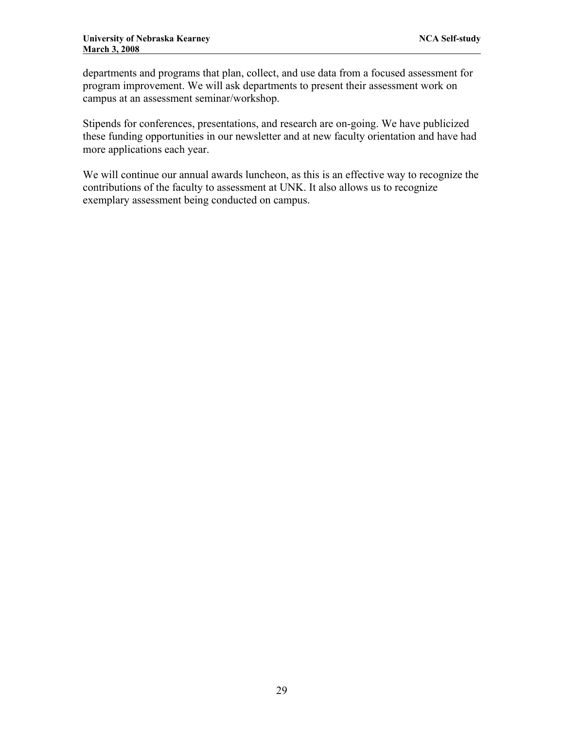departments and programs that plan, collect, and use data from a focused assessment for program improvement. We will ask departments to present their assessment work on campus at an assessment seminar/workshop.

Stipends for conferences, presentations, and research are on-going. We have publicized these funding opportunities in our newsletter and at new faculty orientation and have had more applications each year.

We will continue our annual awards luncheon, as this is an effective way to recognize the contributions of the faculty to assessment at UNK. It also allows us to recognize exemplary assessment being conducted on campus.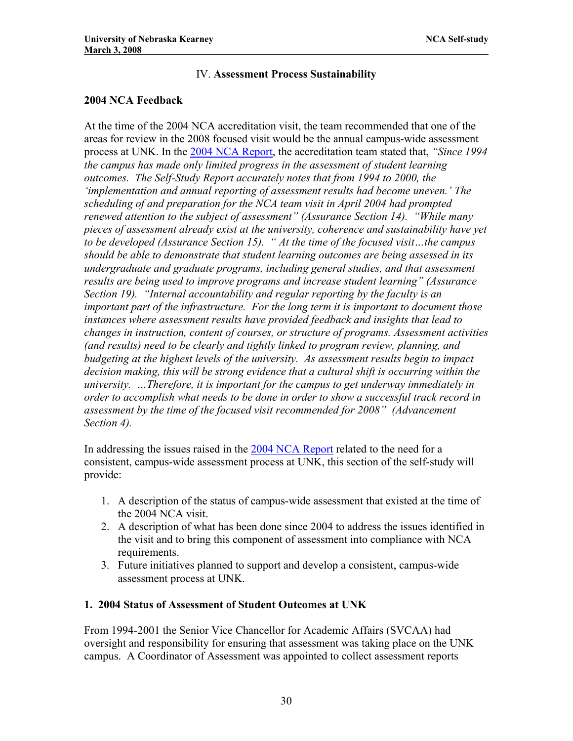## IV. **Assessment Process Sustainability**

### 2004 NCA Feedback

At the time of the 2004 NCA accreditation visit, the team recommended that one of the areas for review in the 2008 focused visit would be the annual campus-wide assessment process at UNK. In the 2004 NCA Report, the accreditation team stated that, *"Since 1994 the campus has made only limited progress in the assessment of student learning outcomes. The Self-Study Report accurately notes that from 1994 to 2000, the 'implementation and annual reporting of assessment results had become uneven.' The scheduling of and preparation for the NCA team visit in April 2004 had prompted renewed attention to the subject of assessment" (Assurance Section 14). "While many pieces of assessment already exist at the university, coherence and sustainability have yet to be developed (Assurance Section 15). " At the time of the focused visit…the campus should be able to demonstrate that student learning outcomes are being assessed in its undergraduate and graduate programs, including general studies, and that assessment results are being used to improve programs and increase student learning" (Assurance Section 19). "Internal accountability and regular reporting by the faculty is an important part of the infrastructure. For the long term it is important to document those instances where assessment results have provided feedback and insights that lead to changes in instruction, content of courses, or structure of programs. Assessment activities (and results) need to be clearly and tightly linked to program review, planning, and budgeting at the highest levels of the university. As assessment results begin to impact decision making, this will be strong evidence that a cultural shift is occurring within the university. …Therefore, it is important for the campus to get underway immediately in order to accomplish what needs to be done in order to show a successful track record in assessment by the time of the focused visit recommended for 2008" (Advancement Section 4).*

In addressing the issues raised in the 2004 NCA Report related to the need for a consistent, campus-wide assessment process at UNK, this section of the self-study will provide:

1. A description of the status of campus-wide assessment that existed at the time of the 2004 NCA visit.
2. A description of what has been done since 2004 to address the issues identified in the visit and to bring this component of assessment into compliance with NCA requirements.
3. Future initiatives planned to support and develop a consistent, campus-wide assessment process at UNK.

### 1. 2004 Status of Assessment of Student Outcomes at UNK

From 1994-2001 the Senior Vice Chancellor for Academic Affairs (SVCAA) had oversight and responsibility for ensuring that assessment was taking place on the UNK campus. A Coordinator of Assessment was appointed to collect assessment reports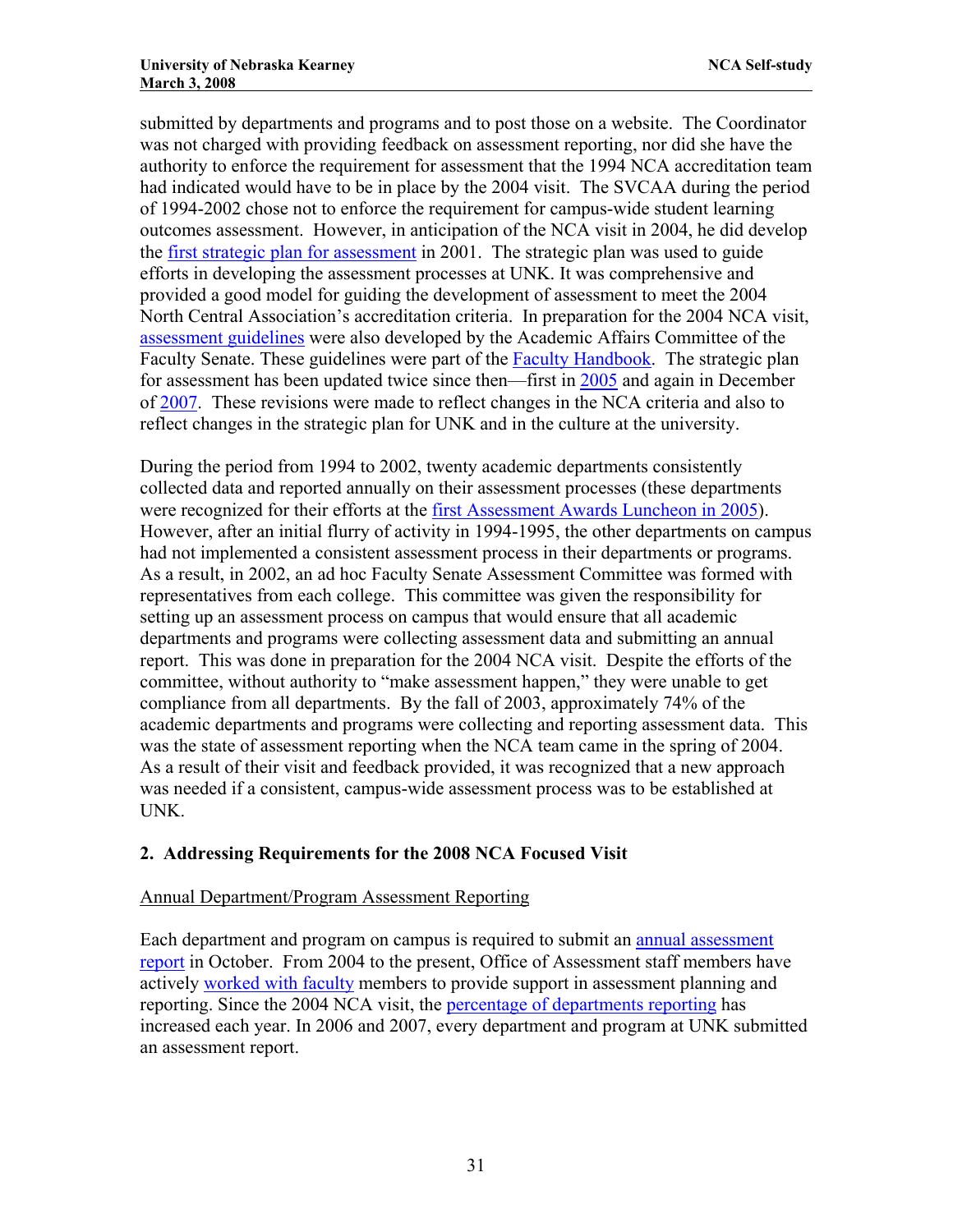submitted by departments and programs and to post those on a website. The Coordinator was not charged with providing feedback on assessment reporting, nor did she have the authority to enforce the requirement for assessment that the 1994 NCA accreditation team had indicated would have to be in place by the 2004 visit. The SVCAA during the period of 1994-2002 chose not to enforce the requirement for campus-wide student learning outcomes assessment. However, in anticipation of the NCA visit in 2004, he did develop the first strategic plan for assessment in 2001. The strategic plan was used to guide efforts in developing the assessment processes at UNK. It was comprehensive and provided a good model for guiding the development of assessment to meet the 2004 North Central Association's accreditation criteria. In preparation for the 2004 NCA visit, assessment guidelines were also developed by the Academic Affairs Committee of the Faculty Senate. These guidelines were part of the Faculty Handbook. The strategic plan for assessment has been updated twice since then—first in 2005 and again in December of 2007. These revisions were made to reflect changes in the NCA criteria and also to reflect changes in the strategic plan for UNK and in the culture at the university.

During the period from 1994 to 2002, twenty academic departments consistently collected data and reported annually on their assessment processes (these departments were recognized for their efforts at the first Assessment Awards Luncheon in 2005). However, after an initial flurry of activity in 1994-1995, the other departments on campus had not implemented a consistent assessment process in their departments or programs. As a result, in 2002, an ad hoc Faculty Senate Assessment Committee was formed with representatives from each college. This committee was given the responsibility for setting up an assessment process on campus that would ensure that all academic departments and programs were collecting assessment data and submitting an annual report. This was done in preparation for the 2004 NCA visit. Despite the efforts of the committee, without authority to "make assessment happen," they were unable to get compliance from all departments. By the fall of 2003, approximately 74% of the academic departments and programs were collecting and reporting assessment data. This was the state of assessment reporting when the NCA team came in the spring of 2004. As a result of their visit and feedback provided, it was recognized that a new approach was needed if a consistent, campus-wide assessment process was to be established at UNK.

## 2. Addressing Requirements for the 2008 NCA Focused Visit

Annual Department/Program Assessment Reporting

Each department and program on campus is required to submit an annual assessment report in October. From 2004 to the present, Office of Assessment staff members have actively worked with faculty members to provide support in assessment planning and reporting. Since the 2004 NCA visit, the percentage of departments reporting has increased each year. In 2006 and 2007, every department and program at UNK submitted an assessment report.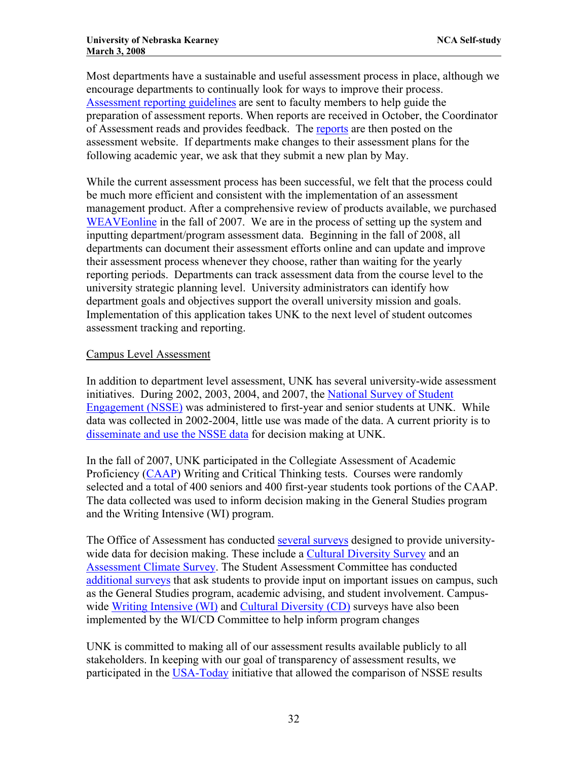Most departments have a sustainable and useful assessment process in place, although we encourage departments to continually look for ways to improve their process. Assessment reporting guidelines are sent to faculty members to help guide the preparation of assessment reports. When reports are received in October, the Coordinator of Assessment reads and provides feedback. The reports are then posted on the assessment website. If departments make changes to their assessment plans for the following academic year, we ask that they submit a new plan by May.

While the current assessment process has been successful, we felt that the process could be much more efficient and consistent with the implementation of an assessment management product. After a comprehensive review of products available, we purchased WEAVEonline in the fall of 2007. We are in the process of setting up the system and inputting department/program assessment data. Beginning in the fall of 2008, all departments can document their assessment efforts online and can update and improve their assessment process whenever they choose, rather than waiting for the yearly reporting periods. Departments can track assessment data from the course level to the university strategic planning level. University administrators can identify how department goals and objectives support the overall university mission and goals. Implementation of this application takes UNK to the next level of student outcomes assessment tracking and reporting.

Campus Level Assessment

In addition to department level assessment, UNK has several university-wide assessment initiatives. During 2002, 2003, 2004, and 2007, the National Survey of Student Engagement (NSSE) was administered to first-year and senior students at UNK. While data was collected in 2002-2004, little use was made of the data. A current priority is to disseminate and use the NSSE data for decision making at UNK.

In the fall of 2007, UNK participated in the Collegiate Assessment of Academic Proficiency (CAAP) Writing and Critical Thinking tests. Courses were randomly selected and a total of 400 seniors and 400 first-year students took portions of the CAAP. The data collected was used to inform decision making in the General Studies program and the Writing Intensive (WI) program.

The Office of Assessment has conducted several surveys designed to provide university-wide data for decision making. These include a Cultural Diversity Survey and an Assessment Climate Survey. The Student Assessment Committee has conducted additional surveys that ask students to provide input on important issues on campus, such as the General Studies program, academic advising, and student involvement. Campus-wide Writing Intensive (WI) and Cultural Diversity (CD) surveys have also been implemented by the WI/CD Committee to help inform program changes

UNK is committed to making all of our assessment results available publicly to all stakeholders. In keeping with our goal of transparency of assessment results, we participated in the USA-Today initiative that allowed the comparison of NSSE results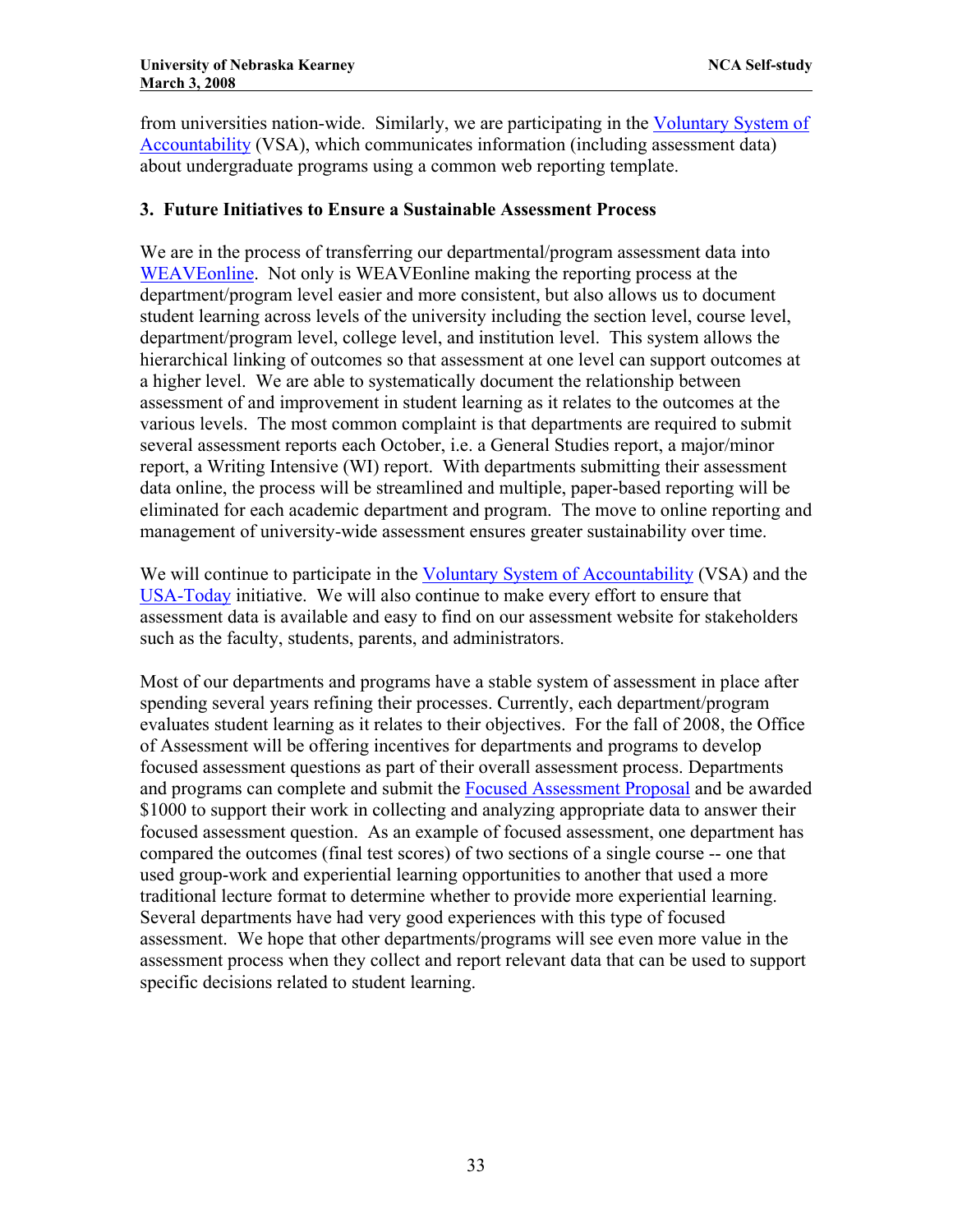from universities nation-wide. Similarly, we are participating in the Voluntary System of Accountability (VSA), which communicates information (including assessment data) about undergraduate programs using a common web reporting template.

### 3. Future Initiatives to Ensure a Sustainable Assessment Process

We are in the process of transferring our departmental/program assessment data into WEAVEonline. Not only is WEAVEonline making the reporting process at the department/program level easier and more consistent, but also allows us to document student learning across levels of the university including the section level, course level, department/program level, college level, and institution level. This system allows the hierarchical linking of outcomes so that assessment at one level can support outcomes at a higher level. We are able to systematically document the relationship between assessment of and improvement in student learning as it relates to the outcomes at the various levels. The most common complaint is that departments are required to submit several assessment reports each October, i.e. a General Studies report, a major/minor report, a Writing Intensive (WI) report. With departments submitting their assessment data online, the process will be streamlined and multiple, paper-based reporting will be eliminated for each academic department and program. The move to online reporting and management of university-wide assessment ensures greater sustainability over time.

We will continue to participate in the Voluntary System of Accountability (VSA) and the USA-Today initiative. We will also continue to make every effort to ensure that assessment data is available and easy to find on our assessment website for stakeholders such as the faculty, students, parents, and administrators.

Most of our departments and programs have a stable system of assessment in place after spending several years refining their processes. Currently, each department/program evaluates student learning as it relates to their objectives. For the fall of 2008, the Office of Assessment will be offering incentives for departments and programs to develop focused assessment questions as part of their overall assessment process. Departments and programs can complete and submit the Focused Assessment Proposal and be awarded $1000 to support their work in collecting and analyzing appropriate data to answer their focused assessment question. As an example of focused assessment, one department has compared the outcomes (final test scores) of two sections of a single course -- one that used group-work and experiential learning opportunities to another that used a more traditional lecture format to determine whether to provide more experiential learning. Several departments have had very good experiences with this type of focused assessment. We hope that other departments/programs will see even more value in the assessment process when they collect and report relevant data that can be used to support specific decisions related to student learning.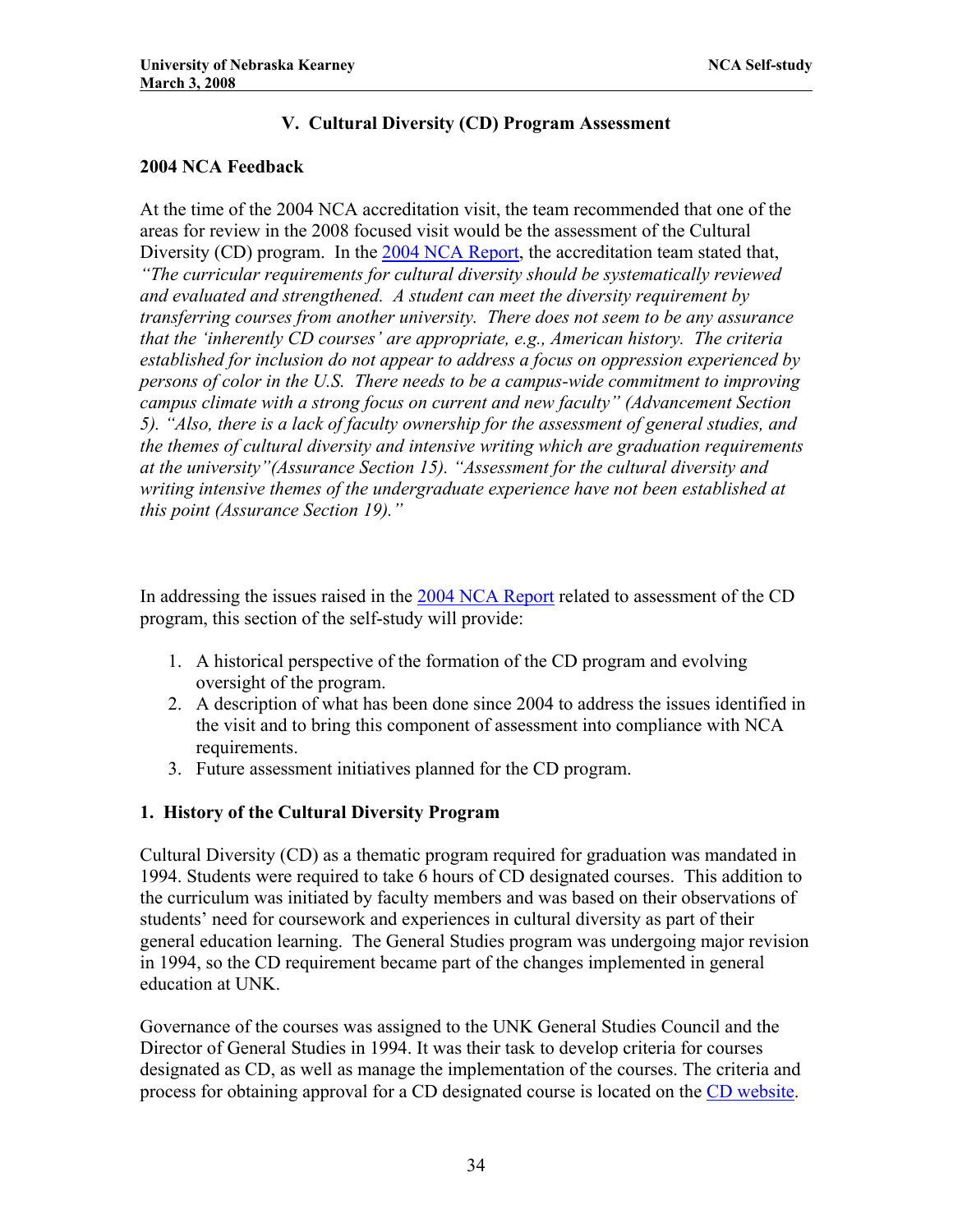## V. Cultural Diversity (CD) Program Assessment

### 2004 NCA Feedback

At the time of the 2004 NCA accreditation visit, the team recommended that one of the areas for review in the 2008 focused visit would be the assessment of the Cultural Diversity (CD) program. In the 2004 NCA Report, the accreditation team stated that, *"The curricular requirements for cultural diversity should be systematically reviewed and evaluated and strengthened. A student can meet the diversity requirement by transferring courses from another university. There does not seem to be any assurance that the 'inherently CD courses' are appropriate, e.g., American history. The criteria established for inclusion do not appear to address a focus on oppression experienced by persons of color in the U.S. There needs to be a campus-wide commitment to improving campus climate with a strong focus on current and new faculty" (Advancement Section 5). "Also, there is a lack of faculty ownership for the assessment of general studies, and the themes of cultural diversity and intensive writing which are graduation requirements at the university"(Assurance Section 15). "Assessment for the cultural diversity and writing intensive themes of the undergraduate experience have not been established at this point (Assurance Section 19)."*

In addressing the issues raised in the 2004 NCA Report related to assessment of the CD program, this section of the self-study will provide:

1. A historical perspective of the formation of the CD program and evolving oversight of the program.
2. A description of what has been done since 2004 to address the issues identified in the visit and to bring this component of assessment into compliance with NCA requirements.
3. Future assessment initiatives planned for the CD program.

### 1. History of the Cultural Diversity Program

Cultural Diversity (CD) as a thematic program required for graduation was mandated in 1994. Students were required to take 6 hours of CD designated courses. This addition to the curriculum was initiated by faculty members and was based on their observations of students' need for coursework and experiences in cultural diversity as part of their general education learning. The General Studies program was undergoing major revision in 1994, so the CD requirement became part of the changes implemented in general education at UNK.

Governance of the courses was assigned to the UNK General Studies Council and the Director of General Studies in 1994. It was their task to develop criteria for courses designated as CD, as well as manage the implementation of the courses. The criteria and process for obtaining approval for a CD designated course is located on the CD website.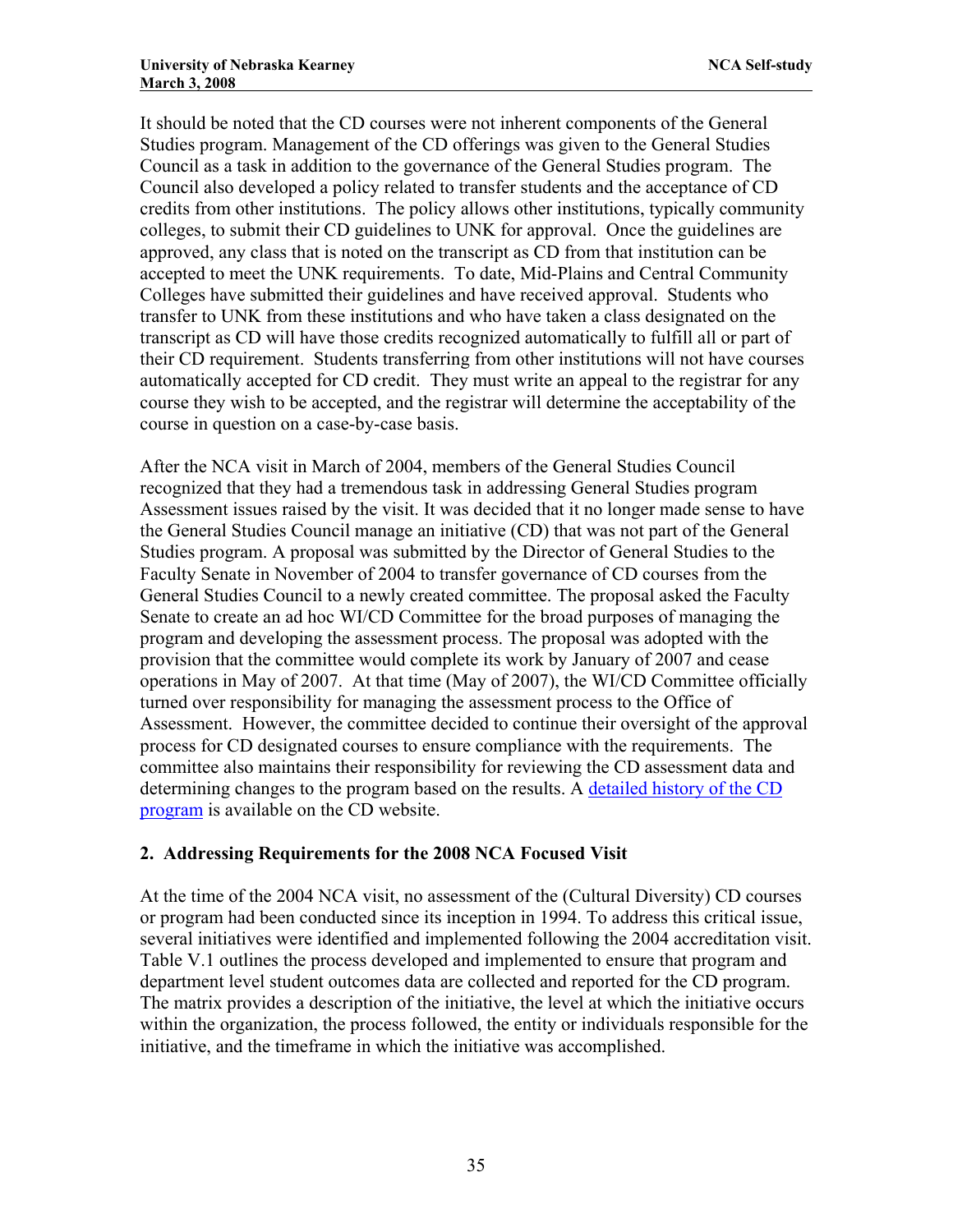It should be noted that the CD courses were not inherent components of the General Studies program. Management of the CD offerings was given to the General Studies Council as a task in addition to the governance of the General Studies program. The Council also developed a policy related to transfer students and the acceptance of CD credits from other institutions. The policy allows other institutions, typically community colleges, to submit their CD guidelines to UNK for approval. Once the guidelines are approved, any class that is noted on the transcript as CD from that institution can be accepted to meet the UNK requirements. To date, Mid-Plains and Central Community Colleges have submitted their guidelines and have received approval. Students who transfer to UNK from these institutions and who have taken a class designated on the transcript as CD will have those credits recognized automatically to fulfill all or part of their CD requirement. Students transferring from other institutions will not have courses automatically accepted for CD credit. They must write an appeal to the registrar for any course they wish to be accepted, and the registrar will determine the acceptability of the course in question on a case-by-case basis.

After the NCA visit in March of 2004, members of the General Studies Council recognized that they had a tremendous task in addressing General Studies program Assessment issues raised by the visit. It was decided that it no longer made sense to have the General Studies Council manage an initiative (CD) that was not part of the General Studies program. A proposal was submitted by the Director of General Studies to the Faculty Senate in November of 2004 to transfer governance of CD courses from the General Studies Council to a newly created committee. The proposal asked the Faculty Senate to create an ad hoc WI/CD Committee for the broad purposes of managing the program and developing the assessment process. The proposal was adopted with the provision that the committee would complete its work by January of 2007 and cease operations in May of 2007. At that time (May of 2007), the WI/CD Committee officially turned over responsibility for managing the assessment process to the Office of Assessment. However, the committee decided to continue their oversight of the approval process for CD designated courses to ensure compliance with the requirements. The committee also maintains their responsibility for reviewing the CD assessment data and determining changes to the program based on the results. A detailed history of the CD program is available on the CD website.

## 2. Addressing Requirements for the 2008 NCA Focused Visit

At the time of the 2004 NCA visit, no assessment of the (Cultural Diversity) CD courses or program had been conducted since its inception in 1994. To address this critical issue, several initiatives were identified and implemented following the 2004 accreditation visit. Table V.1 outlines the process developed and implemented to ensure that program and department level student outcomes data are collected and reported for the CD program. The matrix provides a description of the initiative, the level at which the initiative occurs within the organization, the process followed, the entity or individuals responsible for the initiative, and the timeframe in which the initiative was accomplished.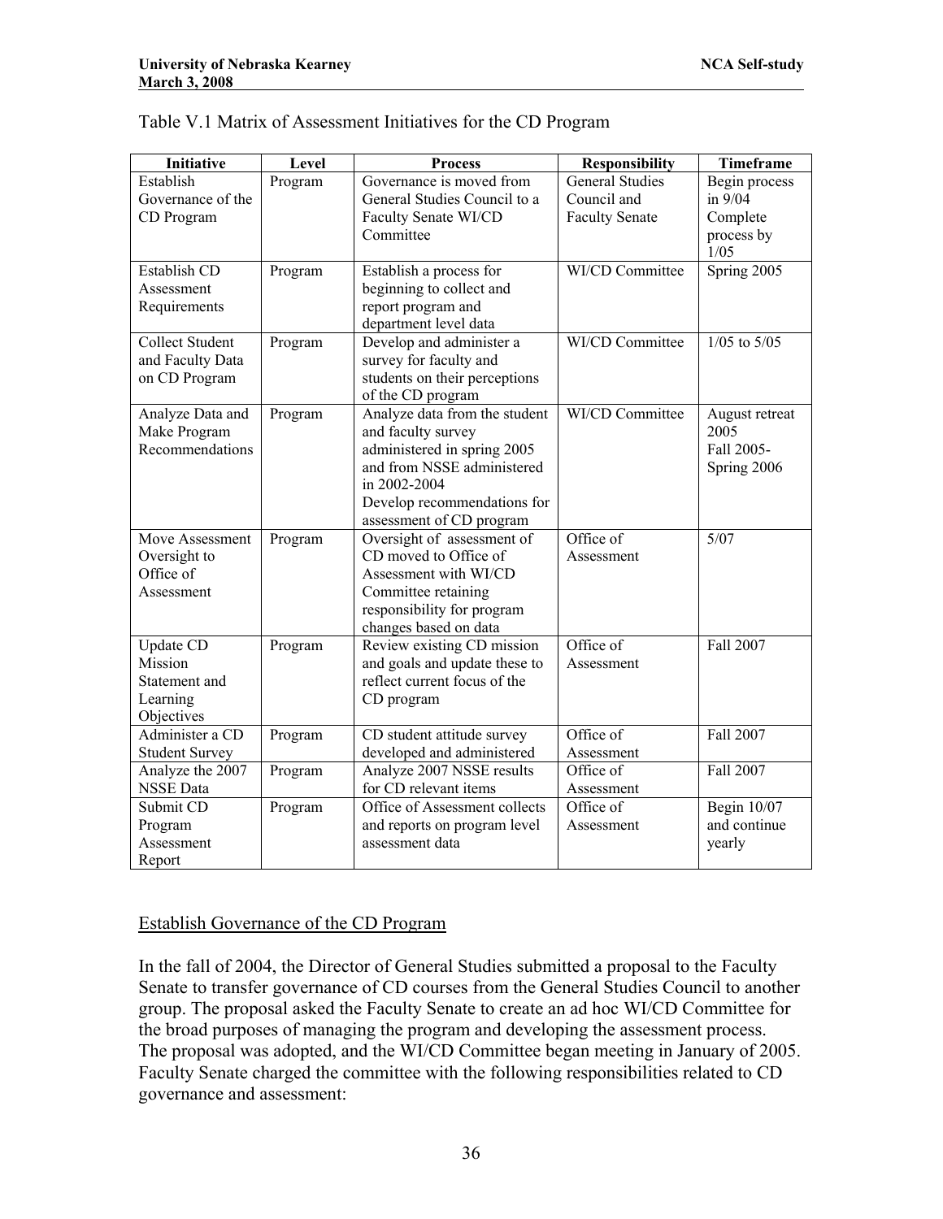Table V.1 Matrix of Assessment Initiatives for the CD Program

| Initiative | Level | Process | Responsibility | Timeframe |
|---|---|---|---|---|
| Establish Governance of the CD Program | Program | Governance is moved from General Studies Council to a Faculty Senate WI/CD Committee | General Studies Council and Faculty Senate | Begin process in 9/04 Complete process by 1/05 |
| Establish CD Assessment Requirements | Program | Establish a process for beginning to collect and report program and department level data | WI/CD Committee | Spring 2005 |
| Collect Student and Faculty Data on CD Program | Program | Develop and administer a survey for faculty and students on their perceptions of the CD program | WI/CD Committee | 1/05 to 5/05 |
| Analyze Data and Make Program Recommendations | Program | Analyze data from the student and faculty survey administered in spring 2005 and from NSSE administered in 2002-2004 Develop recommendations for assessment of CD program | WI/CD Committee | August retreat 2005 Fall 2005-Spring 2006 |
| Move Assessment Oversight to Office of Assessment | Program | Oversight of assessment of CD moved to Office of Assessment with WI/CD Committee retaining responsibility for program changes based on data | Office of Assessment | 5/07 |
| Update CD Mission Statement and Learning Objectives | Program | Review existing CD mission and goals and update these to reflect current focus of the CD program | Office of Assessment | Fall 2007 |
| Administer a CD Student Survey | Program | CD student attitude survey developed and administered | Office of Assessment | Fall 2007 |
| Analyze the 2007 NSSE Data | Program | Analyze 2007 NSSE results for CD relevant items | Office of Assessment | Fall 2007 |
| Submit CD Program Assessment Report | Program | Office of Assessment collects and reports on program level assessment data | Office of Assessment | Begin 10/07 and continue yearly |

Establish Governance of the CD Program

In the fall of 2004, the Director of General Studies submitted a proposal to the Faculty Senate to transfer governance of CD courses from the General Studies Council to another group. The proposal asked the Faculty Senate to create an ad hoc WI/CD Committee for the broad purposes of managing the program and developing the assessment process. The proposal was adopted, and the WI/CD Committee began meeting in January of 2005. Faculty Senate charged the committee with the following responsibilities related to CD governance and assessment: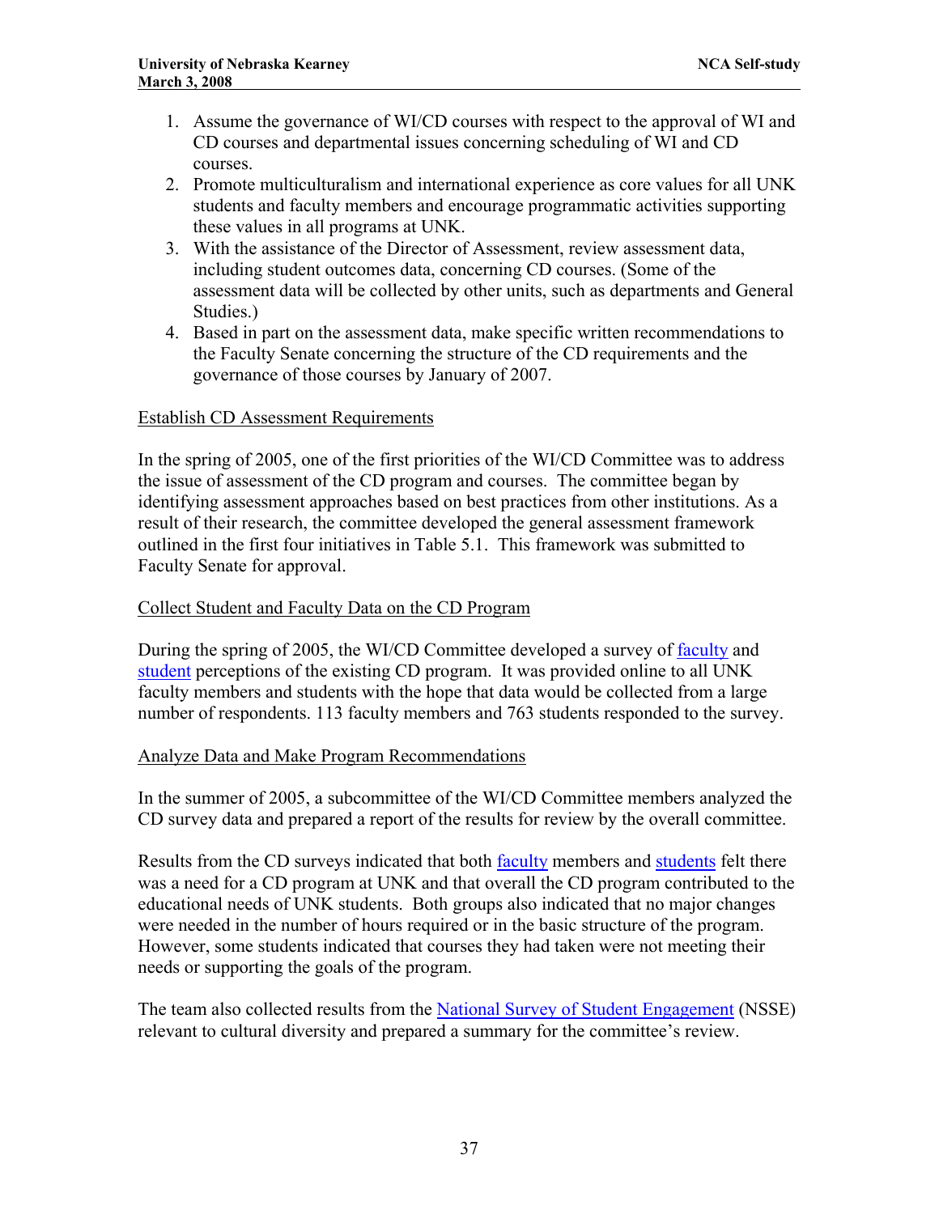1. Assume the governance of WI/CD courses with respect to the approval of WI and CD courses and departmental issues concerning scheduling of WI and CD courses.
2. Promote multiculturalism and international experience as core values for all UNK students and faculty members and encourage programmatic activities supporting these values in all programs at UNK.
3. With the assistance of the Director of Assessment, review assessment data, including student outcomes data, concerning CD courses. (Some of the assessment data will be collected by other units, such as departments and General Studies.)
4. Based in part on the assessment data, make specific written recommendations to the Faculty Senate concerning the structure of the CD requirements and the governance of those courses by January of 2007.

Establish CD Assessment Requirements

In the spring of 2005, one of the first priorities of the WI/CD Committee was to address the issue of assessment of the CD program and courses. The committee began by identifying assessment approaches based on best practices from other institutions. As a result of their research, the committee developed the general assessment framework outlined in the first four initiatives in Table 5.1. This framework was submitted to Faculty Senate for approval.

Collect Student and Faculty Data on the CD Program

During the spring of 2005, the WI/CD Committee developed a survey of faculty and student perceptions of the existing CD program. It was provided online to all UNK faculty members and students with the hope that data would be collected from a large number of respondents. 113 faculty members and 763 students responded to the survey.

Analyze Data and Make Program Recommendations

In the summer of 2005, a subcommittee of the WI/CD Committee members analyzed the CD survey data and prepared a report of the results for review by the overall committee.

Results from the CD surveys indicated that both faculty members and students felt there was a need for a CD program at UNK and that overall the CD program contributed to the educational needs of UNK students. Both groups also indicated that no major changes were needed in the number of hours required or in the basic structure of the program. However, some students indicated that courses they had taken were not meeting their needs or supporting the goals of the program.

The team also collected results from the National Survey of Student Engagement (NSSE) relevant to cultural diversity and prepared a summary for the committee's review.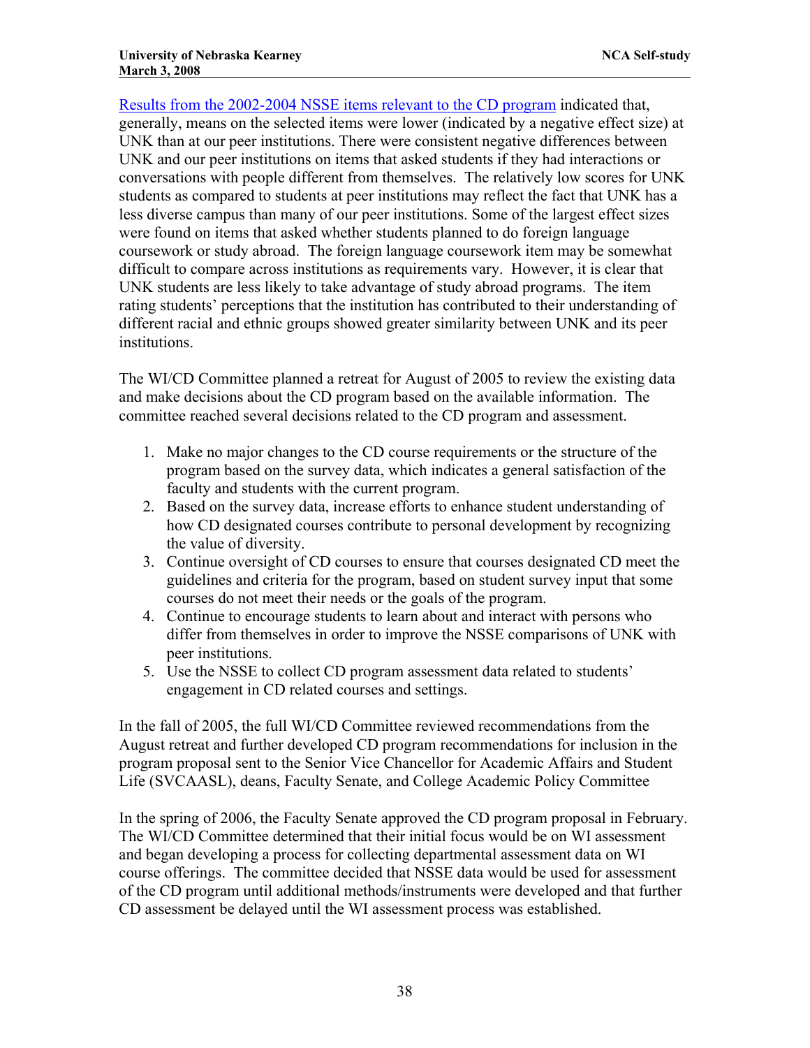Results from the 2002-2004 NSSE items relevant to the CD program indicated that, generally, means on the selected items were lower (indicated by a negative effect size) at UNK than at our peer institutions. There were consistent negative differences between UNK and our peer institutions on items that asked students if they had interactions or conversations with people different from themselves. The relatively low scores for UNK students as compared to students at peer institutions may reflect the fact that UNK has a less diverse campus than many of our peer institutions. Some of the largest effect sizes were found on items that asked whether students planned to do foreign language coursework or study abroad. The foreign language coursework item may be somewhat difficult to compare across institutions as requirements vary. However, it is clear that UNK students are less likely to take advantage of study abroad programs. The item rating students' perceptions that the institution has contributed to their understanding of different racial and ethnic groups showed greater similarity between UNK and its peer institutions.

The WI/CD Committee planned a retreat for August of 2005 to review the existing data and make decisions about the CD program based on the available information. The committee reached several decisions related to the CD program and assessment.

1. Make no major changes to the CD course requirements or the structure of the program based on the survey data, which indicates a general satisfaction of the faculty and students with the current program.
2. Based on the survey data, increase efforts to enhance student understanding of how CD designated courses contribute to personal development by recognizing the value of diversity.
3. Continue oversight of CD courses to ensure that courses designated CD meet the guidelines and criteria for the program, based on student survey input that some courses do not meet their needs or the goals of the program.
4. Continue to encourage students to learn about and interact with persons who differ from themselves in order to improve the NSSE comparisons of UNK with peer institutions.
5. Use the NSSE to collect CD program assessment data related to students' engagement in CD related courses and settings.

In the fall of 2005, the full WI/CD Committee reviewed recommendations from the August retreat and further developed CD program recommendations for inclusion in the program proposal sent to the Senior Vice Chancellor for Academic Affairs and Student Life (SVCAASL), deans, Faculty Senate, and College Academic Policy Committee

In the spring of 2006, the Faculty Senate approved the CD program proposal in February. The WI/CD Committee determined that their initial focus would be on WI assessment and began developing a process for collecting departmental assessment data on WI course offerings. The committee decided that NSSE data would be used for assessment of the CD program until additional methods/instruments were developed and that further CD assessment be delayed until the WI assessment process was established.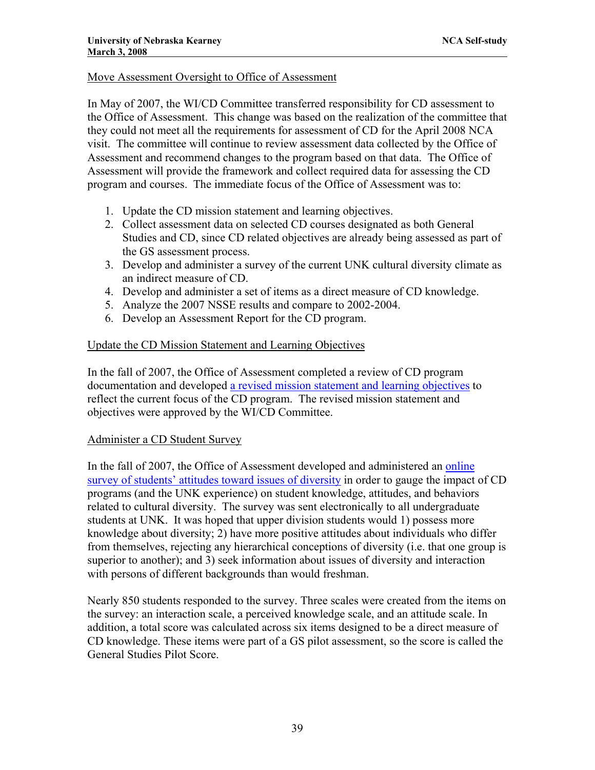Move Assessment Oversight to Office of Assessment

In May of 2007, the WI/CD Committee transferred responsibility for CD assessment to the Office of Assessment. This change was based on the realization of the committee that they could not meet all the requirements for assessment of CD for the April 2008 NCA visit. The committee will continue to review assessment data collected by the Office of Assessment and recommend changes to the program based on that data. The Office of Assessment will provide the framework and collect required data for assessing the CD program and courses. The immediate focus of the Office of Assessment was to:

1. Update the CD mission statement and learning objectives.
2. Collect assessment data on selected CD courses designated as both General Studies and CD, since CD related objectives are already being assessed as part of the GS assessment process.
3. Develop and administer a survey of the current UNK cultural diversity climate as an indirect measure of CD.
4. Develop and administer a set of items as a direct measure of CD knowledge.
5. Analyze the 2007 NSSE results and compare to 2002-2004.
6. Develop an Assessment Report for the CD program.

Update the CD Mission Statement and Learning Objectives

In the fall of 2007, the Office of Assessment completed a review of CD program documentation and developed a revised mission statement and learning objectives to reflect the current focus of the CD program. The revised mission statement and objectives were approved by the WI/CD Committee.

Administer a CD Student Survey

In the fall of 2007, the Office of Assessment developed and administered an online survey of students' attitudes toward issues of diversity in order to gauge the impact of CD programs (and the UNK experience) on student knowledge, attitudes, and behaviors related to cultural diversity. The survey was sent electronically to all undergraduate students at UNK. It was hoped that upper division students would 1) possess more knowledge about diversity; 2) have more positive attitudes about individuals who differ from themselves, rejecting any hierarchical conceptions of diversity (i.e. that one group is superior to another); and 3) seek information about issues of diversity and interaction with persons of different backgrounds than would freshman.

Nearly 850 students responded to the survey. Three scales were created from the items on the survey: an interaction scale, a perceived knowledge scale, and an attitude scale. In addition, a total score was calculated across six items designed to be a direct measure of CD knowledge. These items were part of a GS pilot assessment, so the score is called the General Studies Pilot Score.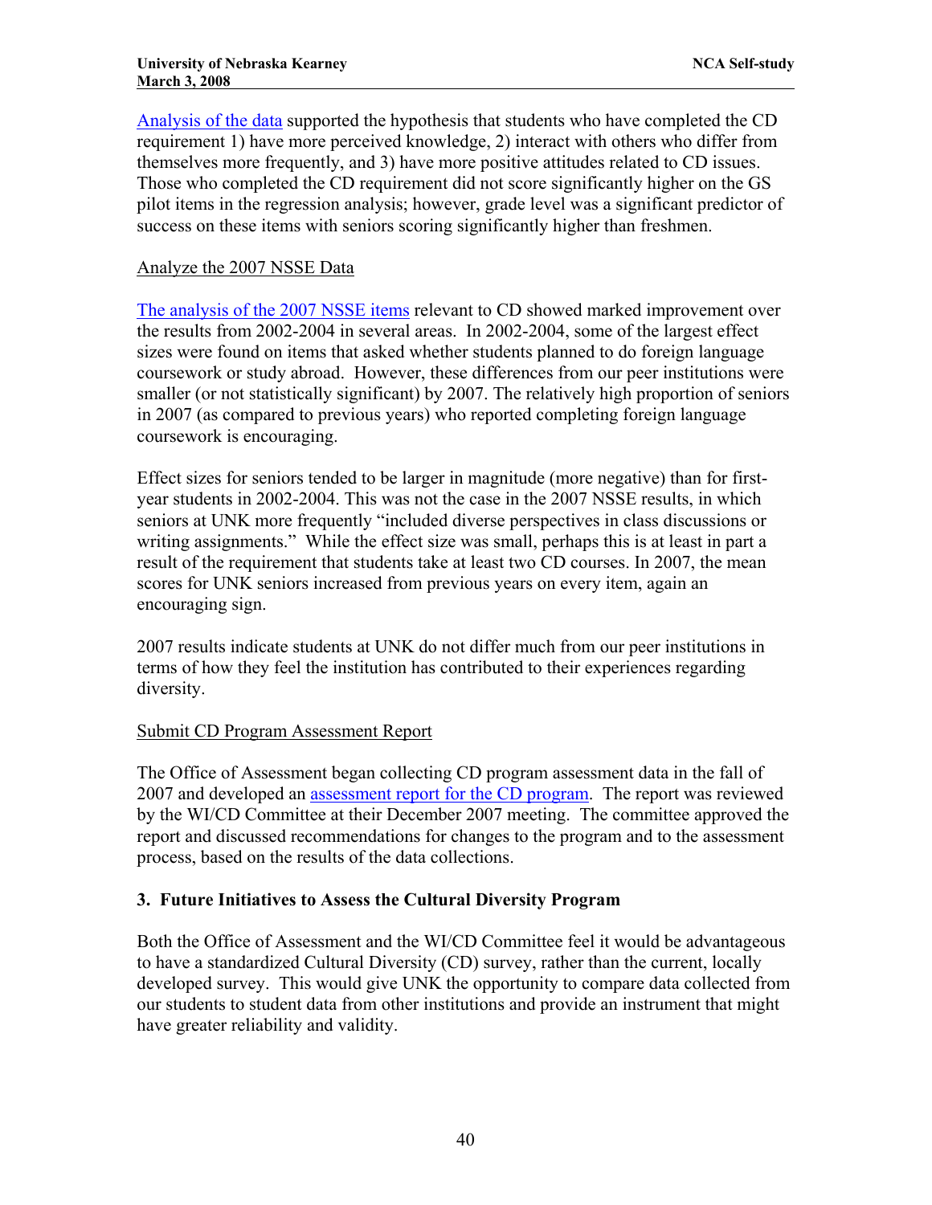Analysis of the data supported the hypothesis that students who have completed the CD requirement 1) have more perceived knowledge, 2) interact with others who differ from themselves more frequently, and 3) have more positive attitudes related to CD issues. Those who completed the CD requirement did not score significantly higher on the GS pilot items in the regression analysis; however, grade level was a significant predictor of success on these items with seniors scoring significantly higher than freshmen.

Analyze the 2007 NSSE Data

The analysis of the 2007 NSSE items relevant to CD showed marked improvement over the results from 2002-2004 in several areas. In 2002-2004, some of the largest effect sizes were found on items that asked whether students planned to do foreign language coursework or study abroad. However, these differences from our peer institutions were smaller (or not statistically significant) by 2007. The relatively high proportion of seniors in 2007 (as compared to previous years) who reported completing foreign language coursework is encouraging.

Effect sizes for seniors tended to be larger in magnitude (more negative) than for first-year students in 2002-2004. This was not the case in the 2007 NSSE results, in which seniors at UNK more frequently "included diverse perspectives in class discussions or writing assignments." While the effect size was small, perhaps this is at least in part a result of the requirement that students take at least two CD courses. In 2007, the mean scores for UNK seniors increased from previous years on every item, again an encouraging sign.

2007 results indicate students at UNK do not differ much from our peer institutions in terms of how they feel the institution has contributed to their experiences regarding diversity.

Submit CD Program Assessment Report

The Office of Assessment began collecting CD program assessment data in the fall of 2007 and developed an assessment report for the CD program. The report was reviewed by the WI/CD Committee at their December 2007 meeting. The committee approved the report and discussed recommendations for changes to the program and to the assessment process, based on the results of the data collections.

### 3. Future Initiatives to Assess the Cultural Diversity Program

Both the Office of Assessment and the WI/CD Committee feel it would be advantageous to have a standardized Cultural Diversity (CD) survey, rather than the current, locally developed survey. This would give UNK the opportunity to compare data collected from our students to student data from other institutions and provide an instrument that might have greater reliability and validity.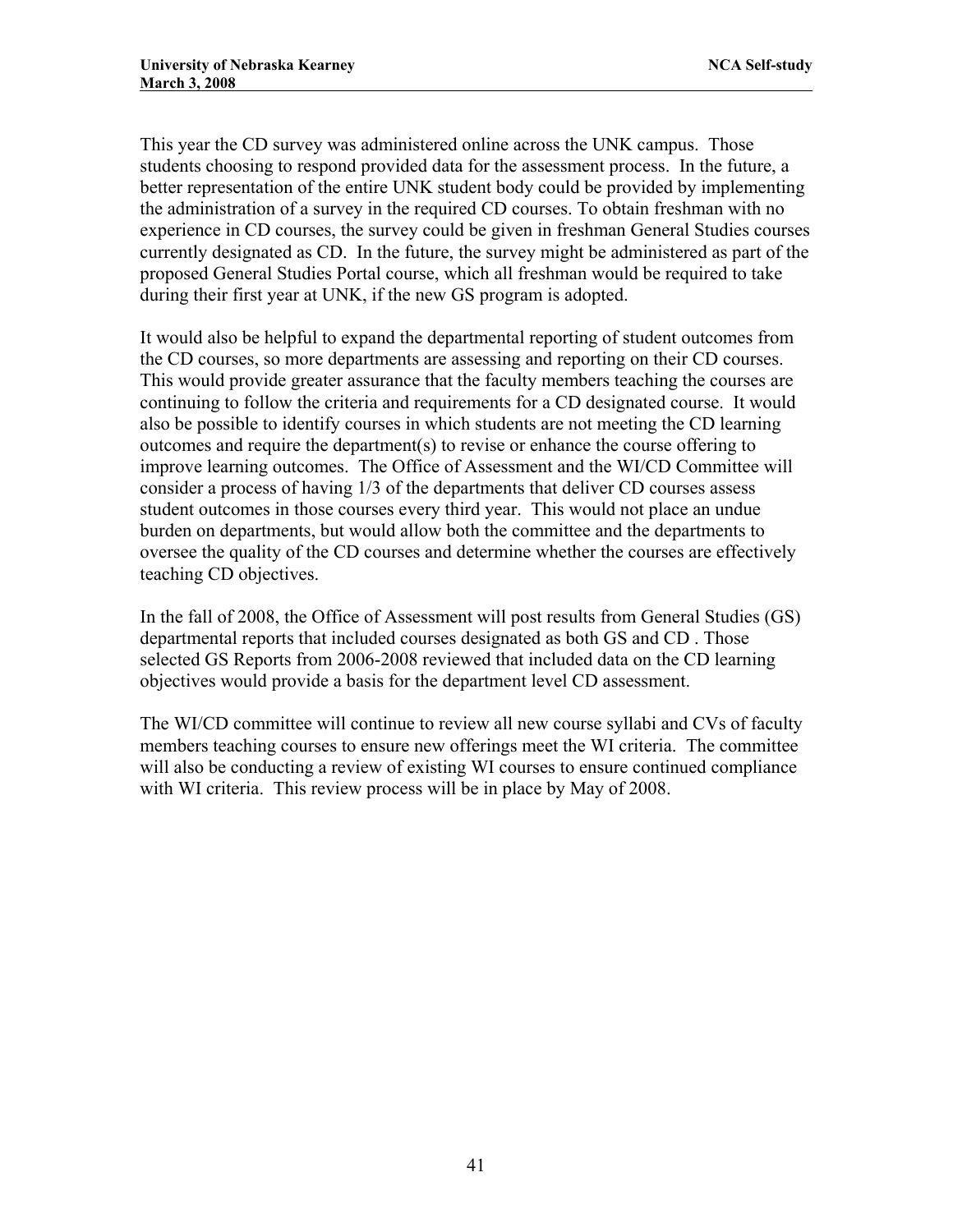This year the CD survey was administered online across the UNK campus. Those students choosing to respond provided data for the assessment process. In the future, a better representation of the entire UNK student body could be provided by implementing the administration of a survey in the required CD courses. To obtain freshman with no experience in CD courses, the survey could be given in freshman General Studies courses currently designated as CD. In the future, the survey might be administered as part of the proposed General Studies Portal course, which all freshman would be required to take during their first year at UNK, if the new GS program is adopted.

It would also be helpful to expand the departmental reporting of student outcomes from the CD courses, so more departments are assessing and reporting on their CD courses. This would provide greater assurance that the faculty members teaching the courses are continuing to follow the criteria and requirements for a CD designated course. It would also be possible to identify courses in which students are not meeting the CD learning outcomes and require the department(s) to revise or enhance the course offering to improve learning outcomes. The Office of Assessment and the WI/CD Committee will consider a process of having 1/3 of the departments that deliver CD courses assess student outcomes in those courses every third year. This would not place an undue burden on departments, but would allow both the committee and the departments to oversee the quality of the CD courses and determine whether the courses are effectively teaching CD objectives.

In the fall of 2008, the Office of Assessment will post results from General Studies (GS) departmental reports that included courses designated as both GS and CD . Those selected GS Reports from 2006-2008 reviewed that included data on the CD learning objectives would provide a basis for the department level CD assessment.

The WI/CD committee will continue to review all new course syllabi and CVs of faculty members teaching courses to ensure new offerings meet the WI criteria. The committee will also be conducting a review of existing WI courses to ensure continued compliance with WI criteria. This review process will be in place by May of 2008.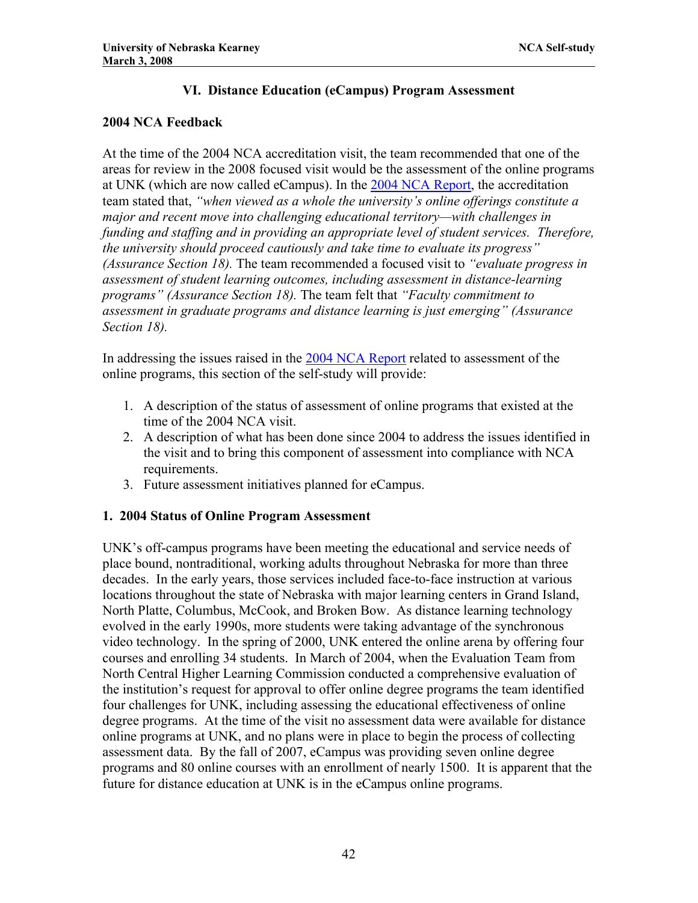## VI. Distance Education (eCampus) Program Assessment

### 2004 NCA Feedback

At the time of the 2004 NCA accreditation visit, the team recommended that one of the areas for review in the 2008 focused visit would be the assessment of the online programs at UNK (which are now called eCampus). In the 2004 NCA Report, the accreditation team stated that, *"when viewed as a whole the university's online offerings constitute a major and recent move into challenging educational territory—with challenges in funding and staffing and in providing an appropriate level of student services. Therefore, the university should proceed cautiously and take time to evaluate its progress" (Assurance Section 18).* The team recommended a focused visit to *"evaluate progress in assessment of student learning outcomes, including assessment in distance-learning programs" (Assurance Section 18).* The team felt that *"Faculty commitment to assessment in graduate programs and distance learning is just emerging" (Assurance Section 18).*

In addressing the issues raised in the 2004 NCA Report related to assessment of the online programs, this section of the self-study will provide:

1. A description of the status of assessment of online programs that existed at the time of the 2004 NCA visit.
2. A description of what has been done since 2004 to address the issues identified in the visit and to bring this component of assessment into compliance with NCA requirements.
3. Future assessment initiatives planned for eCampus.

### 1. 2004 Status of Online Program Assessment

UNK's off-campus programs have been meeting the educational and service needs of place bound, nontraditional, working adults throughout Nebraska for more than three decades. In the early years, those services included face-to-face instruction at various locations throughout the state of Nebraska with major learning centers in Grand Island, North Platte, Columbus, McCook, and Broken Bow. As distance learning technology evolved in the early 1990s, more students were taking advantage of the synchronous video technology. In the spring of 2000, UNK entered the online arena by offering four courses and enrolling 34 students. In March of 2004, when the Evaluation Team from North Central Higher Learning Commission conducted a comprehensive evaluation of the institution's request for approval to offer online degree programs the team identified four challenges for UNK, including assessing the educational effectiveness of online degree programs. At the time of the visit no assessment data were available for distance online programs at UNK, and no plans were in place to begin the process of collecting assessment data. By the fall of 2007, eCampus was providing seven online degree programs and 80 online courses with an enrollment of nearly 1500. It is apparent that the future for distance education at UNK is in the eCampus online programs.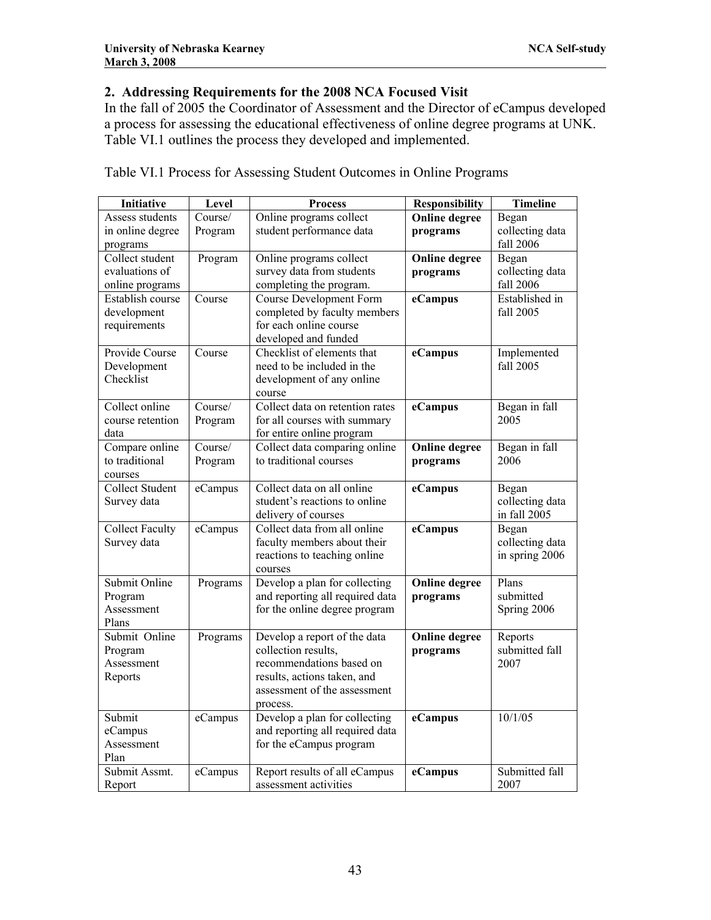## 2. Addressing Requirements for the 2008 NCA Focused Visit

In the fall of 2005 the Coordinator of Assessment and the Director of eCampus developed a process for assessing the educational effectiveness of online degree programs at UNK. Table VI.1 outlines the process they developed and implemented.

Table VI.1 Process for Assessing Student Outcomes in Online Programs

| Initiative | Level | Process | Responsibility | Timeline |
|---|---|---|---|---|
| Assess students in online degree programs | Course/ Program | Online programs collect student performance data | **Online degree programs** | Began collecting data fall 2006 |
| Collect student evaluations of online programs | Program | Online programs collect survey data from students completing the program. | **Online degree programs** | Began collecting data fall 2006 |
| Establish course development requirements | Course | Course Development Form completed by faculty members for each online course developed and funded | **eCampus** | Established in fall 2005 |
| Provide Course Development Checklist | Course | Checklist of elements that need to be included in the development of any online course | **eCampus** | Implemented fall 2005 |
| Collect online course retention data | Course/ Program | Collect data on retention rates for all courses with summary for entire online program | **eCampus** | Began in fall 2005 |
| Compare online to traditional courses | Course/ Program | Collect data comparing online to traditional courses | **Online degree programs** | Began in fall 2006 |
| Collect Student Survey data | eCampus | Collect data on all online student's reactions to online delivery of courses | **eCampus** | Began collecting data in fall 2005 |
| Collect Faculty Survey data | eCampus | Collect data from all online faculty members about their reactions to teaching online courses | **eCampus** | Began collecting data in spring 2006 |
| Submit Online Program Assessment Plans | Programs | Develop a plan for collecting and reporting all required data for the online degree program | **Online degree programs** | Plans submitted Spring 2006 |
| Submit Online Program Assessment Reports | Programs | Develop a report of the data collection results, recommendations based on results, actions taken, and assessment of the assessment process. | **Online degree programs** | Reports submitted fall 2007 |
| Submit eCampus Assessment Plan | eCampus | Develop a plan for collecting and reporting all required data for the eCampus program | **eCampus** | 10/1/05 |
| Submit Assmt. Report | eCampus | Report results of all eCampus assessment activities | **eCampus** | Submitted fall 2007 |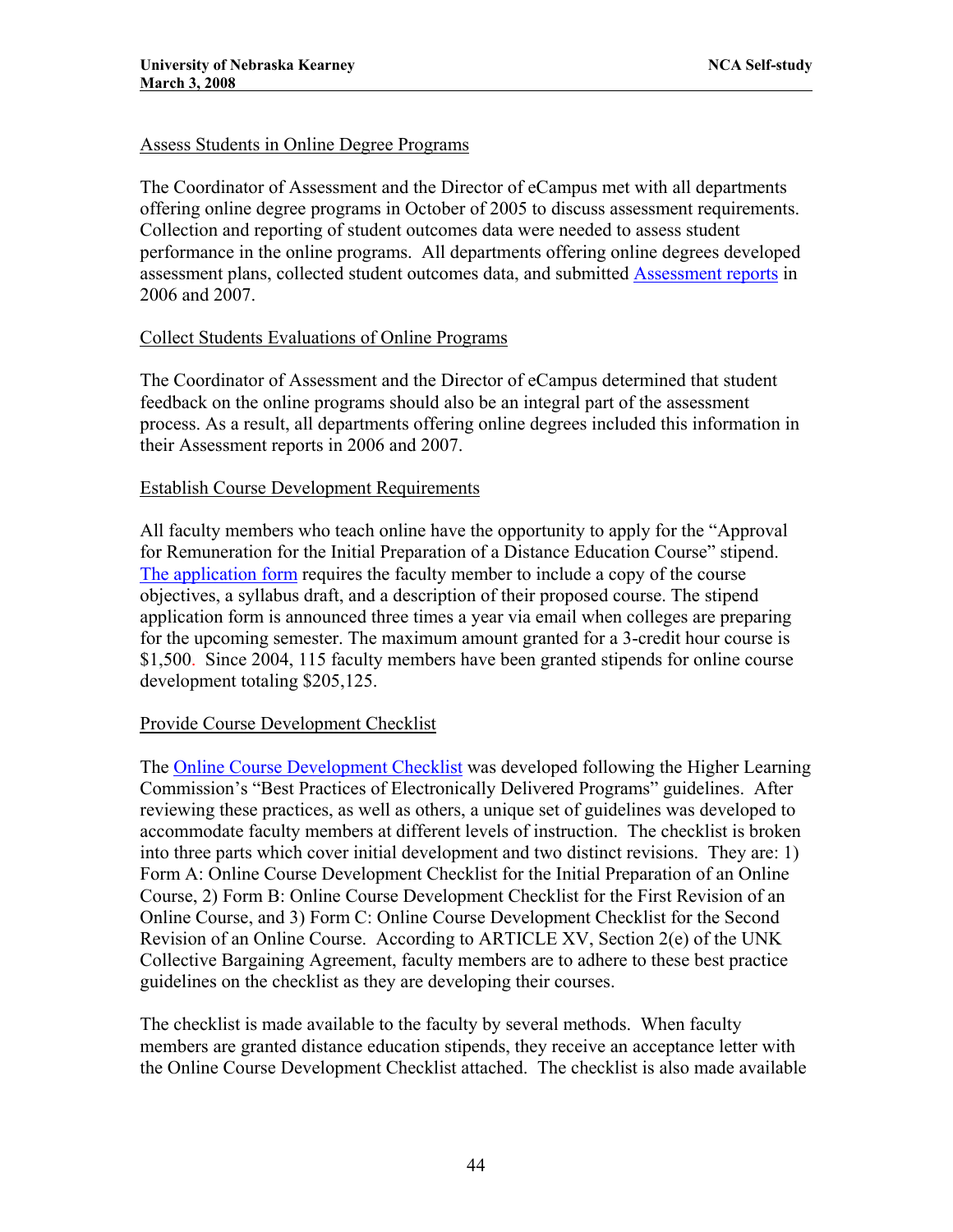Assess Students in Online Degree Programs

The Coordinator of Assessment and the Director of eCampus met with all departments offering online degree programs in October of 2005 to discuss assessment requirements. Collection and reporting of student outcomes data were needed to assess student performance in the online programs. All departments offering online degrees developed assessment plans, collected student outcomes data, and submitted Assessment reports in 2006 and 2007.

Collect Students Evaluations of Online Programs

The Coordinator of Assessment and the Director of eCampus determined that student feedback on the online programs should also be an integral part of the assessment process. As a result, all departments offering online degrees included this information in their Assessment reports in 2006 and 2007.

Establish Course Development Requirements

All faculty members who teach online have the opportunity to apply for the "Approval for Remuneration for the Initial Preparation of a Distance Education Course" stipend. The application form requires the faculty member to include a copy of the course objectives, a syllabus draft, and a description of their proposed course. The stipend application form is announced three times a year via email when colleges are preparing for the upcoming semester. The maximum amount granted for a 3-credit hour course is $1,500. Since 2004, 115 faculty members have been granted stipends for online course development totaling $205,125.

Provide Course Development Checklist

The Online Course Development Checklist was developed following the Higher Learning Commission's "Best Practices of Electronically Delivered Programs" guidelines. After reviewing these practices, as well as others, a unique set of guidelines was developed to accommodate faculty members at different levels of instruction. The checklist is broken into three parts which cover initial development and two distinct revisions. They are: 1) Form A: Online Course Development Checklist for the Initial Preparation of an Online Course, 2) Form B: Online Course Development Checklist for the First Revision of an Online Course, and 3) Form C: Online Course Development Checklist for the Second Revision of an Online Course. According to ARTICLE XV, Section 2(e) of the UNK Collective Bargaining Agreement, faculty members are to adhere to these best practice guidelines on the checklist as they are developing their courses.

The checklist is made available to the faculty by several methods. When faculty members are granted distance education stipends, they receive an acceptance letter with the Online Course Development Checklist attached. The checklist is also made available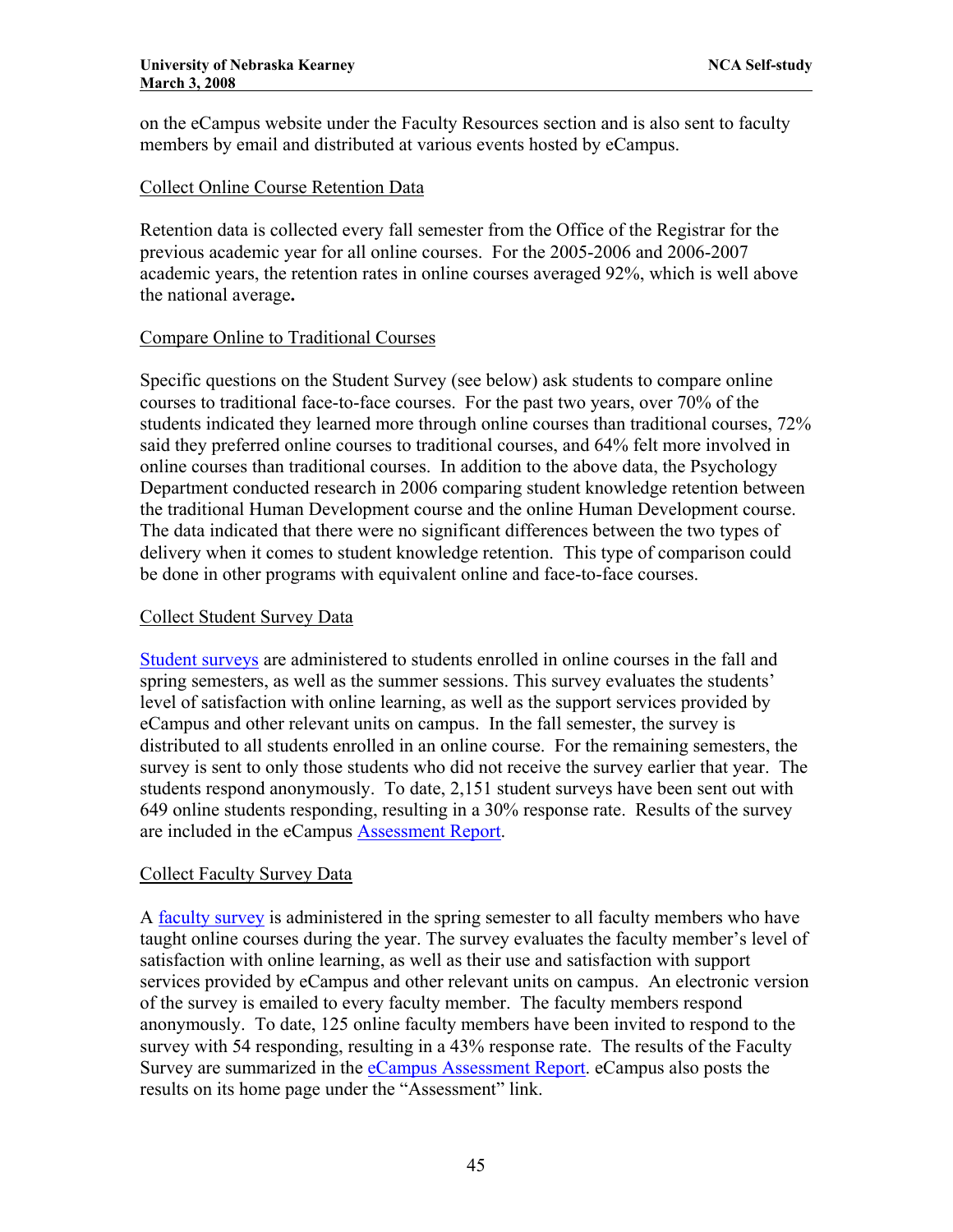on the eCampus website under the Faculty Resources section and is also sent to faculty members by email and distributed at various events hosted by eCampus.

Collect Online Course Retention Data

Retention data is collected every fall semester from the Office of the Registrar for the previous academic year for all online courses. For the 2005-2006 and 2006-2007 academic years, the retention rates in online courses averaged 92%, which is well above the national average**.**

Compare Online to Traditional Courses

Specific questions on the Student Survey (see below) ask students to compare online courses to traditional face-to-face courses. For the past two years, over 70% of the students indicated they learned more through online courses than traditional courses, 72% said they preferred online courses to traditional courses, and 64% felt more involved in online courses than traditional courses. In addition to the above data, the Psychology Department conducted research in 2006 comparing student knowledge retention between the traditional Human Development course and the online Human Development course. The data indicated that there were no significant differences between the two types of delivery when it comes to student knowledge retention. This type of comparison could be done in other programs with equivalent online and face-to-face courses.

Collect Student Survey Data

Student surveys are administered to students enrolled in online courses in the fall and spring semesters, as well as the summer sessions. This survey evaluates the students' level of satisfaction with online learning, as well as the support services provided by eCampus and other relevant units on campus. In the fall semester, the survey is distributed to all students enrolled in an online course. For the remaining semesters, the survey is sent to only those students who did not receive the survey earlier that year. The students respond anonymously. To date, 2,151 student surveys have been sent out with 649 online students responding, resulting in a 30% response rate. Results of the survey are included in the eCampus Assessment Report.

Collect Faculty Survey Data

A faculty survey is administered in the spring semester to all faculty members who have taught online courses during the year. The survey evaluates the faculty member's level of satisfaction with online learning, as well as their use and satisfaction with support services provided by eCampus and other relevant units on campus. An electronic version of the survey is emailed to every faculty member. The faculty members respond anonymously. To date, 125 online faculty members have been invited to respond to the survey with 54 responding, resulting in a 43% response rate. The results of the Faculty Survey are summarized in the eCampus Assessment Report. eCampus also posts the results on its home page under the "Assessment" link.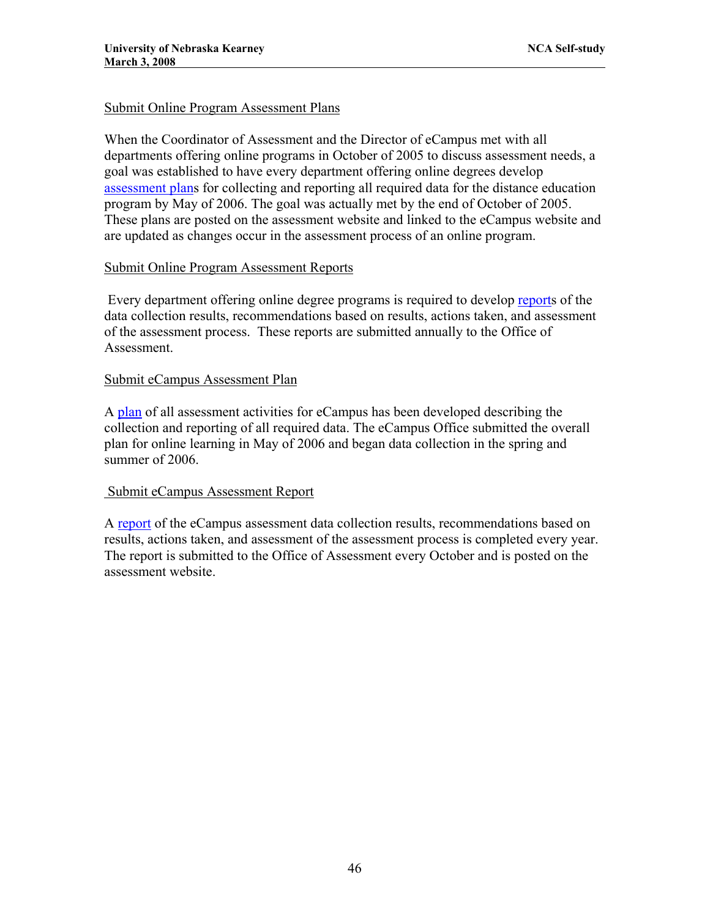Submit Online Program Assessment Plans

When the Coordinator of Assessment and the Director of eCampus met with all departments offering online programs in October of 2005 to discuss assessment needs, a goal was established to have every department offering online degrees develop assessment plans for collecting and reporting all required data for the distance education program by May of 2006. The goal was actually met by the end of October of 2005. These plans are posted on the assessment website and linked to the eCampus website and are updated as changes occur in the assessment process of an online program.

Submit Online Program Assessment Reports

Every department offering online degree programs is required to develop reports of the data collection results, recommendations based on results, actions taken, and assessment of the assessment process. These reports are submitted annually to the Office of Assessment.

Submit eCampus Assessment Plan

A plan of all assessment activities for eCampus has been developed describing the collection and reporting of all required data. The eCampus Office submitted the overall plan for online learning in May of 2006 and began data collection in the spring and summer of 2006.

Submit eCampus Assessment Report

A report of the eCampus assessment data collection results, recommendations based on results, actions taken, and assessment of the assessment process is completed every year. The report is submitted to the Office of Assessment every October and is posted on the assessment website.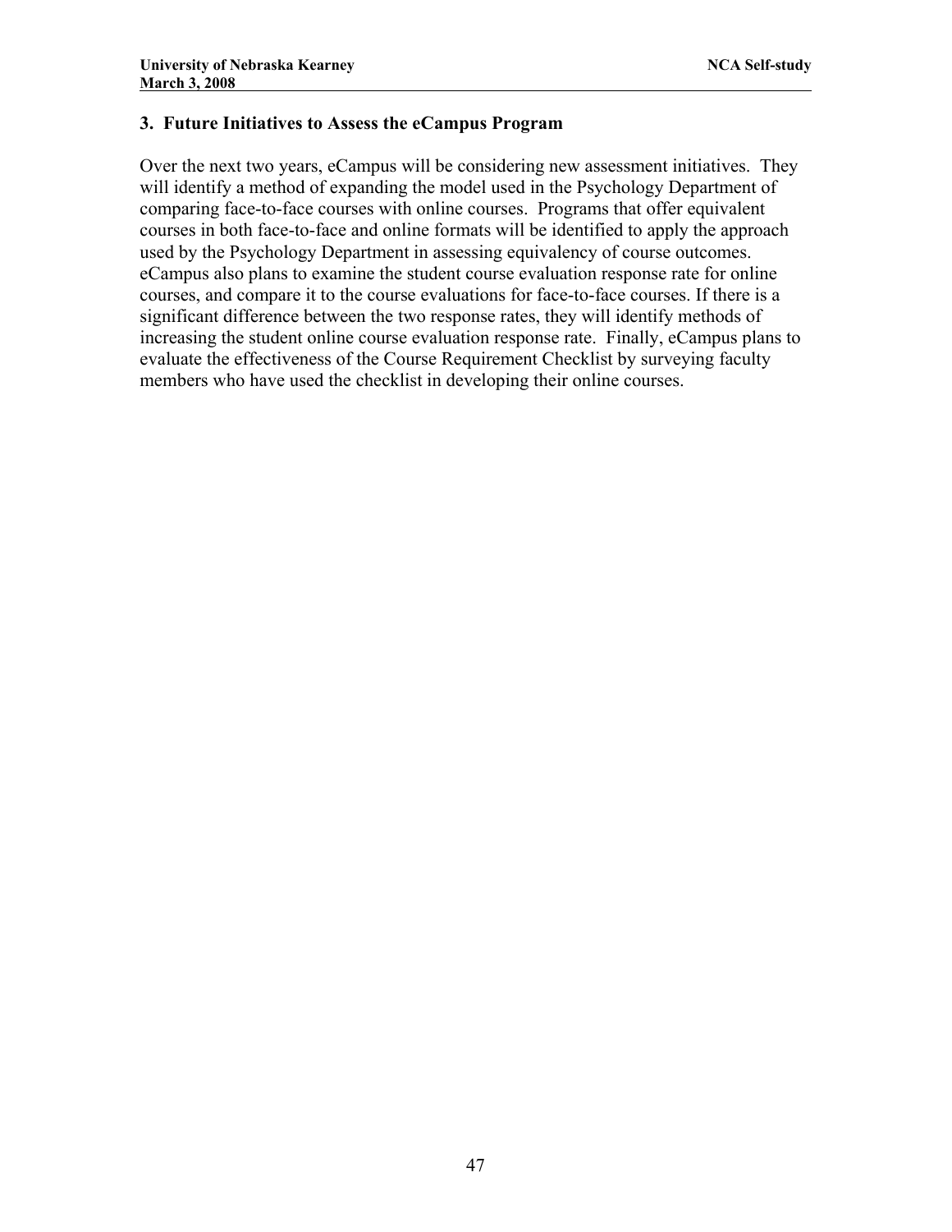### 3. Future Initiatives to Assess the eCampus Program

Over the next two years, eCampus will be considering new assessment initiatives. They will identify a method of expanding the model used in the Psychology Department of comparing face-to-face courses with online courses. Programs that offer equivalent courses in both face-to-face and online formats will be identified to apply the approach used by the Psychology Department in assessing equivalency of course outcomes. eCampus also plans to examine the student course evaluation response rate for online courses, and compare it to the course evaluations for face-to-face courses. If there is a significant difference between the two response rates, they will identify methods of increasing the student online course evaluation response rate. Finally, eCampus plans to evaluate the effectiveness of the Course Requirement Checklist by surveying faculty members who have used the checklist in developing their online courses.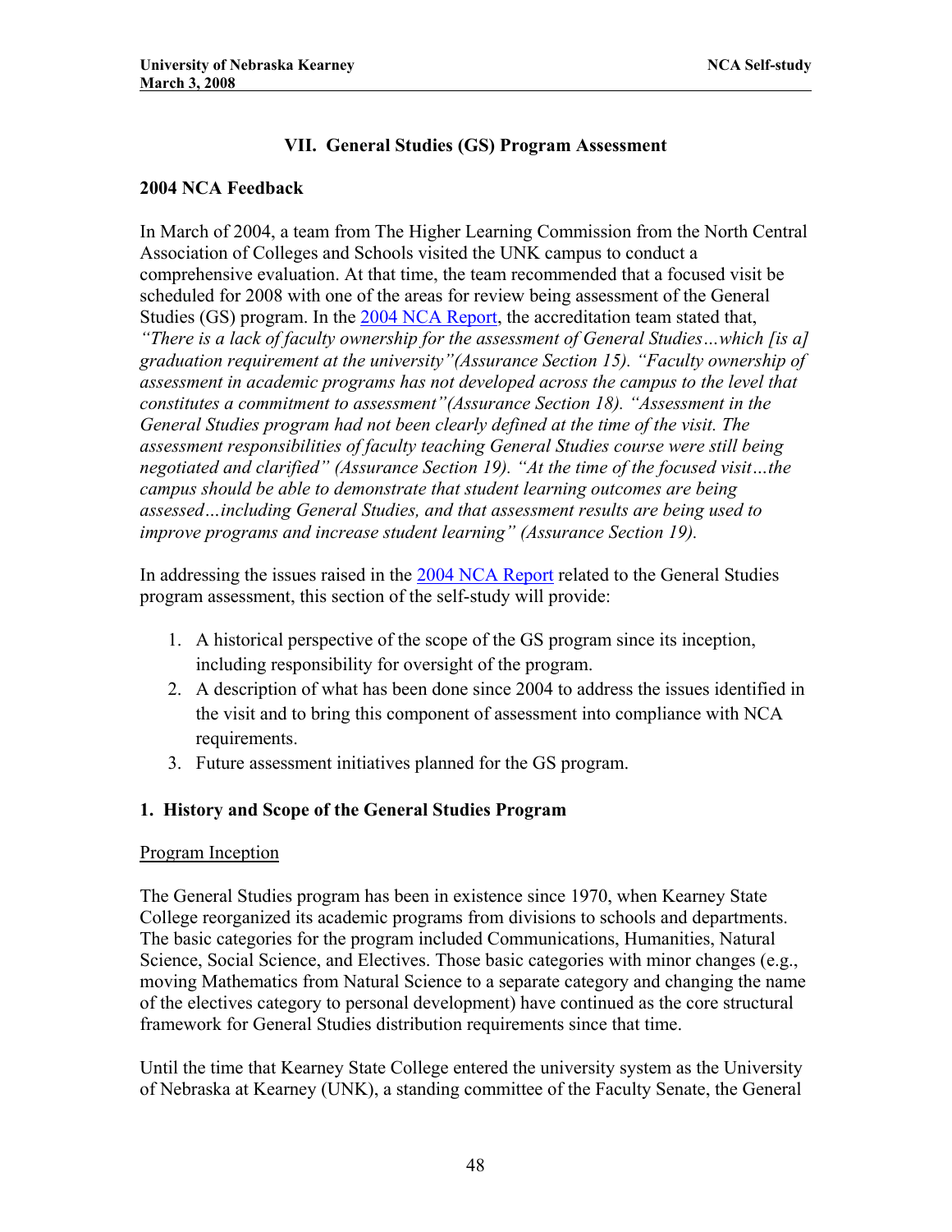## VII. General Studies (GS) Program Assessment

### 2004 NCA Feedback

In March of 2004, a team from The Higher Learning Commission from the North Central Association of Colleges and Schools visited the UNK campus to conduct a comprehensive evaluation. At that time, the team recommended that a focused visit be scheduled for 2008 with one of the areas for review being assessment of the General Studies (GS) program. In the 2004 NCA Report, the accreditation team stated that, *"There is a lack of faculty ownership for the assessment of General Studies…which [is a] graduation requirement at the university"(Assurance Section 15). "Faculty ownership of assessment in academic programs has not developed across the campus to the level that constitutes a commitment to assessment"(Assurance Section 18). "Assessment in the General Studies program had not been clearly defined at the time of the visit. The assessment responsibilities of faculty teaching General Studies course were still being negotiated and clarified" (Assurance Section 19). "At the time of the focused visit…the campus should be able to demonstrate that student learning outcomes are being assessed…including General Studies, and that assessment results are being used to improve programs and increase student learning" (Assurance Section 19).*

In addressing the issues raised in the 2004 NCA Report related to the General Studies program assessment, this section of the self-study will provide:

1. A historical perspective of the scope of the GS program since its inception, including responsibility for oversight of the program.
2. A description of what has been done since 2004 to address the issues identified in the visit and to bring this component of assessment into compliance with NCA requirements.
3. Future assessment initiatives planned for the GS program.

### 1. History and Scope of the General Studies Program

Program Inception

The General Studies program has been in existence since 1970, when Kearney State College reorganized its academic programs from divisions to schools and departments. The basic categories for the program included Communications, Humanities, Natural Science, Social Science, and Electives. Those basic categories with minor changes (e.g., moving Mathematics from Natural Science to a separate category and changing the name of the electives category to personal development) have continued as the core structural framework for General Studies distribution requirements since that time.

Until the time that Kearney State College entered the university system as the University of Nebraska at Kearney (UNK), a standing committee of the Faculty Senate, the General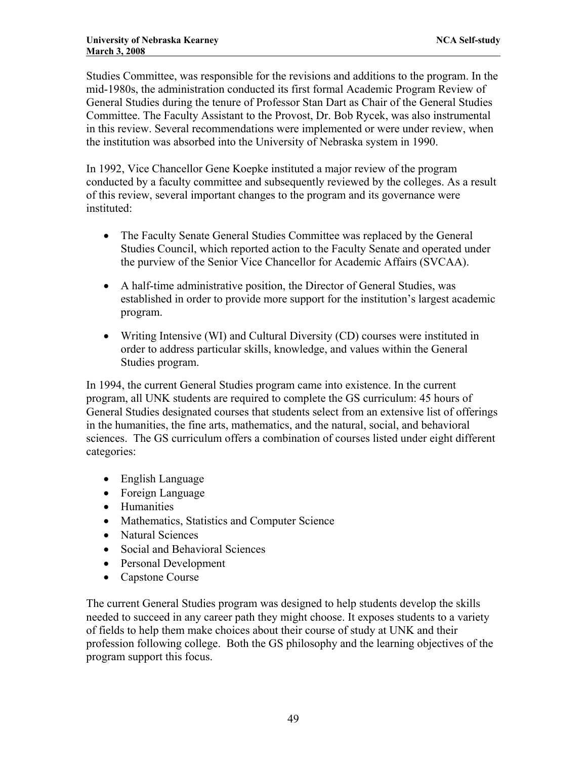Studies Committee, was responsible for the revisions and additions to the program. In the mid-1980s, the administration conducted its first formal Academic Program Review of General Studies during the tenure of Professor Stan Dart as Chair of the General Studies Committee. The Faculty Assistant to the Provost, Dr. Bob Rycek, was also instrumental in this review. Several recommendations were implemented or were under review, when the institution was absorbed into the University of Nebraska system in 1990.

In 1992, Vice Chancellor Gene Koepke instituted a major review of the program conducted by a faculty committee and subsequently reviewed by the colleges. As a result of this review, several important changes to the program and its governance were instituted:

- The Faculty Senate General Studies Committee was replaced by the General Studies Council, which reported action to the Faculty Senate and operated under the purview of the Senior Vice Chancellor for Academic Affairs (SVCAA).
- A half-time administrative position, the Director of General Studies, was established in order to provide more support for the institution's largest academic program.
- Writing Intensive (WI) and Cultural Diversity (CD) courses were instituted in order to address particular skills, knowledge, and values within the General Studies program.

In 1994, the current General Studies program came into existence. In the current program, all UNK students are required to complete the GS curriculum: 45 hours of General Studies designated courses that students select from an extensive list of offerings in the humanities, the fine arts, mathematics, and the natural, social, and behavioral sciences. The GS curriculum offers a combination of courses listed under eight different categories:

- English Language
- Foreign Language
- Humanities
- Mathematics, Statistics and Computer Science
- Natural Sciences
- Social and Behavioral Sciences
- Personal Development
- Capstone Course

The current General Studies program was designed to help students develop the skills needed to succeed in any career path they might choose. It exposes students to a variety of fields to help them make choices about their course of study at UNK and their profession following college. Both the GS philosophy and the learning objectives of the program support this focus.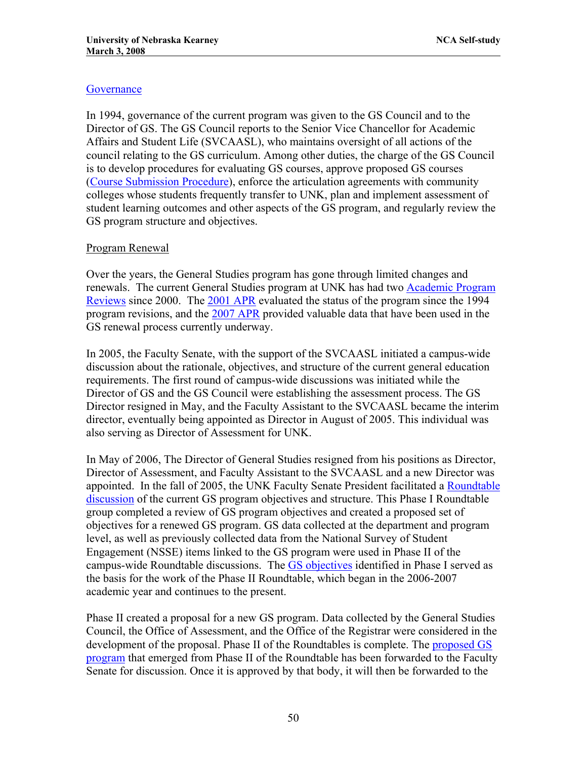## Governance

In 1994, governance of the current program was given to the GS Council and to the Director of GS. The GS Council reports to the Senior Vice Chancellor for Academic Affairs and Student Life (SVCAASL), who maintains oversight of all actions of the council relating to the GS curriculum. Among other duties, the charge of the GS Council is to develop procedures for evaluating GS courses, approve proposed GS courses (Course Submission Procedure), enforce the articulation agreements with community colleges whose students frequently transfer to UNK, plan and implement assessment of student learning outcomes and other aspects of the GS program, and regularly review the GS program structure and objectives.

### Program Renewal

Over the years, the General Studies program has gone through limited changes and renewals. The current General Studies program at UNK has had two Academic Program Reviews since 2000. The 2001 APR evaluated the status of the program since the 1994 program revisions, and the 2007 APR provided valuable data that have been used in the GS renewal process currently underway.

In 2005, the Faculty Senate, with the support of the SVCAASL initiated a campus-wide discussion about the rationale, objectives, and structure of the current general education requirements. The first round of campus-wide discussions was initiated while the Director of GS and the GS Council were establishing the assessment process. The GS Director resigned in May, and the Faculty Assistant to the SVCAASL became the interim director, eventually being appointed as Director in August of 2005. This individual was also serving as Director of Assessment for UNK.

In May of 2006, The Director of General Studies resigned from his positions as Director, Director of Assessment, and Faculty Assistant to the SVCAASL and a new Director was appointed. In the fall of 2005, the UNK Faculty Senate President facilitated a Roundtable discussion of the current GS program objectives and structure. This Phase I Roundtable group completed a review of GS program objectives and created a proposed set of objectives for a renewed GS program. GS data collected at the department and program level, as well as previously collected data from the National Survey of Student Engagement (NSSE) items linked to the GS program were used in Phase II of the campus-wide Roundtable discussions. The GS objectives identified in Phase I served as the basis for the work of the Phase II Roundtable, which began in the 2006-2007 academic year and continues to the present.

Phase II created a proposal for a new GS program. Data collected by the General Studies Council, the Office of Assessment, and the Office of the Registrar were considered in the development of the proposal. Phase II of the Roundtables is complete. The proposed GS program that emerged from Phase II of the Roundtable has been forwarded to the Faculty Senate for discussion. Once it is approved by that body, it will then be forwarded to the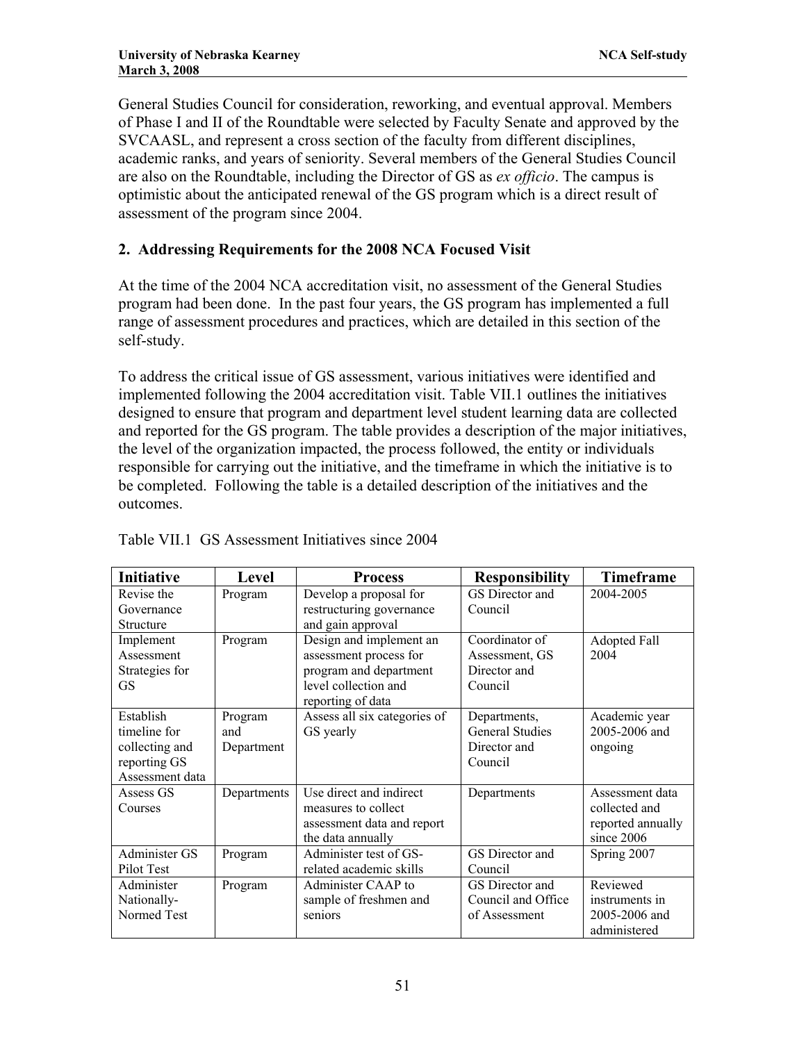General Studies Council for consideration, reworking, and eventual approval. Members of Phase I and II of the Roundtable were selected by Faculty Senate and approved by the SVCAASL, and represent a cross section of the faculty from different disciplines, academic ranks, and years of seniority. Several members of the General Studies Council are also on the Roundtable, including the Director of GS as *ex officio*. The campus is optimistic about the anticipated renewal of the GS program which is a direct result of assessment of the program since 2004.

## 2. Addressing Requirements for the 2008 NCA Focused Visit

At the time of the 2004 NCA accreditation visit, no assessment of the General Studies program had been done. In the past four years, the GS program has implemented a full range of assessment procedures and practices, which are detailed in this section of the self-study.

To address the critical issue of GS assessment, various initiatives were identified and implemented following the 2004 accreditation visit. Table VII.1 outlines the initiatives designed to ensure that program and department level student learning data are collected and reported for the GS program. The table provides a description of the major initiatives, the level of the organization impacted, the process followed, the entity or individuals responsible for carrying out the initiative, and the timeframe in which the initiative is to be completed. Following the table is a detailed description of the initiatives and the outcomes.

Table VII.1 GS Assessment Initiatives since 2004

| Initiative | Level | Process | Responsibility | Timeframe |
|---|---|---|---|---|
| Revise the Governance Structure | Program | Develop a proposal for restructuring governance and gain approval | GS Director and Council | 2004-2005 |
| Implement Assessment Strategies for GS | Program | Design and implement an assessment process for program and department level collection and reporting of data | Coordinator of Assessment, GS Director and Council | Adopted Fall 2004 |
| Establish timeline for collecting and reporting GS Assessment data | Program and Department | Assess all six categories of GS yearly | Departments, General Studies Director and Council | Academic year 2005-2006 and ongoing |
| Assess GS Courses | Departments | Use direct and indirect measures to collect assessment data and report the data annually | Departments | Assessment data collected and reported annually since 2006 |
| Administer GS Pilot Test | Program | Administer test of GS-related academic skills | GS Director and Council | Spring 2007 |
| Administer Nationally-Normed Test | Program | Administer CAAP to sample of freshmen and seniors | GS Director and Council and Office of Assessment | Reviewed instruments in 2005-2006 and administered |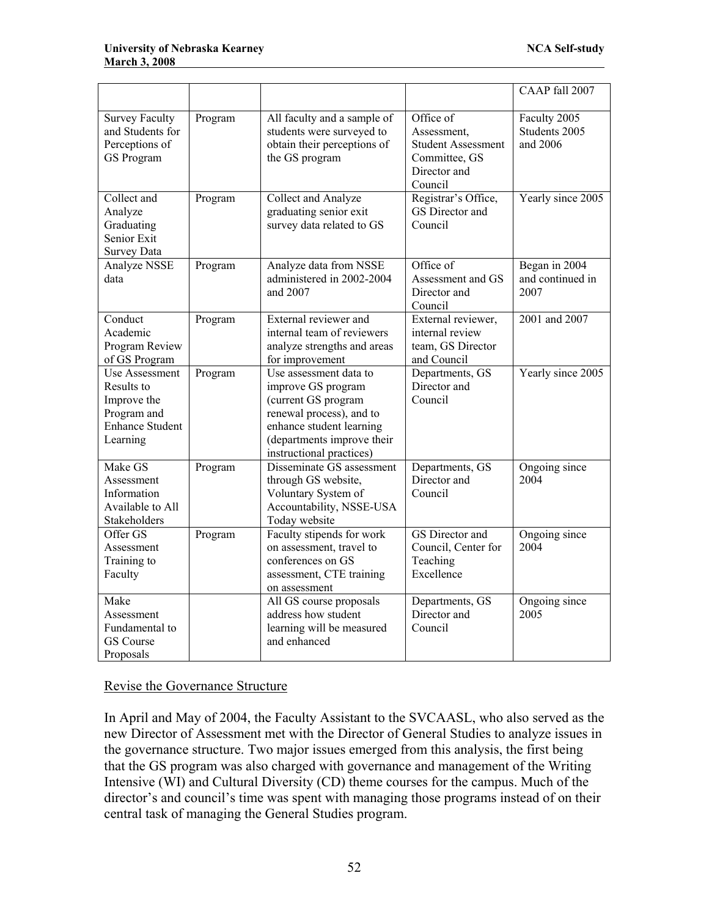| | | | | CAAP fall 2007 |
|---|---|---|---|---|
| Survey Faculty and Students for Perceptions of GS Program | Program | All faculty and a sample of students were surveyed to obtain their perceptions of the GS program | Office of Assessment, Student Assessment Committee, GS Director and Council | Faculty 2005 Students 2005 and 2006 |
| Collect and Analyze Graduating Senior Exit Survey Data | Program | Collect and Analyze graduating senior exit survey data related to GS | Registrar's Office, GS Director and Council | Yearly since 2005 |
| Analyze NSSE data | Program | Analyze data from NSSE administered in 2002-2004 and 2007 | Office of Assessment and GS Director and Council | Began in 2004 and continued in 2007 |
| Conduct Academic Program Review of GS Program | Program | External reviewer and internal team of reviewers analyze strengths and areas for improvement | External reviewer, internal review team, GS Director and Council | 2001 and 2007 |
| Use Assessment Results to Improve the Program and Enhance Student Learning | Program | Use assessment data to improve GS program (current GS program renewal process), and to enhance student learning (departments improve their instructional practices) | Departments, GS Director and Council | Yearly since 2005 |
| Make GS Assessment Information Available to All Stakeholders | Program | Disseminate GS assessment through GS website, Voluntary System of Accountability, NSSE-USA Today website | Departments, GS Director and Council | Ongoing since 2004 |
| Offer GS Assessment Training to Faculty | Program | Faculty stipends for work on assessment, travel to conferences on GS assessment, CTE training on assessment | GS Director and Council, Center for Teaching Excellence | Ongoing since 2004 |
| Make Assessment Fundamental to GS Course Proposals | | All GS course proposals address how student learning will be measured and enhanced | Departments, GS Director and Council | Ongoing since 2005 |

Revise the Governance Structure

In April and May of 2004, the Faculty Assistant to the SVCAASL, who also served as the new Director of Assessment met with the Director of General Studies to analyze issues in the governance structure. Two major issues emerged from this analysis, the first being that the GS program was also charged with governance and management of the Writing Intensive (WI) and Cultural Diversity (CD) theme courses for the campus. Much of the director's and council's time was spent with managing those programs instead of on their central task of managing the General Studies program.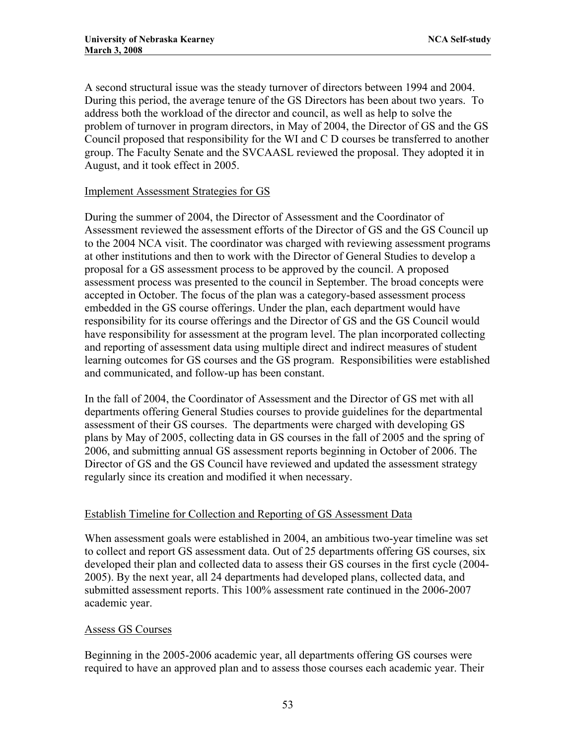A second structural issue was the steady turnover of directors between 1994 and 2004. During this period, the average tenure of the GS Directors has been about two years. To address both the workload of the director and council, as well as help to solve the problem of turnover in program directors, in May of 2004, the Director of GS and the GS Council proposed that responsibility for the WI and C D courses be transferred to another group. The Faculty Senate and the SVCAASL reviewed the proposal. They adopted it in August, and it took effect in 2005.

Implement Assessment Strategies for GS

During the summer of 2004, the Director of Assessment and the Coordinator of Assessment reviewed the assessment efforts of the Director of GS and the GS Council up to the 2004 NCA visit. The coordinator was charged with reviewing assessment programs at other institutions and then to work with the Director of General Studies to develop a proposal for a GS assessment process to be approved by the council. A proposed assessment process was presented to the council in September. The broad concepts were accepted in October. The focus of the plan was a category-based assessment process embedded in the GS course offerings. Under the plan, each department would have responsibility for its course offerings and the Director of GS and the GS Council would have responsibility for assessment at the program level. The plan incorporated collecting and reporting of assessment data using multiple direct and indirect measures of student learning outcomes for GS courses and the GS program. Responsibilities were established and communicated, and follow-up has been constant.

In the fall of 2004, the Coordinator of Assessment and the Director of GS met with all departments offering General Studies courses to provide guidelines for the departmental assessment of their GS courses. The departments were charged with developing GS plans by May of 2005, collecting data in GS courses in the fall of 2005 and the spring of 2006, and submitting annual GS assessment reports beginning in October of 2006. The Director of GS and the GS Council have reviewed and updated the assessment strategy regularly since its creation and modified it when necessary.

Establish Timeline for Collection and Reporting of GS Assessment Data

When assessment goals were established in 2004, an ambitious two-year timeline was set to collect and report GS assessment data. Out of 25 departments offering GS courses, six developed their plan and collected data to assess their GS courses in the first cycle (2004-2005). By the next year, all 24 departments had developed plans, collected data, and submitted assessment reports. This 100% assessment rate continued in the 2006-2007 academic year.

Assess GS Courses

Beginning in the 2005-2006 academic year, all departments offering GS courses were required to have an approved plan and to assess those courses each academic year. Their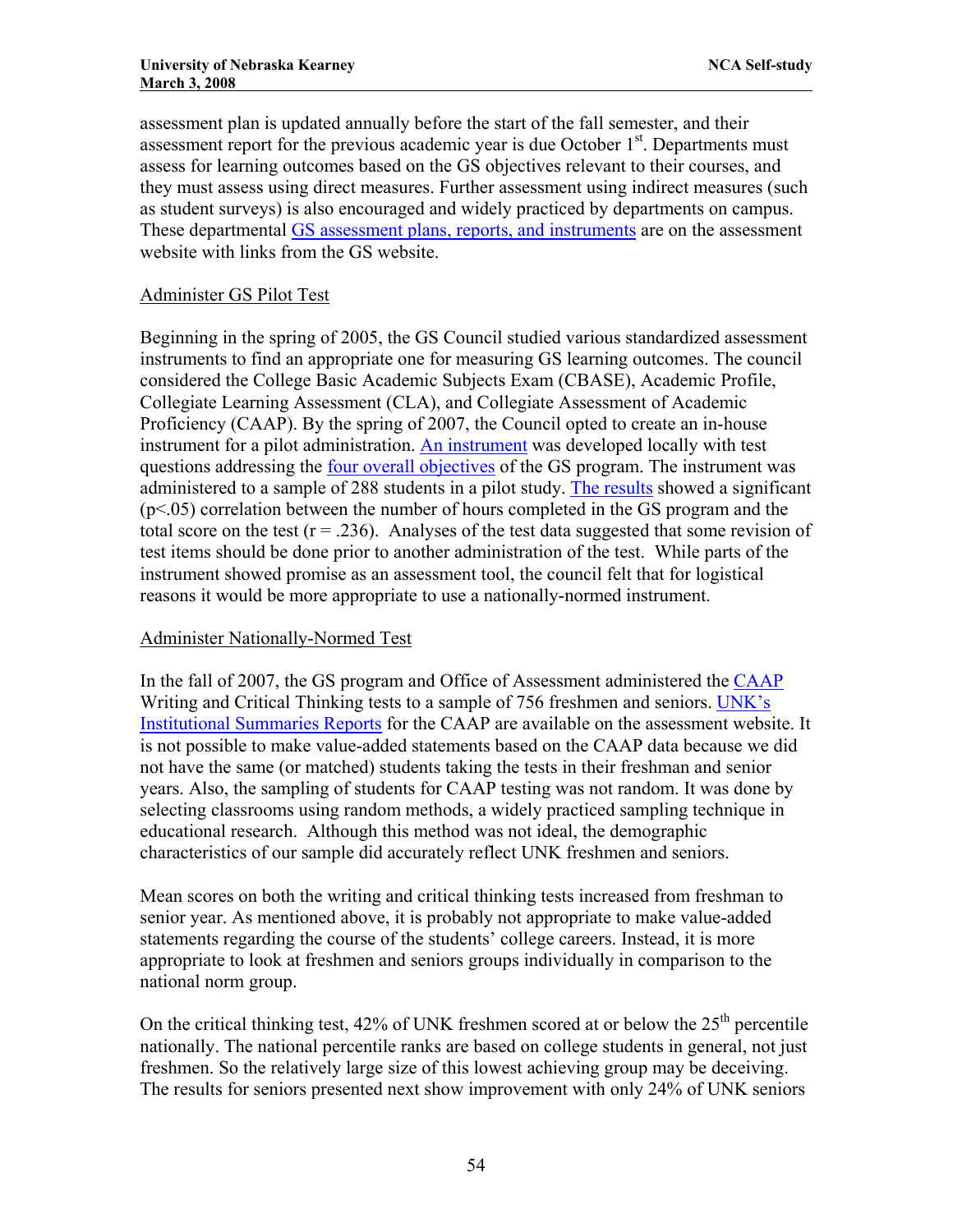assessment plan is updated annually before the start of the fall semester, and their assessment report for the previous academic year is due October 1st. Departments must assess for learning outcomes based on the GS objectives relevant to their courses, and they must assess using direct measures. Further assessment using indirect measures (such as student surveys) is also encouraged and widely practiced by departments on campus. These departmental GS assessment plans, reports, and instruments are on the assessment website with links from the GS website.

Administer GS Pilot Test

Beginning in the spring of 2005, the GS Council studied various standardized assessment instruments to find an appropriate one for measuring GS learning outcomes. The council considered the College Basic Academic Subjects Exam (CBASE), Academic Profile, Collegiate Learning Assessment (CLA), and Collegiate Assessment of Academic Proficiency (CAAP). By the spring of 2007, the Council opted to create an in-house instrument for a pilot administration. An instrument was developed locally with test questions addressing the four overall objectives of the GS program. The instrument was administered to a sample of 288 students in a pilot study. The results showed a significant ($p<.05$) correlation between the number of hours completed in the GS program and the total score on the test ($r = .236$). Analyses of the test data suggested that some revision of test items should be done prior to another administration of the test. While parts of the instrument showed promise as an assessment tool, the council felt that for logistical reasons it would be more appropriate to use a nationally-normed instrument.

Administer Nationally-Normed Test

In the fall of 2007, the GS program and Office of Assessment administered the CAAP Writing and Critical Thinking tests to a sample of 756 freshmen and seniors. UNK's Institutional Summaries Reports for the CAAP are available on the assessment website. It is not possible to make value-added statements based on the CAAP data because we did not have the same (or matched) students taking the tests in their freshman and senior years. Also, the sampling of students for CAAP testing was not random. It was done by selecting classrooms using random methods, a widely practiced sampling technique in educational research. Although this method was not ideal, the demographic characteristics of our sample did accurately reflect UNK freshmen and seniors.

Mean scores on both the writing and critical thinking tests increased from freshman to senior year. As mentioned above, it is probably not appropriate to make value-added statements regarding the course of the students' college careers. Instead, it is more appropriate to look at freshmen and seniors groups individually in comparison to the national norm group.

On the critical thinking test, 42% of UNK freshmen scored at or below the 25th percentile nationally. The national percentile ranks are based on college students in general, not just freshmen. So the relatively large size of this lowest achieving group may be deceiving. The results for seniors presented next show improvement with only 24% of UNK seniors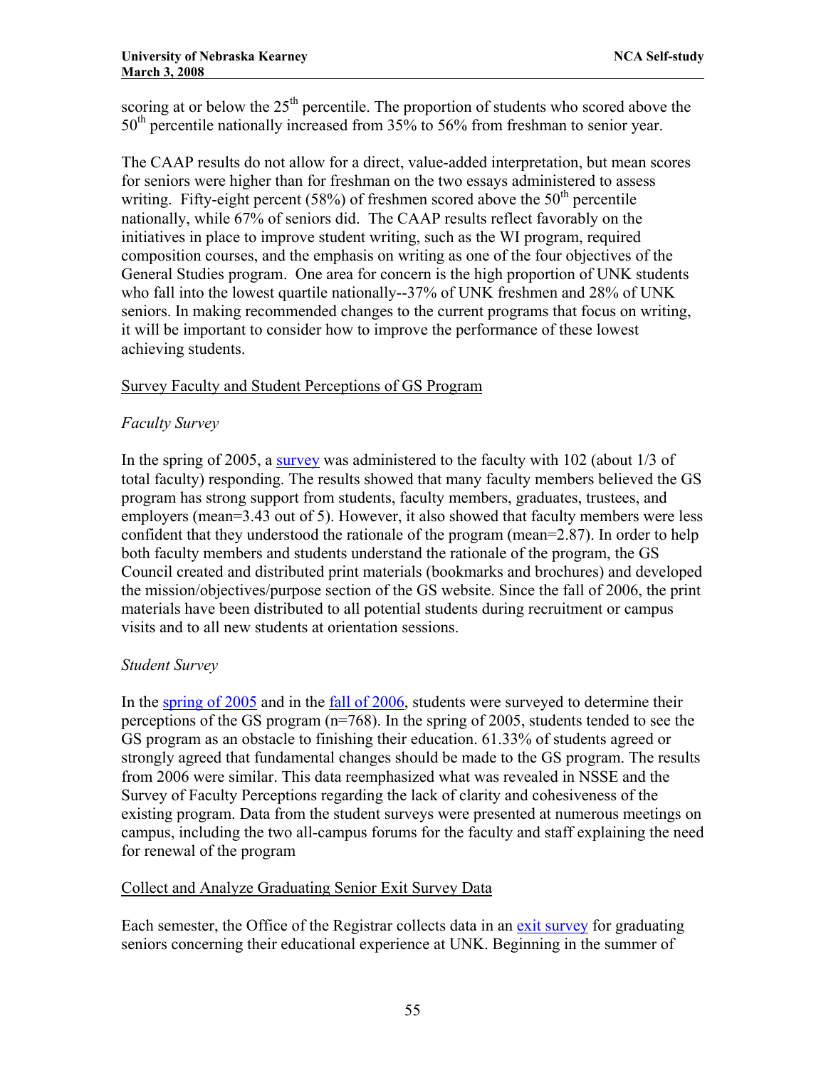scoring at or below the 25th percentile. The proportion of students who scored above the 50th percentile nationally increased from 35% to 56% from freshman to senior year.

The CAAP results do not allow for a direct, value-added interpretation, but mean scores for seniors were higher than for freshman on the two essays administered to assess writing. Fifty-eight percent (58%) of freshmen scored above the 50th percentile nationally, while 67% of seniors did. The CAAP results reflect favorably on the initiatives in place to improve student writing, such as the WI program, required composition courses, and the emphasis on writing as one of the four objectives of the General Studies program. One area for concern is the high proportion of UNK students who fall into the lowest quartile nationally--37% of UNK freshmen and 28% of UNK seniors. In making recommended changes to the current programs that focus on writing, it will be important to consider how to improve the performance of these lowest achieving students.

Survey Faculty and Student Perceptions of GS Program

*Faculty Survey*

In the spring of 2005, a survey was administered to the faculty with 102 (about 1/3 of total faculty) responding. The results showed that many faculty members believed the GS program has strong support from students, faculty members, graduates, trustees, and employers (mean=3.43 out of 5). However, it also showed that faculty members were less confident that they understood the rationale of the program (mean=2.87). In order to help both faculty members and students understand the rationale of the program, the GS Council created and distributed print materials (bookmarks and brochures) and developed the mission/objectives/purpose section of the GS website. Since the fall of 2006, the print materials have been distributed to all potential students during recruitment or campus visits and to all new students at orientation sessions.

*Student Survey*

In the spring of 2005 and in the fall of 2006, students were surveyed to determine their perceptions of the GS program (n=768). In the spring of 2005, students tended to see the GS program as an obstacle to finishing their education. 61.33% of students agreed or strongly agreed that fundamental changes should be made to the GS program. The results from 2006 were similar. This data reemphasized what was revealed in NSSE and the Survey of Faculty Perceptions regarding the lack of clarity and cohesiveness of the existing program. Data from the student surveys were presented at numerous meetings on campus, including the two all-campus forums for the faculty and staff explaining the need for renewal of the program

Collect and Analyze Graduating Senior Exit Survey Data

Each semester, the Office of the Registrar collects data in an exit survey for graduating seniors concerning their educational experience at UNK. Beginning in the summer of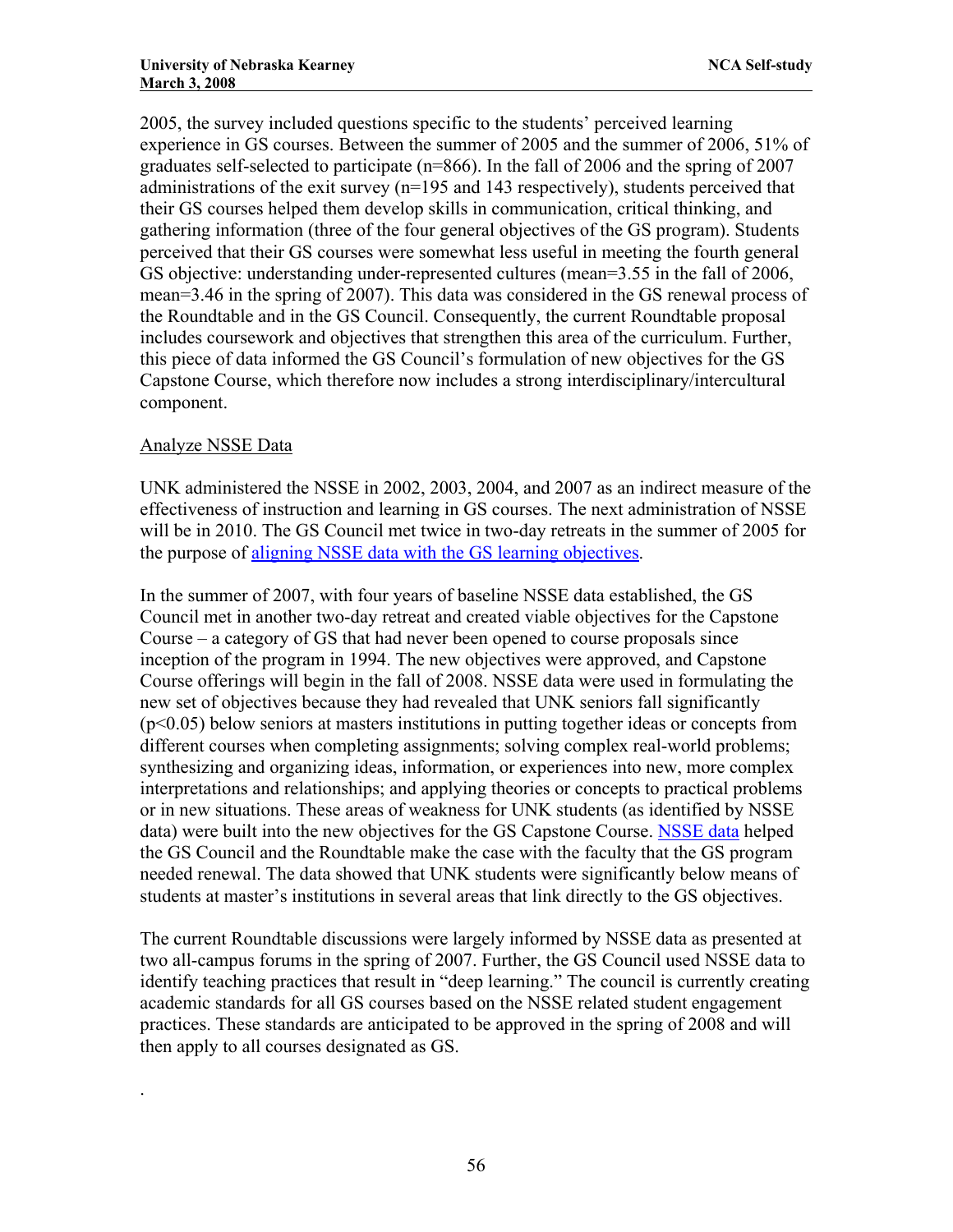2005, the survey included questions specific to the students' perceived learning experience in GS courses. Between the summer of 2005 and the summer of 2006, 51% of graduates self-selected to participate (n=866). In the fall of 2006 and the spring of 2007 administrations of the exit survey (n=195 and 143 respectively), students perceived that their GS courses helped them develop skills in communication, critical thinking, and gathering information (three of the four general objectives of the GS program). Students perceived that their GS courses were somewhat less useful in meeting the fourth general GS objective: understanding under-represented cultures (mean=3.55 in the fall of 2006, mean=3.46 in the spring of 2007). This data was considered in the GS renewal process of the Roundtable and in the GS Council. Consequently, the current Roundtable proposal includes coursework and objectives that strengthen this area of the curriculum. Further, this piece of data informed the GS Council's formulation of new objectives for the GS Capstone Course, which therefore now includes a strong interdisciplinary/intercultural component.

Analyze NSSE Data

UNK administered the NSSE in 2002, 2003, 2004, and 2007 as an indirect measure of the effectiveness of instruction and learning in GS courses. The next administration of NSSE will be in 2010. The GS Council met twice in two-day retreats in the summer of 2005 for the purpose of aligning NSSE data with the GS learning objectives.

In the summer of 2007, with four years of baseline NSSE data established, the GS Council met in another two-day retreat and created viable objectives for the Capstone Course – a category of GS that had never been opened to course proposals since inception of the program in 1994. The new objectives were approved, and Capstone Course offerings will begin in the fall of 2008. NSSE data were used in formulating the new set of objectives because they had revealed that UNK seniors fall significantly ($p<0.05$) below seniors at masters institutions in putting together ideas or concepts from different courses when completing assignments; solving complex real-world problems; synthesizing and organizing ideas, information, or experiences into new, more complex interpretations and relationships; and applying theories or concepts to practical problems or in new situations. These areas of weakness for UNK students (as identified by NSSE data) were built into the new objectives for the GS Capstone Course. NSSE data helped the GS Council and the Roundtable make the case with the faculty that the GS program needed renewal. The data showed that UNK students were significantly below means of students at master's institutions in several areas that link directly to the GS objectives.

The current Roundtable discussions were largely informed by NSSE data as presented at two all-campus forums in the spring of 2007. Further, the GS Council used NSSE data to identify teaching practices that result in "deep learning." The council is currently creating academic standards for all GS courses based on the NSSE related student engagement practices. These standards are anticipated to be approved in the spring of 2008 and will then apply to all courses designated as GS.

.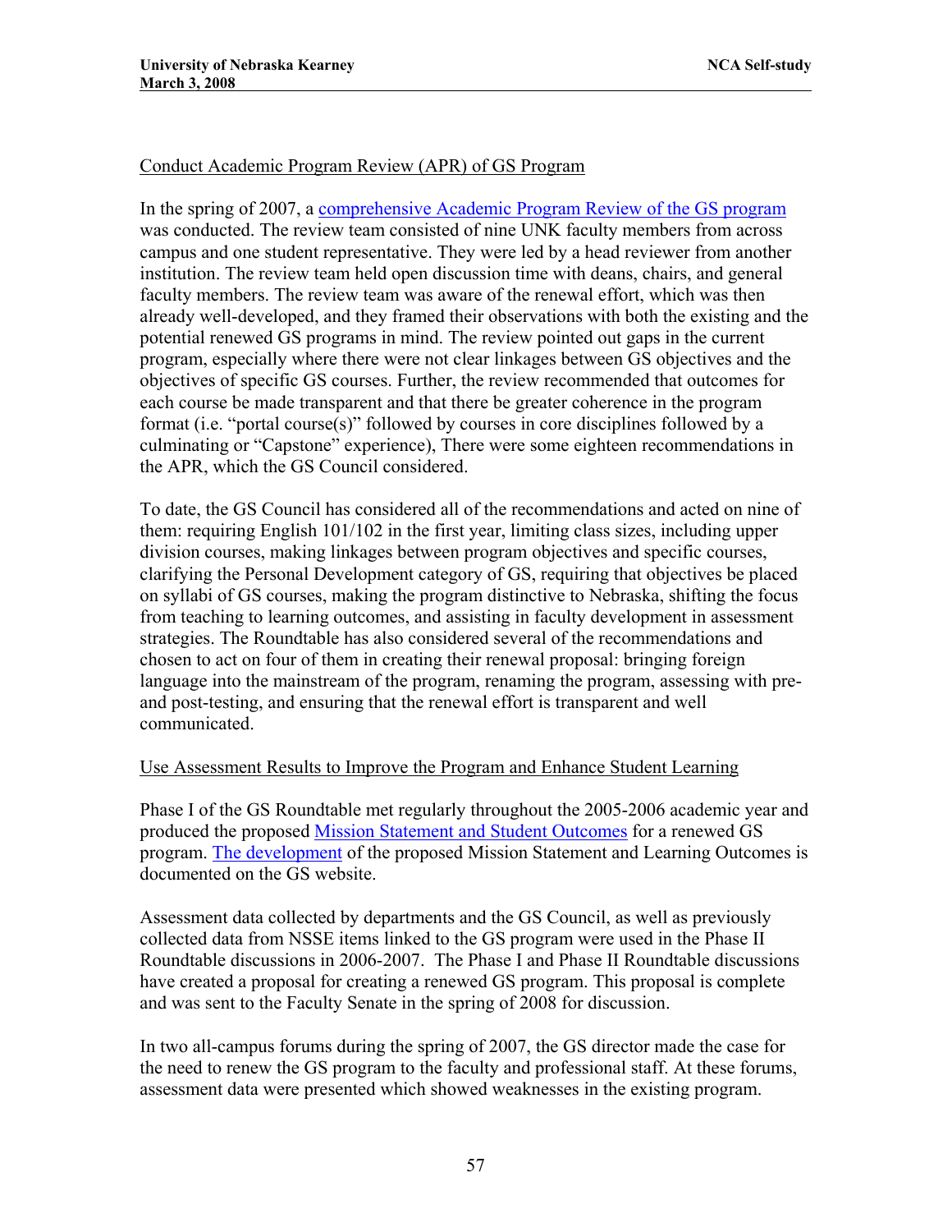Conduct Academic Program Review (APR) of GS Program

In the spring of 2007, a comprehensive Academic Program Review of the GS program was conducted. The review team consisted of nine UNK faculty members from across campus and one student representative. They were led by a head reviewer from another institution. The review team held open discussion time with deans, chairs, and general faculty members. The review team was aware of the renewal effort, which was then already well-developed, and they framed their observations with both the existing and the potential renewed GS programs in mind. The review pointed out gaps in the current program, especially where there were not clear linkages between GS objectives and the objectives of specific GS courses. Further, the review recommended that outcomes for each course be made transparent and that there be greater coherence in the program format (i.e. "portal course(s)" followed by courses in core disciplines followed by a culminating or "Capstone" experience), There were some eighteen recommendations in the APR, which the GS Council considered.

To date, the GS Council has considered all of the recommendations and acted on nine of them: requiring English 101/102 in the first year, limiting class sizes, including upper division courses, making linkages between program objectives and specific courses, clarifying the Personal Development category of GS, requiring that objectives be placed on syllabi of GS courses, making the program distinctive to Nebraska, shifting the focus from teaching to learning outcomes, and assisting in faculty development in assessment strategies. The Roundtable has also considered several of the recommendations and chosen to act on four of them in creating their renewal proposal: bringing foreign language into the mainstream of the program, renaming the program, assessing with pre- and post-testing, and ensuring that the renewal effort is transparent and well communicated.

Use Assessment Results to Improve the Program and Enhance Student Learning

Phase I of the GS Roundtable met regularly throughout the 2005-2006 academic year and produced the proposed Mission Statement and Student Outcomes for a renewed GS program. The development of the proposed Mission Statement and Learning Outcomes is documented on the GS website.

Assessment data collected by departments and the GS Council, as well as previously collected data from NSSE items linked to the GS program were used in the Phase II Roundtable discussions in 2006-2007. The Phase I and Phase II Roundtable discussions have created a proposal for creating a renewed GS program. This proposal is complete and was sent to the Faculty Senate in the spring of 2008 for discussion.

In two all-campus forums during the spring of 2007, the GS director made the case for the need to renew the GS program to the faculty and professional staff. At these forums, assessment data were presented which showed weaknesses in the existing program.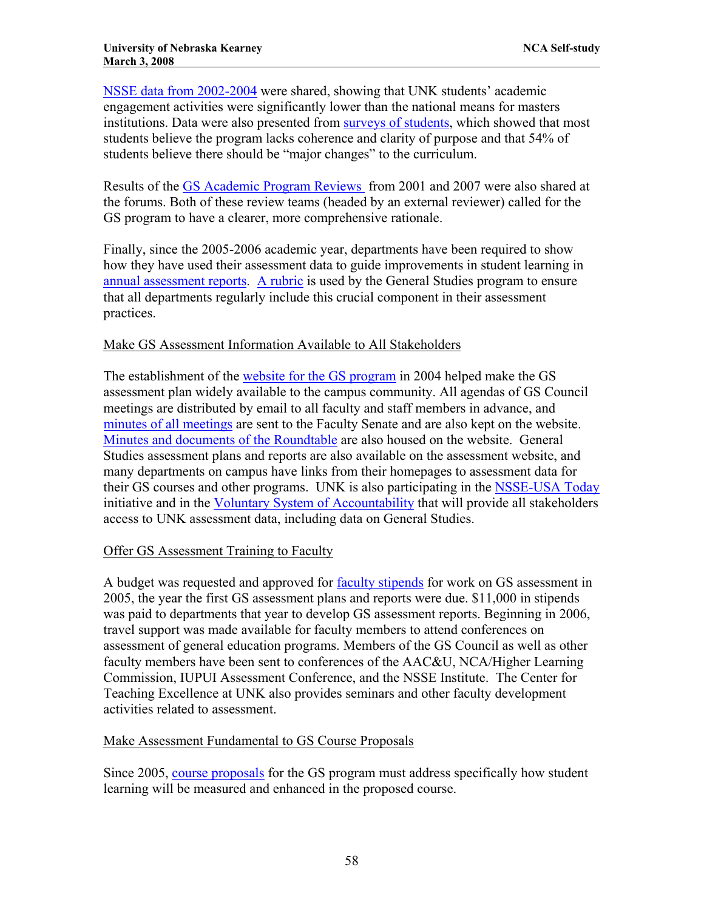NSSE data from 2002-2004 were shared, showing that UNK students' academic engagement activities were significantly lower than the national means for masters institutions. Data were also presented from surveys of students, which showed that most students believe the program lacks coherence and clarity of purpose and that 54% of students believe there should be "major changes" to the curriculum.

Results of the GS Academic Program Reviews from 2001 and 2007 were also shared at the forums. Both of these review teams (headed by an external reviewer) called for the GS program to have a clearer, more comprehensive rationale.

Finally, since the 2005-2006 academic year, departments have been required to show how they have used their assessment data to guide improvements in student learning in annual assessment reports. A rubric is used by the General Studies program to ensure that all departments regularly include this crucial component in their assessment practices.

Make GS Assessment Information Available to All Stakeholders

The establishment of the website for the GS program in 2004 helped make the GS assessment plan widely available to the campus community. All agendas of GS Council meetings are distributed by email to all faculty and staff members in advance, and minutes of all meetings are sent to the Faculty Senate and are also kept on the website. Minutes and documents of the Roundtable are also housed on the website. General Studies assessment plans and reports are also available on the assessment website, and many departments on campus have links from their homepages to assessment data for their GS courses and other programs. UNK is also participating in the NSSE-USA Today initiative and in the Voluntary System of Accountability that will provide all stakeholders access to UNK assessment data, including data on General Studies.

Offer GS Assessment Training to Faculty

A budget was requested and approved for faculty stipends for work on GS assessment in 2005, the year the first GS assessment plans and reports were due. $11,000 in stipends was paid to departments that year to develop GS assessment reports. Beginning in 2006, travel support was made available for faculty members to attend conferences on assessment of general education programs. Members of the GS Council as well as other faculty members have been sent to conferences of the AAC&U, NCA/Higher Learning Commission, IUPUI Assessment Conference, and the NSSE Institute. The Center for Teaching Excellence at UNK also provides seminars and other faculty development activities related to assessment.

Make Assessment Fundamental to GS Course Proposals

Since 2005, course proposals for the GS program must address specifically how student learning will be measured and enhanced in the proposed course.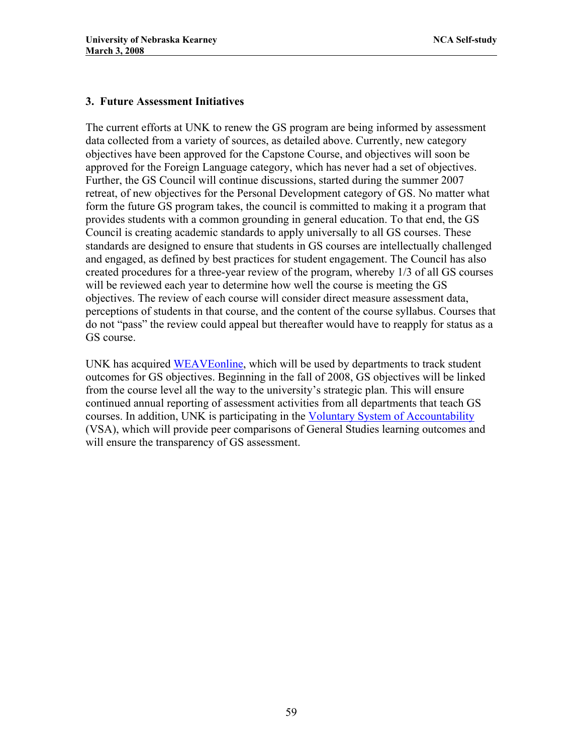### 3. Future Assessment Initiatives

The current efforts at UNK to renew the GS program are being informed by assessment data collected from a variety of sources, as detailed above. Currently, new category objectives have been approved for the Capstone Course, and objectives will soon be approved for the Foreign Language category, which has never had a set of objectives. Further, the GS Council will continue discussions, started during the summer 2007 retreat, of new objectives for the Personal Development category of GS. No matter what form the future GS program takes, the council is committed to making it a program that provides students with a common grounding in general education. To that end, the GS Council is creating academic standards to apply universally to all GS courses. These standards are designed to ensure that students in GS courses are intellectually challenged and engaged, as defined by best practices for student engagement. The Council has also created procedures for a three-year review of the program, whereby 1/3 of all GS courses will be reviewed each year to determine how well the course is meeting the GS objectives. The review of each course will consider direct measure assessment data, perceptions of students in that course, and the content of the course syllabus. Courses that do not "pass" the review could appeal but thereafter would have to reapply for status as a GS course.

UNK has acquired WEAVEonline, which will be used by departments to track student outcomes for GS objectives. Beginning in the fall of 2008, GS objectives will be linked from the course level all the way to the university's strategic plan. This will ensure continued annual reporting of assessment activities from all departments that teach GS courses. In addition, UNK is participating in the Voluntary System of Accountability (VSA), which will provide peer comparisons of General Studies learning outcomes and will ensure the transparency of GS assessment.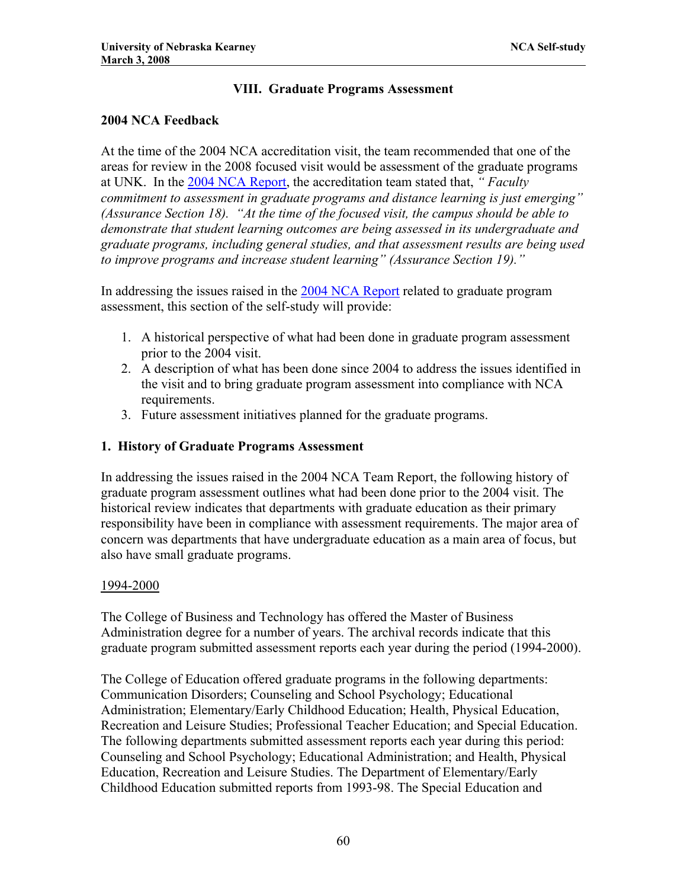## VIII. Graduate Programs Assessment

### 2004 NCA Feedback

At the time of the 2004 NCA accreditation visit, the team recommended that one of the areas for review in the 2008 focused visit would be assessment of the graduate programs at UNK. In the 2004 NCA Report, the accreditation team stated that, *" Faculty commitment to assessment in graduate programs and distance learning is just emerging" (Assurance Section 18). "At the time of the focused visit, the campus should be able to demonstrate that student learning outcomes are being assessed in its undergraduate and graduate programs, including general studies, and that assessment results are being used to improve programs and increase student learning" (Assurance Section 19)."*

In addressing the issues raised in the 2004 NCA Report related to graduate program assessment, this section of the self-study will provide:

1. A historical perspective of what had been done in graduate program assessment prior to the 2004 visit.
2. A description of what has been done since 2004 to address the issues identified in the visit and to bring graduate program assessment into compliance with NCA requirements.
3. Future assessment initiatives planned for the graduate programs.

### 1. History of Graduate Programs Assessment

In addressing the issues raised in the 2004 NCA Team Report, the following history of graduate program assessment outlines what had been done prior to the 2004 visit. The historical review indicates that departments with graduate education as their primary responsibility have been in compliance with assessment requirements. The major area of concern was departments that have undergraduate education as a main area of focus, but also have small graduate programs.

<u>1994-2000</u>

The College of Business and Technology has offered the Master of Business Administration degree for a number of years. The archival records indicate that this graduate program submitted assessment reports each year during the period (1994-2000).

The College of Education offered graduate programs in the following departments: Communication Disorders; Counseling and School Psychology; Educational Administration; Elementary/Early Childhood Education; Health, Physical Education, Recreation and Leisure Studies; Professional Teacher Education; and Special Education. The following departments submitted assessment reports each year during this period: Counseling and School Psychology; Educational Administration; and Health, Physical Education, Recreation and Leisure Studies. The Department of Elementary/Early Childhood Education submitted reports from 1993-98. The Special Education and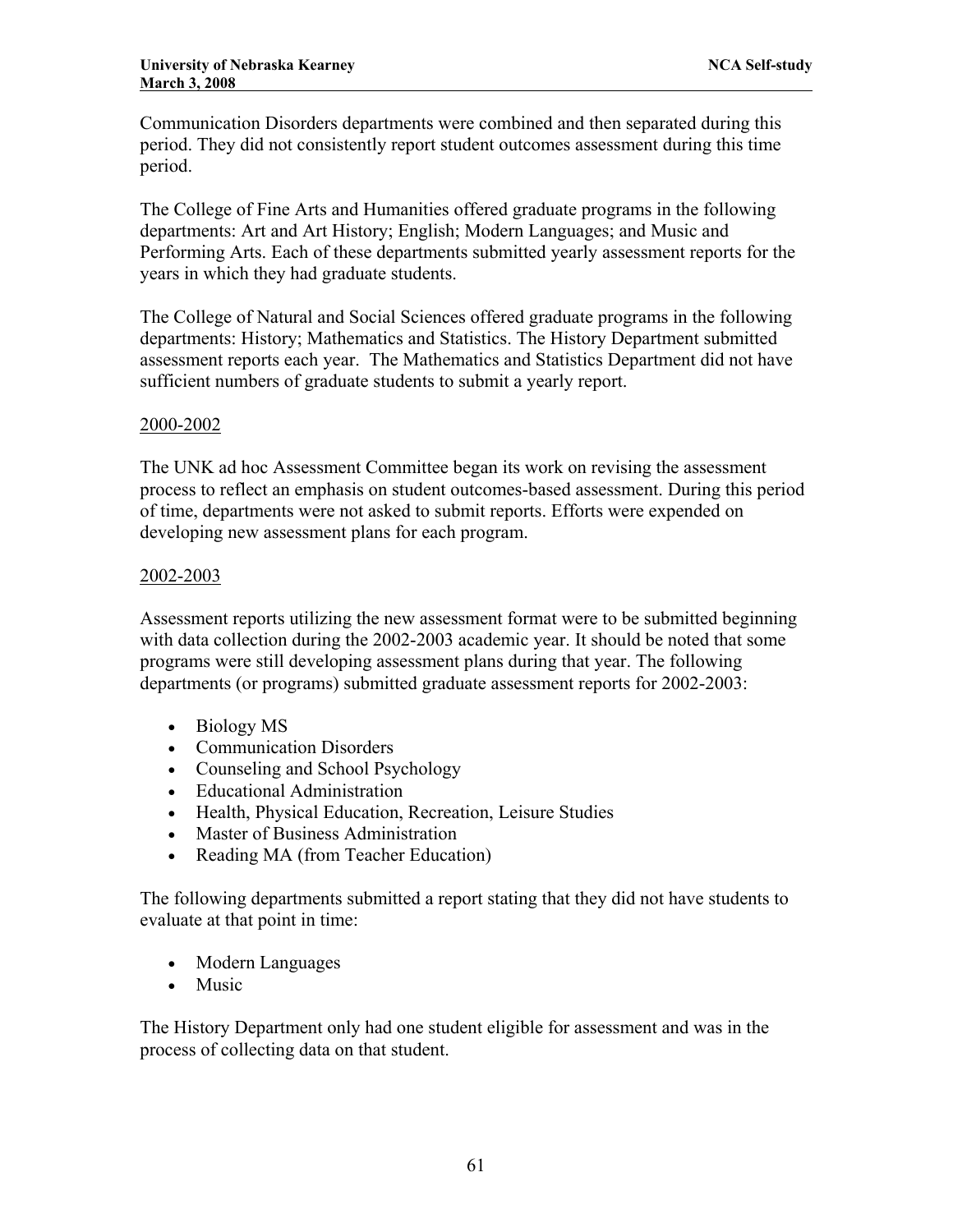Communication Disorders departments were combined and then separated during this period. They did not consistently report student outcomes assessment during this time period.

The College of Fine Arts and Humanities offered graduate programs in the following departments: Art and Art History; English; Modern Languages; and Music and Performing Arts. Each of these departments submitted yearly assessment reports for the years in which they had graduate students.

The College of Natural and Social Sciences offered graduate programs in the following departments: History; Mathematics and Statistics. The History Department submitted assessment reports each year. The Mathematics and Statistics Department did not have sufficient numbers of graduate students to submit a yearly report.

<u>2000-2002</u>

The UNK ad hoc Assessment Committee began its work on revising the assessment process to reflect an emphasis on student outcomes-based assessment. During this period of time, departments were not asked to submit reports. Efforts were expended on developing new assessment plans for each program.

<u>2002-2003</u>

Assessment reports utilizing the new assessment format were to be submitted beginning with data collection during the 2002-2003 academic year. It should be noted that some programs were still developing assessment plans during that year. The following departments (or programs) submitted graduate assessment reports for 2002-2003:

- Biology MS
- Communication Disorders
- Counseling and School Psychology
- Educational Administration
- Health, Physical Education, Recreation, Leisure Studies
- Master of Business Administration
- Reading MA (from Teacher Education)

The following departments submitted a report stating that they did not have students to evaluate at that point in time:

- Modern Languages
- Music

The History Department only had one student eligible for assessment and was in the process of collecting data on that student.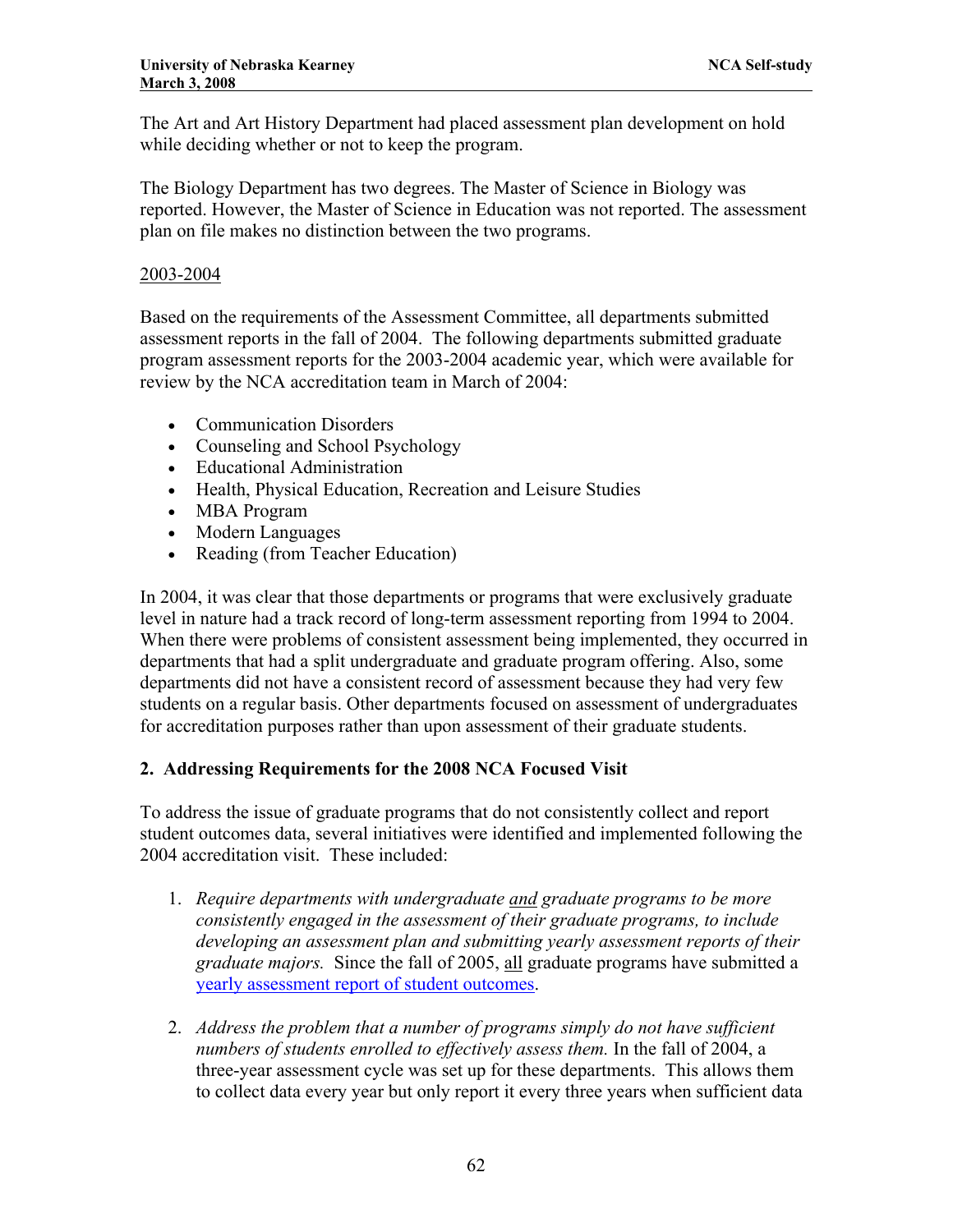The Art and Art History Department had placed assessment plan development on hold while deciding whether or not to keep the program.

The Biology Department has two degrees. The Master of Science in Biology was reported. However, the Master of Science in Education was not reported. The assessment plan on file makes no distinction between the two programs.

<u>2003-2004</u>

Based on the requirements of the Assessment Committee, all departments submitted assessment reports in the fall of 2004. The following departments submitted graduate program assessment reports for the 2003-2004 academic year, which were available for review by the NCA accreditation team in March of 2004:

- Communication Disorders
- Counseling and School Psychology
- Educational Administration
- Health, Physical Education, Recreation and Leisure Studies
- MBA Program
- Modern Languages
- Reading (from Teacher Education)

In 2004, it was clear that those departments or programs that were exclusively graduate level in nature had a track record of long-term assessment reporting from 1994 to 2004. When there were problems of consistent assessment being implemented, they occurred in departments that had a split undergraduate and graduate program offering. Also, some departments did not have a consistent record of assessment because they had very few students on a regular basis. Other departments focused on assessment of undergraduates for accreditation purposes rather than upon assessment of their graduate students.

### 2. Addressing Requirements for the 2008 NCA Focused Visit

To address the issue of graduate programs that do not consistently collect and report student outcomes data, several initiatives were identified and implemented following the 2004 accreditation visit. These included:

1. *Require departments with undergraduate <u>and</u> graduate programs to be more consistently engaged in the assessment of their graduate programs, to include developing an assessment plan and submitting yearly assessment reports of their graduate majors.* Since the fall of 2005, <u>all</u> graduate programs have submitted a yearly assessment report of student outcomes.

2. *Address the problem that a number of programs simply do not have sufficient numbers of students enrolled to effectively assess them.* In the fall of 2004, a three-year assessment cycle was set up for these departments. This allows them to collect data every year but only report it every three years when sufficient data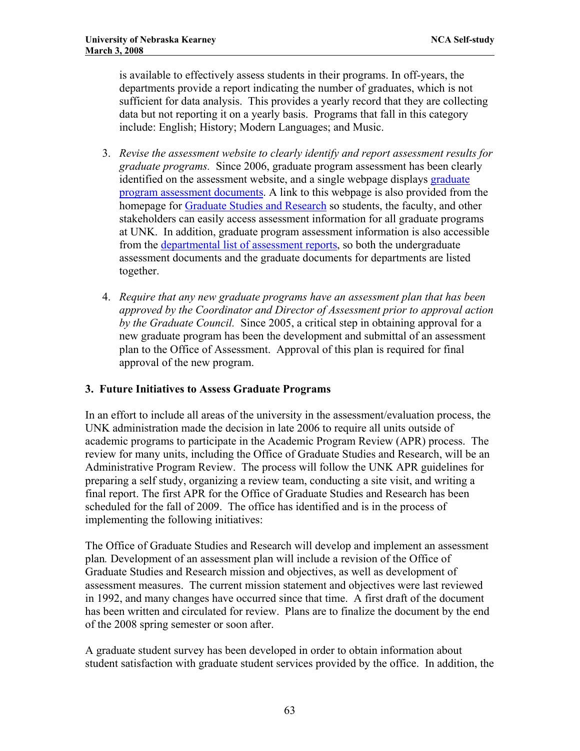is available to effectively assess students in their programs. In off-years, the departments provide a report indicating the number of graduates, which is not sufficient for data analysis. This provides a yearly record that they are collecting data but not reporting it on a yearly basis. Programs that fall in this category include: English; History; Modern Languages; and Music.

3. *Revise the assessment website to clearly identify and report assessment results for graduate programs.* Since 2006, graduate program assessment has been clearly identified on the assessment website, and a single webpage displays graduate program assessment documents. A link to this webpage is also provided from the homepage for Graduate Studies and Research so students, the faculty, and other stakeholders can easily access assessment information for all graduate programs at UNK. In addition, graduate program assessment information is also accessible from the departmental list of assessment reports, so both the undergraduate assessment documents and the graduate documents for departments are listed together.

4. *Require that any new graduate programs have an assessment plan that has been approved by the Coordinator and Director of Assessment prior to approval action by the Graduate Council.* Since 2005, a critical step in obtaining approval for a new graduate program has been the development and submittal of an assessment plan to the Office of Assessment. Approval of this plan is required for final approval of the new program.

### 3. Future Initiatives to Assess Graduate Programs

In an effort to include all areas of the university in the assessment/evaluation process, the UNK administration made the decision in late 2006 to require all units outside of academic programs to participate in the Academic Program Review (APR) process. The review for many units, including the Office of Graduate Studies and Research, will be an Administrative Program Review. The process will follow the UNK APR guidelines for preparing a self study, organizing a review team, conducting a site visit, and writing a final report. The first APR for the Office of Graduate Studies and Research has been scheduled for the fall of 2009. The office has identified and is in the process of implementing the following initiatives:

The Office of Graduate Studies and Research will develop and implement an assessment plan*.* Development of an assessment plan will include a revision of the Office of Graduate Studies and Research mission and objectives, as well as development of assessment measures. The current mission statement and objectives were last reviewed in 1992, and many changes have occurred since that time. A first draft of the document has been written and circulated for review. Plans are to finalize the document by the end of the 2008 spring semester or soon after.

A graduate student survey has been developed in order to obtain information about student satisfaction with graduate student services provided by the office. In addition, the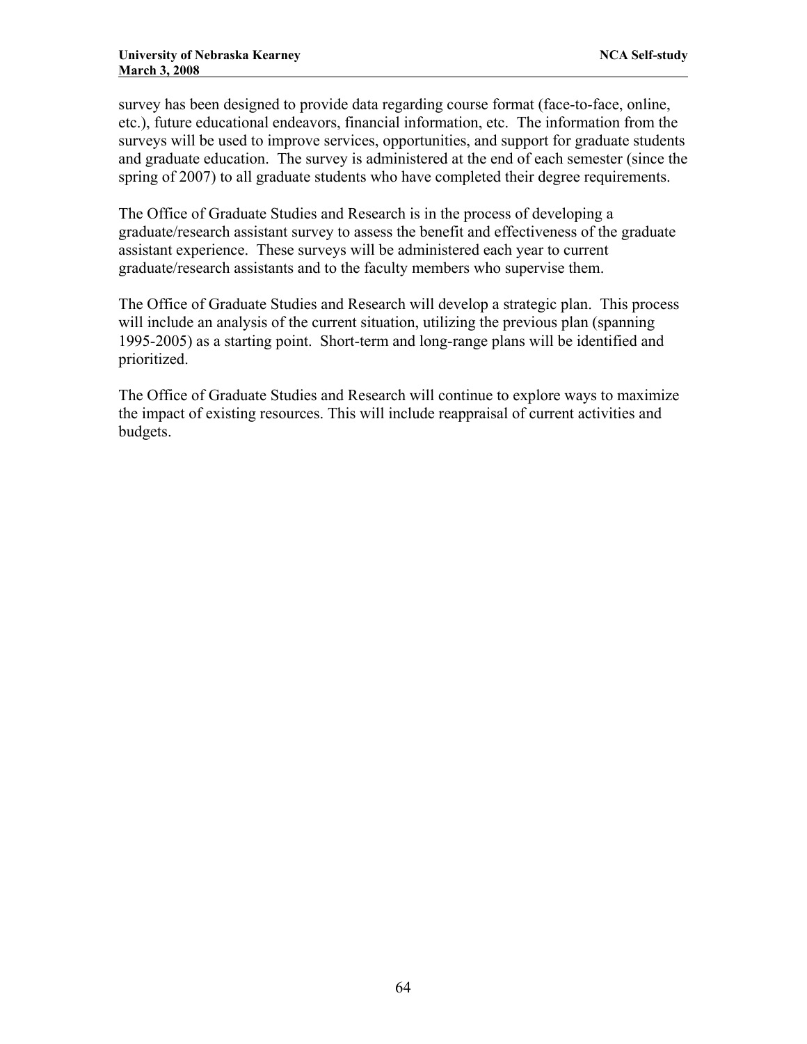survey has been designed to provide data regarding course format (face-to-face, online, etc.), future educational endeavors, financial information, etc. The information from the surveys will be used to improve services, opportunities, and support for graduate students and graduate education. The survey is administered at the end of each semester (since the spring of 2007) to all graduate students who have completed their degree requirements.

The Office of Graduate Studies and Research is in the process of developing a graduate/research assistant survey to assess the benefit and effectiveness of the graduate assistant experience. These surveys will be administered each year to current graduate/research assistants and to the faculty members who supervise them.

The Office of Graduate Studies and Research will develop a strategic plan. This process will include an analysis of the current situation, utilizing the previous plan (spanning 1995-2005) as a starting point. Short-term and long-range plans will be identified and prioritized.

The Office of Graduate Studies and Research will continue to explore ways to maximize the impact of existing resources. This will include reappraisal of current activities and budgets.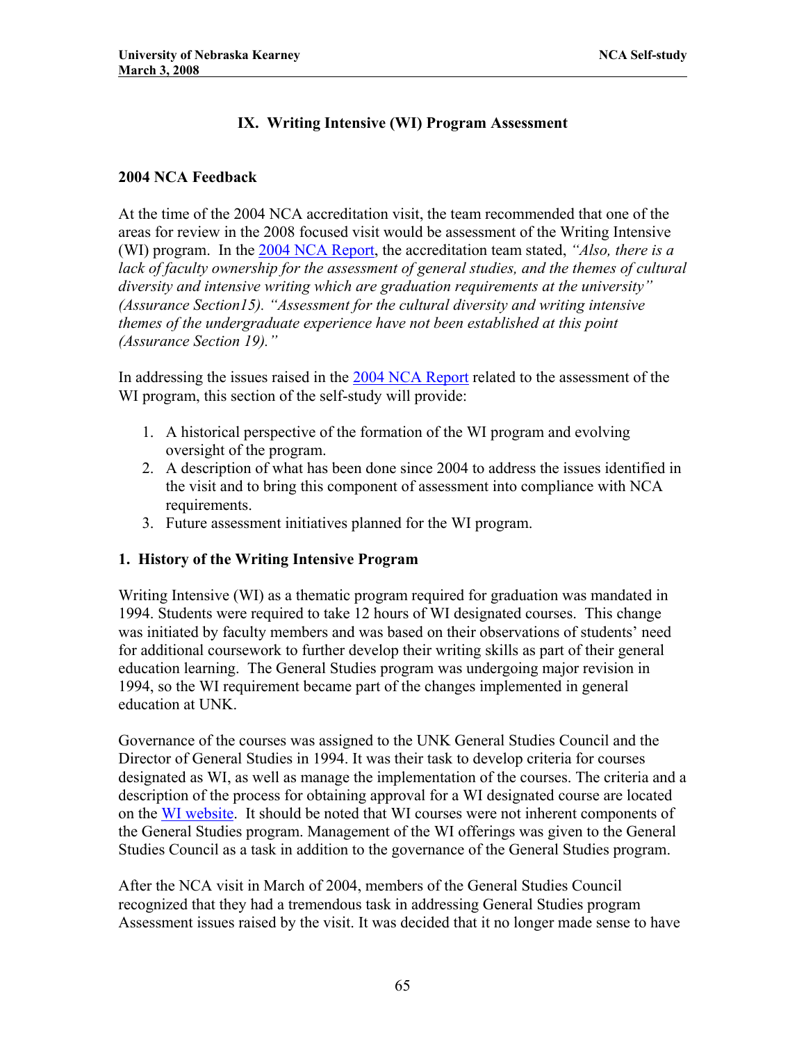## IX. Writing Intensive (WI) Program Assessment

### 2004 NCA Feedback

At the time of the 2004 NCA accreditation visit, the team recommended that one of the areas for review in the 2008 focused visit would be assessment of the Writing Intensive (WI) program. In the 2004 NCA Report, the accreditation team stated, *"Also, there is a lack of faculty ownership for the assessment of general studies, and the themes of cultural diversity and intensive writing which are graduation requirements at the university" (Assurance Section15). "Assessment for the cultural diversity and writing intensive themes of the undergraduate experience have not been established at this point (Assurance Section 19)."*

In addressing the issues raised in the 2004 NCA Report related to the assessment of the WI program, this section of the self-study will provide:

1. A historical perspective of the formation of the WI program and evolving oversight of the program.
2. A description of what has been done since 2004 to address the issues identified in the visit and to bring this component of assessment into compliance with NCA requirements.
3. Future assessment initiatives planned for the WI program.

### 1. History of the Writing Intensive Program

Writing Intensive (WI) as a thematic program required for graduation was mandated in 1994. Students were required to take 12 hours of WI designated courses. This change was initiated by faculty members and was based on their observations of students' need for additional coursework to further develop their writing skills as part of their general education learning. The General Studies program was undergoing major revision in 1994, so the WI requirement became part of the changes implemented in general education at UNK.

Governance of the courses was assigned to the UNK General Studies Council and the Director of General Studies in 1994. It was their task to develop criteria for courses designated as WI, as well as manage the implementation of the courses. The criteria and a description of the process for obtaining approval for a WI designated course are located on the WI website. It should be noted that WI courses were not inherent components of the General Studies program. Management of the WI offerings was given to the General Studies Council as a task in addition to the governance of the General Studies program.

After the NCA visit in March of 2004, members of the General Studies Council recognized that they had a tremendous task in addressing General Studies program Assessment issues raised by the visit. It was decided that it no longer made sense to have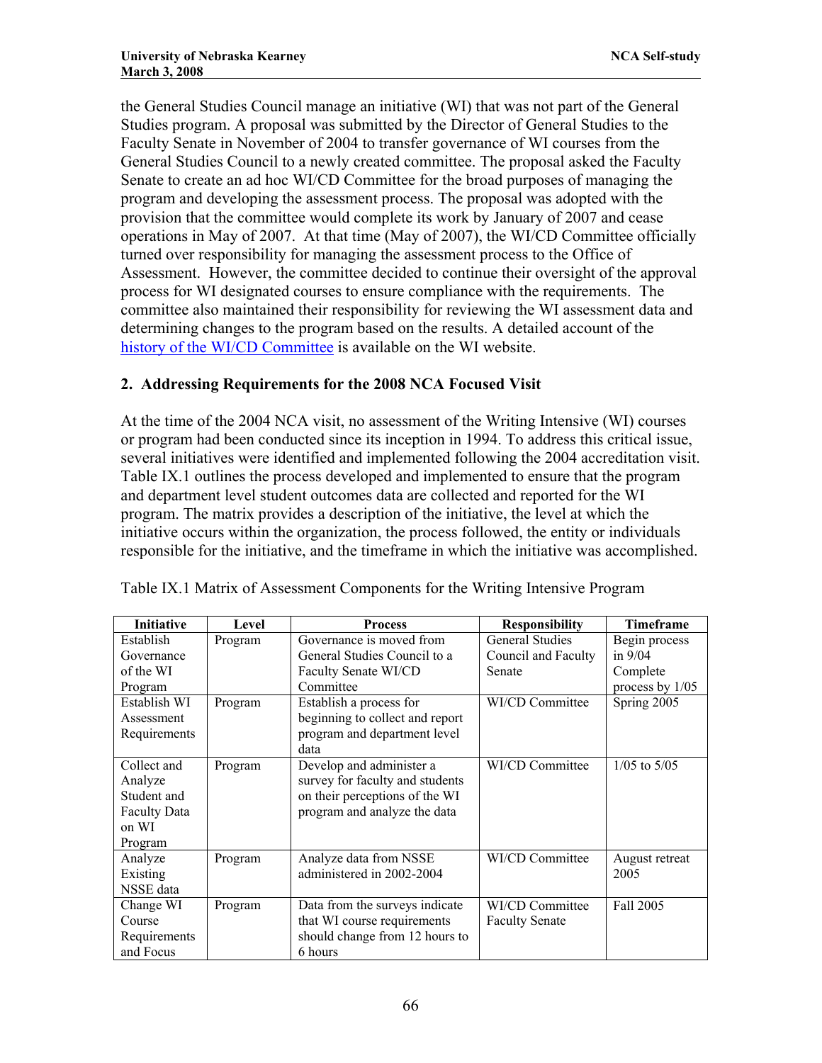the General Studies Council manage an initiative (WI) that was not part of the General Studies program. A proposal was submitted by the Director of General Studies to the Faculty Senate in November of 2004 to transfer governance of WI courses from the General Studies Council to a newly created committee. The proposal asked the Faculty Senate to create an ad hoc WI/CD Committee for the broad purposes of managing the program and developing the assessment process. The proposal was adopted with the provision that the committee would complete its work by January of 2007 and cease operations in May of 2007. At that time (May of 2007), the WI/CD Committee officially turned over responsibility for managing the assessment process to the Office of Assessment. However, the committee decided to continue their oversight of the approval process for WI designated courses to ensure compliance with the requirements. The committee also maintained their responsibility for reviewing the WI assessment data and determining changes to the program based on the results. A detailed account of the history of the WI/CD Committee is available on the WI website.

## 2. Addressing Requirements for the 2008 NCA Focused Visit

At the time of the 2004 NCA visit, no assessment of the Writing Intensive (WI) courses or program had been conducted since its inception in 1994. To address this critical issue, several initiatives were identified and implemented following the 2004 accreditation visit. Table IX.1 outlines the process developed and implemented to ensure that the program and department level student outcomes data are collected and reported for the WI program. The matrix provides a description of the initiative, the level at which the initiative occurs within the organization, the process followed, the entity or individuals responsible for the initiative, and the timeframe in which the initiative was accomplished.

Table IX.1 Matrix of Assessment Components for the Writing Intensive Program

| Initiative | Level | Process | Responsibility | Timeframe |
|---|---|---|---|---|
| Establish Governance of the WI Program | Program | Governance is moved from General Studies Council to a Faculty Senate WI/CD Committee | General Studies Council and Faculty Senate | Begin process in 9/04 Complete process by 1/05 |
| Establish WI Assessment Requirements | Program | Establish a process for beginning to collect and report program and department level data | WI/CD Committee | Spring 2005 |
| Collect and Analyze Student and Faculty Data on WI Program | Program | Develop and administer a survey for faculty and students on their perceptions of the WI program and analyze the data | WI/CD Committee | 1/05 to 5/05 |
| Analyze Existing NSSE data | Program | Analyze data from NSSE administered in 2002-2004 | WI/CD Committee | August retreat 2005 |
| Change WI Course Requirements and Focus | Program | Data from the surveys indicate that WI course requirements should change from 12 hours to 6 hours | WI/CD Committee Faculty Senate | Fall 2005 |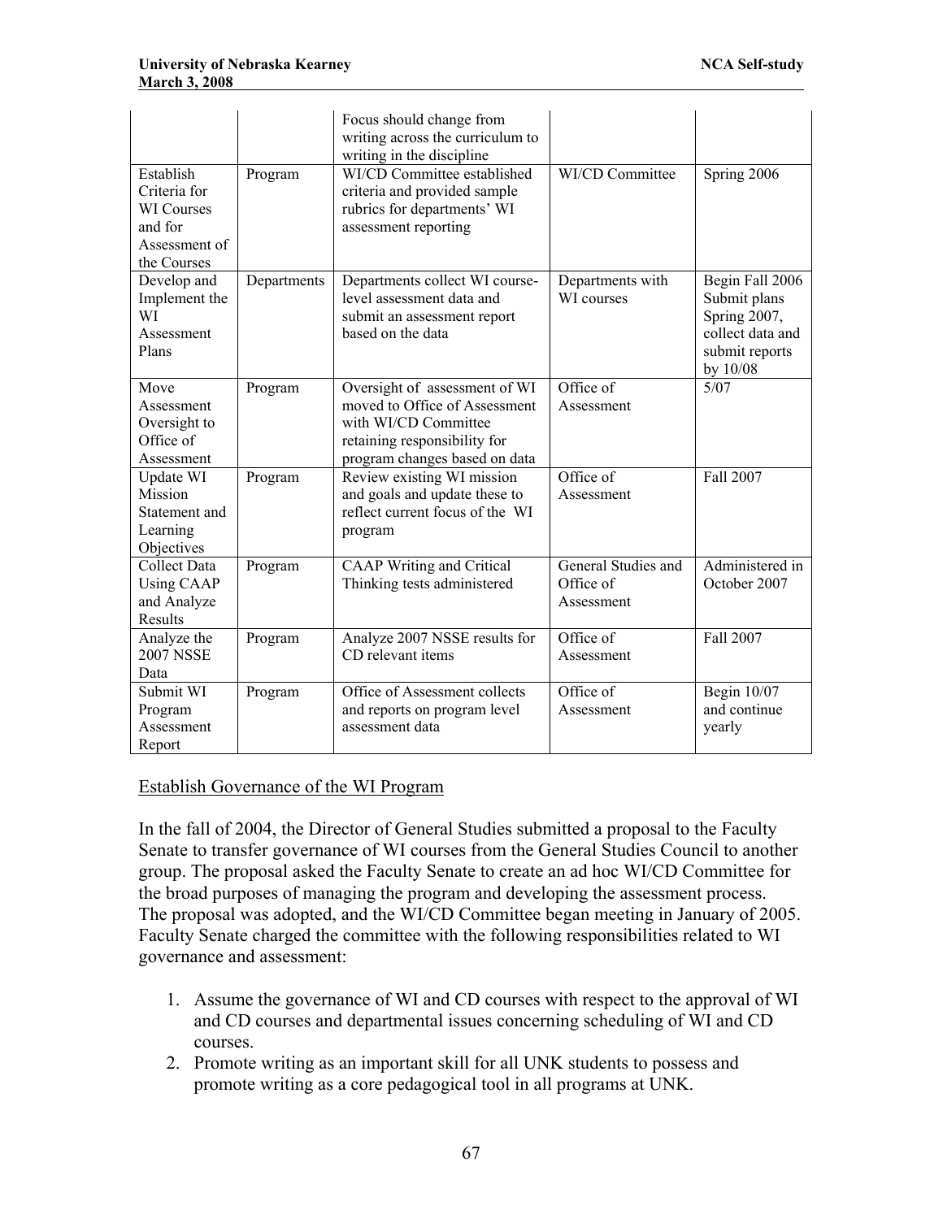|  |  | Focus should change from writing across the curriculum to writing in the discipline |  |  |
| --- | --- | --- | --- | --- |
| Establish Criteria for WI Courses and for Assessment of the Courses | Program | WI/CD Committee established criteria and provided sample rubrics for departments' WI assessment reporting | WI/CD Committee | Spring 2006 |
| Develop and Implement the WI Assessment Plans | Departments | Departments collect WI course-level assessment data and submit an assessment report based on the data | Departments with WI courses | Begin Fall 2006 Submit plans Spring 2007, collect data and submit reports by 10/08 |
| Move Assessment Oversight to Office of Assessment | Program | Oversight of assessment of WI moved to Office of Assessment with WI/CD Committee retaining responsibility for program changes based on data | Office of Assessment | 5/07 |
| Update WI Mission Statement and Learning Objectives | Program | Review existing WI mission and goals and update these to reflect current focus of the WI program | Office of Assessment | Fall 2007 |
| Collect Data Using CAAP and Analyze Results | Program | CAAP Writing and Critical Thinking tests administered | General Studies and Office of Assessment | Administered in October 2007 |
| Analyze the 2007 NSSE Data | Program | Analyze 2007 NSSE results for CD relevant items | Office of Assessment | Fall 2007 |
| Submit WI Program Assessment Report | Program | Office of Assessment collects and reports on program level assessment data | Office of Assessment | Begin 10/07 and continue yearly |

Establish Governance of the WI Program

In the fall of 2004, the Director of General Studies submitted a proposal to the Faculty Senate to transfer governance of WI courses from the General Studies Council to another group. The proposal asked the Faculty Senate to create an ad hoc WI/CD Committee for the broad purposes of managing the program and developing the assessment process. The proposal was adopted, and the WI/CD Committee began meeting in January of 2005. Faculty Senate charged the committee with the following responsibilities related to WI governance and assessment:

1. Assume the governance of WI and CD courses with respect to the approval of WI and CD courses and departmental issues concerning scheduling of WI and CD courses.
2. Promote writing as an important skill for all UNK students to possess and promote writing as a core pedagogical tool in all programs at UNK.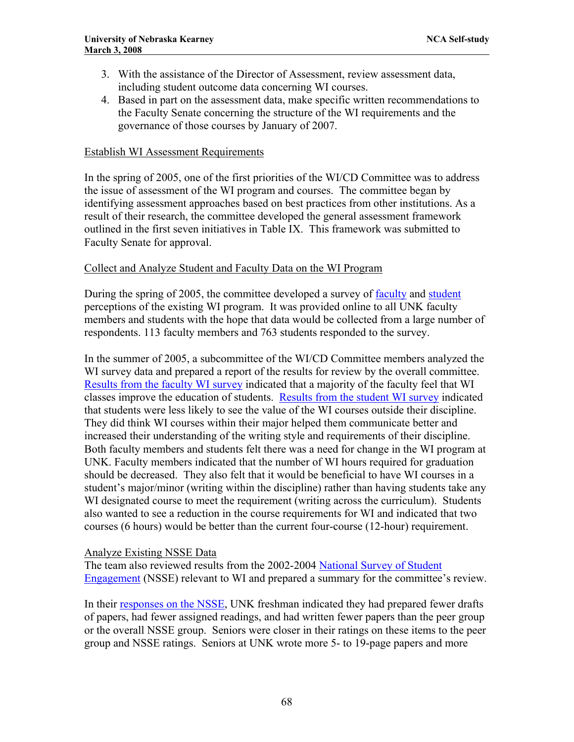3. With the assistance of the Director of Assessment, review assessment data, including student outcome data concerning WI courses.
4. Based in part on the assessment data, make specific written recommendations to the Faculty Senate concerning the structure of the WI requirements and the governance of those courses by January of 2007.

Establish WI Assessment Requirements

In the spring of 2005, one of the first priorities of the WI/CD Committee was to address the issue of assessment of the WI program and courses. The committee began by identifying assessment approaches based on best practices from other institutions. As a result of their research, the committee developed the general assessment framework outlined in the first seven initiatives in Table IX. This framework was submitted to Faculty Senate for approval.

Collect and Analyze Student and Faculty Data on the WI Program

During the spring of 2005, the committee developed a survey of faculty and student perceptions of the existing WI program. It was provided online to all UNK faculty members and students with the hope that data would be collected from a large number of respondents. 113 faculty members and 763 students responded to the survey.

In the summer of 2005, a subcommittee of the WI/CD Committee members analyzed the WI survey data and prepared a report of the results for review by the overall committee. Results from the faculty WI survey indicated that a majority of the faculty feel that WI classes improve the education of students. Results from the student WI survey indicated that students were less likely to see the value of the WI courses outside their discipline. They did think WI courses within their major helped them communicate better and increased their understanding of the writing style and requirements of their discipline. Both faculty members and students felt there was a need for change in the WI program at UNK. Faculty members indicated that the number of WI hours required for graduation should be decreased. They also felt that it would be beneficial to have WI courses in a student's major/minor (writing within the discipline) rather than having students take any WI designated course to meet the requirement (writing across the curriculum). Students also wanted to see a reduction in the course requirements for WI and indicated that two courses (6 hours) would be better than the current four-course (12-hour) requirement.

Analyze Existing NSSE Data

The team also reviewed results from the 2002-2004 National Survey of Student Engagement (NSSE) relevant to WI and prepared a summary for the committee's review.

In their responses on the NSSE, UNK freshman indicated they had prepared fewer drafts of papers, had fewer assigned readings, and had written fewer papers than the peer group or the overall NSSE group. Seniors were closer in their ratings on these items to the peer group and NSSE ratings. Seniors at UNK wrote more 5- to 19-page papers and more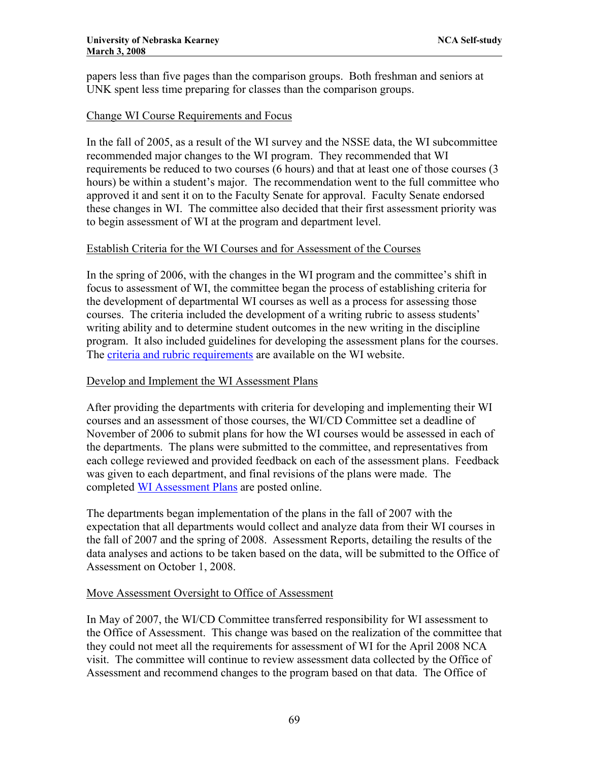papers less than five pages than the comparison groups. Both freshman and seniors at UNK spent less time preparing for classes than the comparison groups.

Change WI Course Requirements and Focus

In the fall of 2005, as a result of the WI survey and the NSSE data, the WI subcommittee recommended major changes to the WI program. They recommended that WI requirements be reduced to two courses (6 hours) and that at least one of those courses (3 hours) be within a student's major. The recommendation went to the full committee who approved it and sent it on to the Faculty Senate for approval. Faculty Senate endorsed these changes in WI. The committee also decided that their first assessment priority was to begin assessment of WI at the program and department level.

Establish Criteria for the WI Courses and for Assessment of the Courses

In the spring of 2006, with the changes in the WI program and the committee's shift in focus to assessment of WI, the committee began the process of establishing criteria for the development of departmental WI courses as well as a process for assessing those courses. The criteria included the development of a writing rubric to assess students' writing ability and to determine student outcomes in the new writing in the discipline program. It also included guidelines for developing the assessment plans for the courses. The criteria and rubric requirements are available on the WI website.

Develop and Implement the WI Assessment Plans

After providing the departments with criteria for developing and implementing their WI courses and an assessment of those courses, the WI/CD Committee set a deadline of November of 2006 to submit plans for how the WI courses would be assessed in each of the departments. The plans were submitted to the committee, and representatives from each college reviewed and provided feedback on each of the assessment plans. Feedback was given to each department, and final revisions of the plans were made. The completed WI Assessment Plans are posted online.

The departments began implementation of the plans in the fall of 2007 with the expectation that all departments would collect and analyze data from their WI courses in the fall of 2007 and the spring of 2008. Assessment Reports, detailing the results of the data analyses and actions to be taken based on the data, will be submitted to the Office of Assessment on October 1, 2008.

Move Assessment Oversight to Office of Assessment

In May of 2007, the WI/CD Committee transferred responsibility for WI assessment to the Office of Assessment. This change was based on the realization of the committee that they could not meet all the requirements for assessment of WI for the April 2008 NCA visit. The committee will continue to review assessment data collected by the Office of Assessment and recommend changes to the program based on that data. The Office of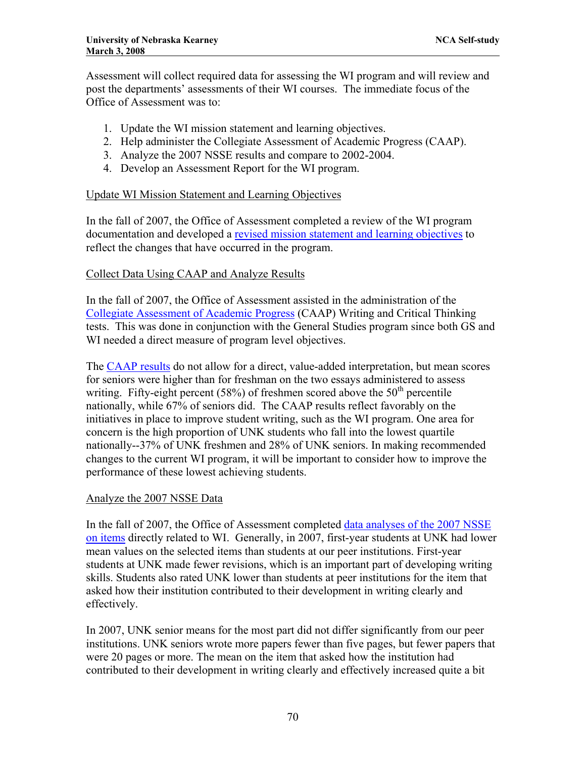Assessment will collect required data for assessing the WI program and will review and post the departments' assessments of their WI courses. The immediate focus of the Office of Assessment was to:

1. Update the WI mission statement and learning objectives.
2. Help administer the Collegiate Assessment of Academic Progress (CAAP).
3. Analyze the 2007 NSSE results and compare to 2002-2004.
4. Develop an Assessment Report for the WI program.

Update WI Mission Statement and Learning Objectives

In the fall of 2007, the Office of Assessment completed a review of the WI program documentation and developed a revised mission statement and learning objectives to reflect the changes that have occurred in the program.

Collect Data Using CAAP and Analyze Results

In the fall of 2007, the Office of Assessment assisted in the administration of the Collegiate Assessment of Academic Progress (CAAP) Writing and Critical Thinking tests. This was done in conjunction with the General Studies program since both GS and WI needed a direct measure of program level objectives.

The CAAP results do not allow for a direct, value-added interpretation, but mean scores for seniors were higher than for freshman on the two essays administered to assess writing. Fifty-eight percent (58%) of freshmen scored above the 50th percentile nationally, while 67% of seniors did. The CAAP results reflect favorably on the initiatives in place to improve student writing, such as the WI program. One area for concern is the high proportion of UNK students who fall into the lowest quartile nationally--37% of UNK freshmen and 28% of UNK seniors. In making recommended changes to the current WI program, it will be important to consider how to improve the performance of these lowest achieving students.

Analyze the 2007 NSSE Data

In the fall of 2007, the Office of Assessment completed data analyses of the 2007 NSSE on items directly related to WI. Generally, in 2007, first-year students at UNK had lower mean values on the selected items than students at our peer institutions. First-year students at UNK made fewer revisions, which is an important part of developing writing skills. Students also rated UNK lower than students at peer institutions for the item that asked how their institution contributed to their development in writing clearly and effectively.

In 2007, UNK senior means for the most part did not differ significantly from our peer institutions. UNK seniors wrote more papers fewer than five pages, but fewer papers that were 20 pages or more. The mean on the item that asked how the institution had contributed to their development in writing clearly and effectively increased quite a bit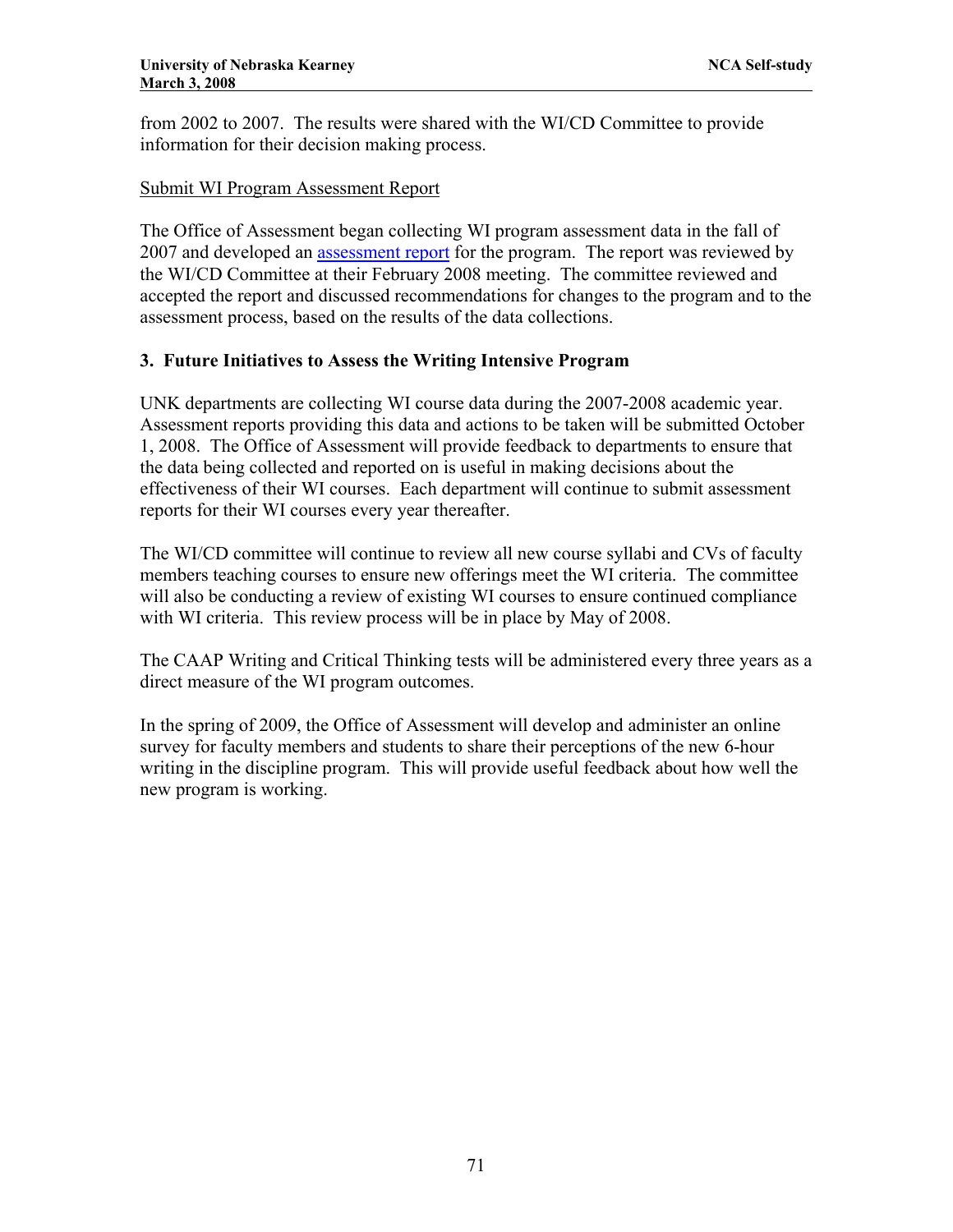from 2002 to 2007. The results were shared with the WI/CD Committee to provide information for their decision making process.

Submit WI Program Assessment Report

The Office of Assessment began collecting WI program assessment data in the fall of 2007 and developed an assessment report for the program. The report was reviewed by the WI/CD Committee at their February 2008 meeting. The committee reviewed and accepted the report and discussed recommendations for changes to the program and to the assessment process, based on the results of the data collections.

### 3. Future Initiatives to Assess the Writing Intensive Program

UNK departments are collecting WI course data during the 2007-2008 academic year. Assessment reports providing this data and actions to be taken will be submitted October 1, 2008. The Office of Assessment will provide feedback to departments to ensure that the data being collected and reported on is useful in making decisions about the effectiveness of their WI courses. Each department will continue to submit assessment reports for their WI courses every year thereafter.

The WI/CD committee will continue to review all new course syllabi and CVs of faculty members teaching courses to ensure new offerings meet the WI criteria. The committee will also be conducting a review of existing WI courses to ensure continued compliance with WI criteria. This review process will be in place by May of 2008.

The CAAP Writing and Critical Thinking tests will be administered every three years as a direct measure of the WI program outcomes.

In the spring of 2009, the Office of Assessment will develop and administer an online survey for faculty members and students to share their perceptions of the new 6-hour writing in the discipline program. This will provide useful feedback about how well the new program is working.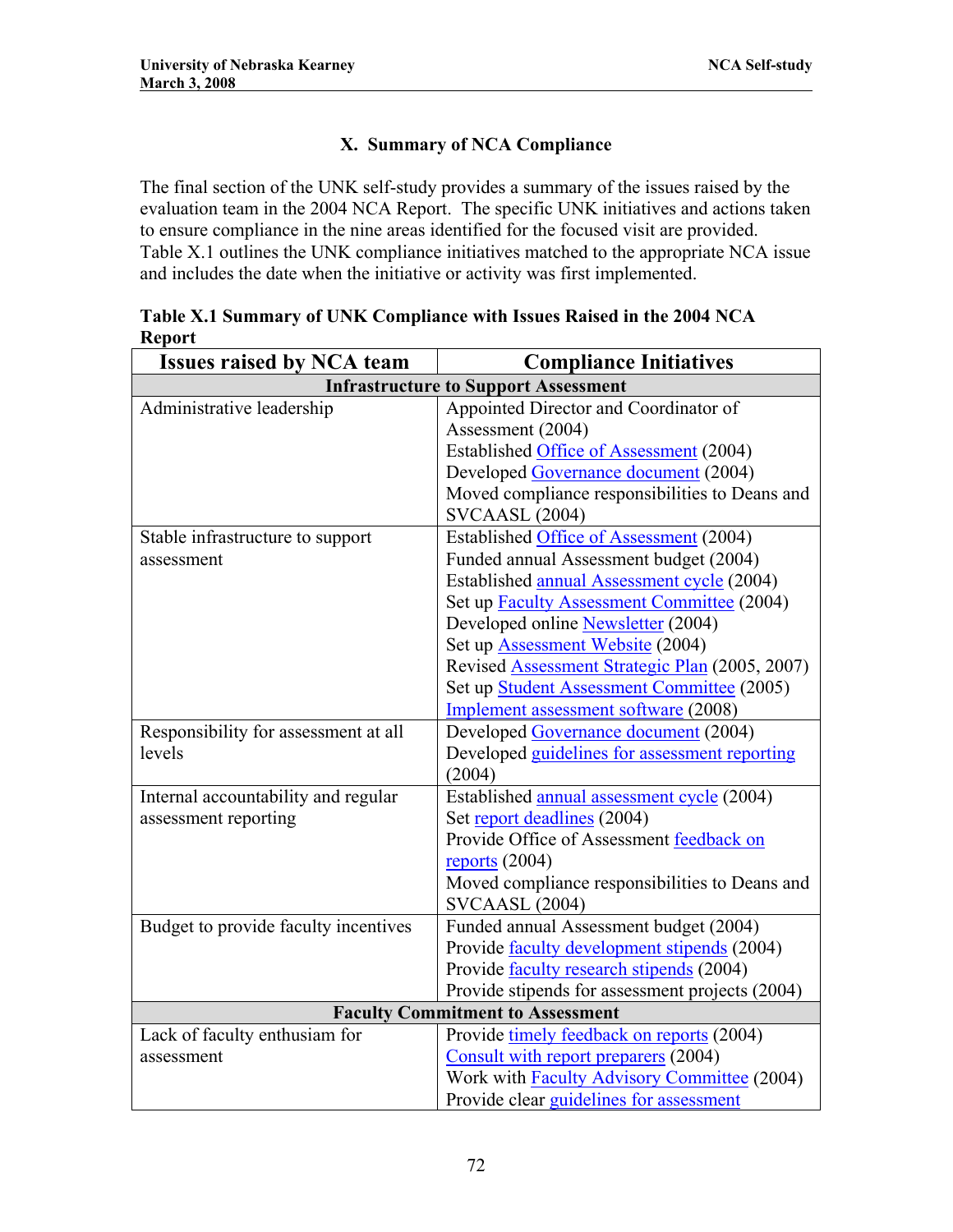## X. Summary of NCA Compliance

The final section of the UNK self-study provides a summary of the issues raised by the evaluation team in the 2004 NCA Report. The specific UNK initiatives and actions taken to ensure compliance in the nine areas identified for the focused visit are provided. Table X.1 outlines the UNK compliance initiatives matched to the appropriate NCA issue and includes the date when the initiative or activity was first implemented.

**Table X.1 Summary of UNK Compliance with Issues Raised in the 2004 NCA Report**

| Issues raised by NCA team | Compliance Initiatives |
|---|---|
| **Infrastructure to Support Assessment** | |
| Administrative leadership | Appointed Director and Coordinator of Assessment (2004)<br>Established Office of Assessment (2004)<br>Developed Governance document (2004)<br>Moved compliance responsibilities to Deans and SVCAASL (2004) |
| Stable infrastructure to support assessment | Established Office of Assessment (2004)<br>Funded annual Assessment budget (2004)<br>Established annual Assessment cycle (2004)<br>Set up Faculty Assessment Committee (2004)<br>Developed online Newsletter (2004)<br>Set up Assessment Website (2004)<br>Revised Assessment Strategic Plan (2005, 2007)<br>Set up Student Assessment Committee (2005)<br>Implement assessment software (2008) |
| Responsibility for assessment at all levels | Developed Governance document (2004)<br>Developed guidelines for assessment reporting (2004) |
| Internal accountability and regular assessment reporting | Established annual assessment cycle (2004)<br>Set report deadlines (2004)<br>Provide Office of Assessment feedback on reports (2004)<br>Moved compliance responsibilities to Deans and SVCAASL (2004) |
| Budget to provide faculty incentives | Funded annual Assessment budget (2004)<br>Provide faculty development stipends (2004)<br>Provide faculty research stipends (2004)<br>Provide stipends for assessment projects (2004) |
| **Faculty Commitment to Assessment** | |
| Lack of faculty enthusiam for assessment | Provide timely feedback on reports (2004)<br>Consult with report preparers (2004)<br>Work with Faculty Advisory Committee (2004)<br>Provide clear guidelines for assessment |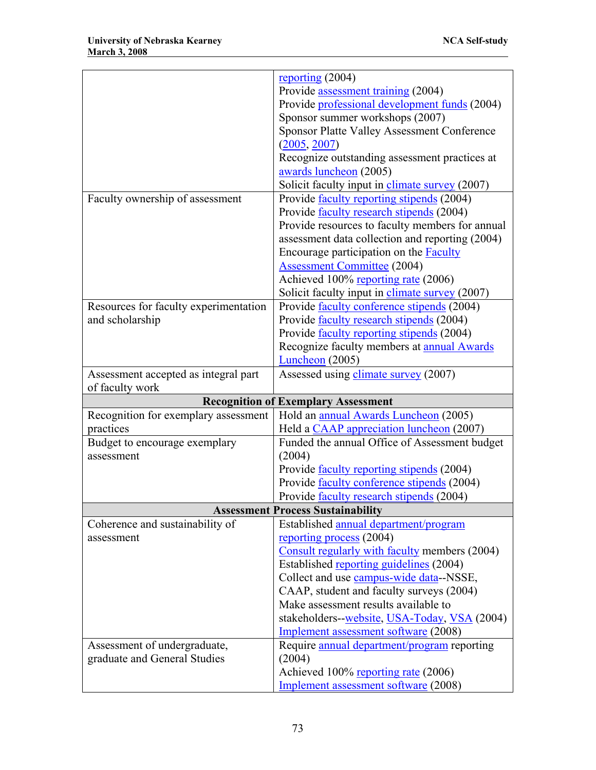| | |
|---|---|
| | reporting (2004)<br>Provide assessment training (2004)<br>Provide professional development funds (2004)<br>Sponsor summer workshops (2007)<br>Sponsor Platte Valley Assessment Conference (2005, 2007)<br>Recognize outstanding assessment practices at awards luncheon (2005)<br>Solicit faculty input in climate survey (2007) |
| Faculty ownership of assessment | Provide faculty reporting stipends (2004)<br>Provide faculty research stipends (2004)<br>Provide resources to faculty members for annual assessment data collection and reporting (2004)<br>Encourage participation on the Faculty Assessment Committee (2004)<br>Achieved 100% reporting rate (2006)<br>Solicit faculty input in climate survey (2007) |
| Resources for faculty experimentation and scholarship | Provide faculty conference stipends (2004)<br>Provide faculty research stipends (2004)<br>Provide faculty reporting stipends (2004)<br>Recognize faculty members at annual Awards Luncheon (2005) |
| Assessment accepted as integral part of faculty work | Assessed using climate survey (2007) |
| **Recognition of Exemplary Assessment** | |
| Recognition for exemplary assessment practices | Hold an annual Awards Luncheon (2005)<br>Held a CAAP appreciation luncheon (2007) |
| Budget to encourage exemplary assessment | Funded the annual Office of Assessment budget (2004)<br>Provide faculty reporting stipends (2004)<br>Provide faculty conference stipends (2004)<br>Provide faculty research stipends (2004) |
| **Assessment Process Sustainability** | |
| Coherence and sustainability of assessment | Established annual department/program reporting process (2004)<br>Consult regularly with faculty members (2004)<br>Established reporting guidelines (2004)<br>Collect and use campus-wide data--NSSE, CAAP, student and faculty surveys (2004)<br>Make assessment results available to stakeholders--website, USA-Today, VSA (2004)<br>Implement assessment software (2008) |
| Assessment of undergraduate, graduate and General Studies | Require annual department/program reporting (2004)<br>Achieved 100% reporting rate (2006)<br>Implement assessment software (2008) |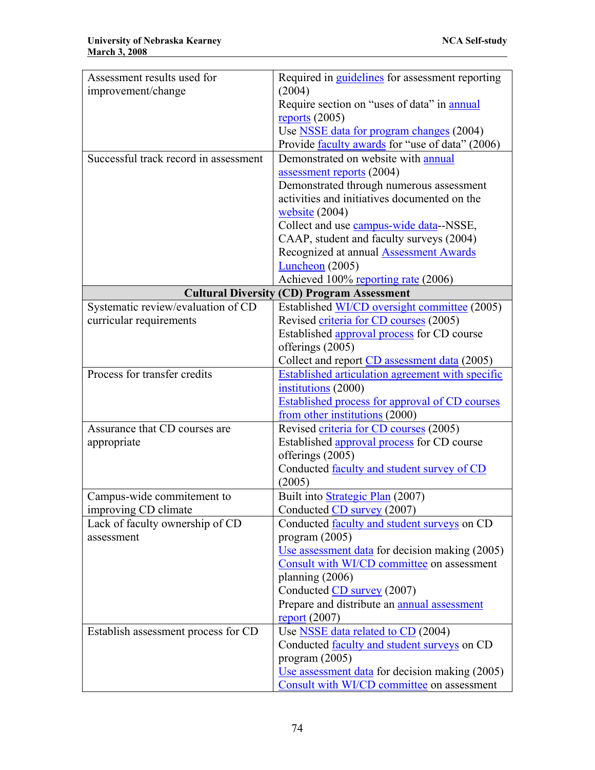| | |
|---|---|
| Assessment results used for improvement/change | Required in guidelines for assessment reporting (2004)<br>Require section on "uses of data" in annual reports (2005)<br>Use NSSE data for program changes (2004)<br>Provide faculty awards for "use of data" (2006) |
| Successful track record in assessment | Demonstrated on website with annual assessment reports (2004)<br>Demonstrated through numerous assessment activities and initiatives documented on the website (2004)<br>Collect and use campus-wide data--NSSE, CAAP, student and faculty surveys (2004)<br>Recognized at annual Assessment Awards Luncheon (2005)<br>Achieved 100% reporting rate (2006) |
| **Cultural Diversity (CD) Program Assessment** | |
| Systematic review/evaluation of CD curricular requirements | Established WI/CD oversight committee (2005)<br>Revised criteria for CD courses (2005)<br>Established approval process for CD course offerings (2005)<br>Collect and report CD assessment data (2005) |
| Process for transfer credits | Established articulation agreement with specific institutions (2000)<br>Established process for approval of CD courses from other institutions (2000) |
| Assurance that CD courses are appropriate | Revised criteria for CD courses (2005)<br>Established approval process for CD course offerings (2005)<br>Conducted faculty and student survey of CD (2005) |
| Campus-wide commitement to improving CD climate | Built into Strategic Plan (2007)<br>Conducted CD survey (2007) |
| Lack of faculty ownership of CD assessment | Conducted faculty and student surveys on CD program (2005)<br>Use assessment data for decision making (2005)<br>Consult with WI/CD committee on assessment planning (2006)<br>Conducted CD survey (2007)<br>Prepare and distribute an annual assessment report (2007) |
| Establish assessment process for CD | Use NSSE data related to CD (2004)<br>Conducted faculty and student surveys on CD program (2005)<br>Use assessment data for decision making (2005)<br>Consult with WI/CD committee on assessment |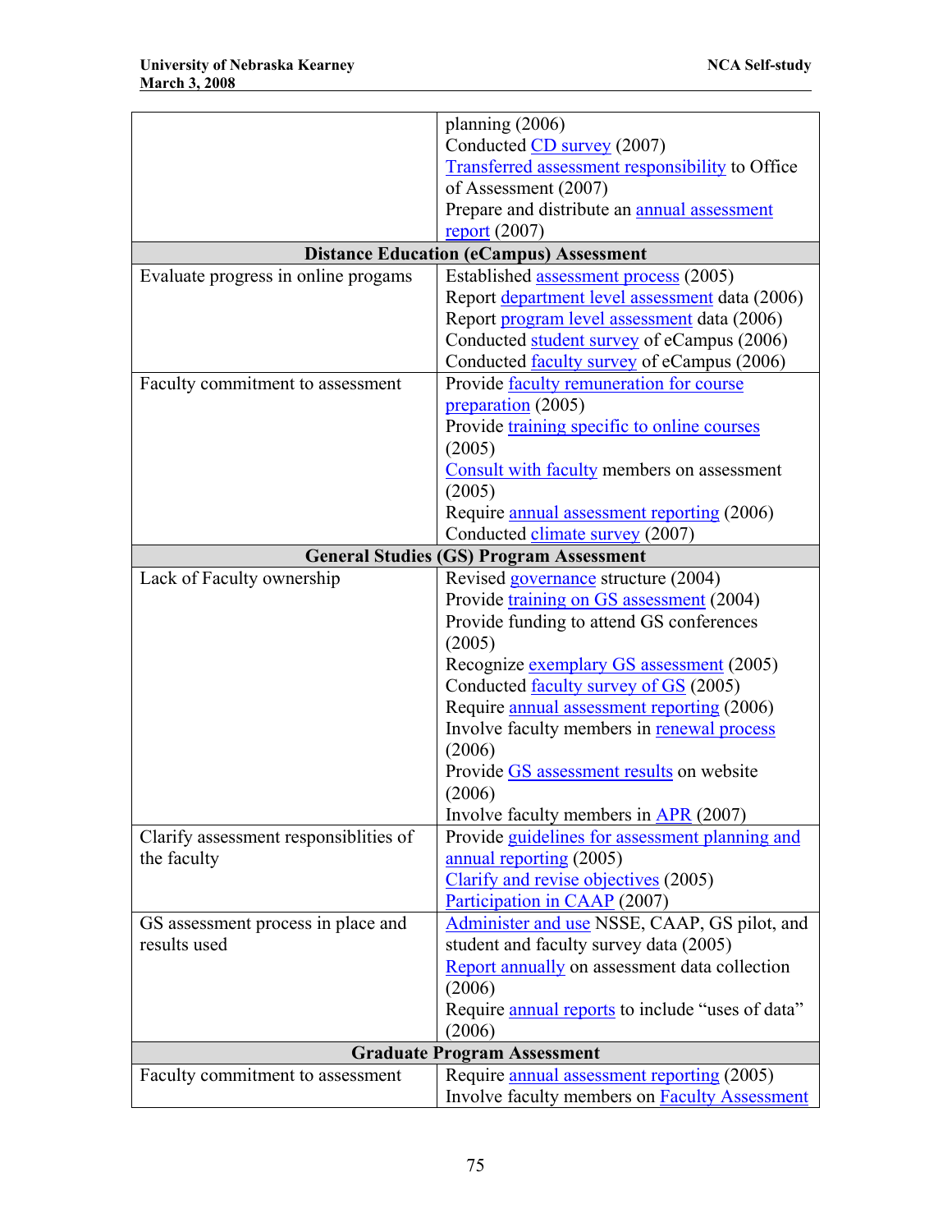| | |
|---|---|
| | planning (2006)<br>Conducted CD survey (2007)<br>Transferred assessment responsibility to Office of Assessment (2007)<br>Prepare and distribute an annual assessment report (2007) |
| **Distance Education (eCampus) Assessment** | |
| Evaluate progress in online progams | Established assessment process (2005)<br>Report department level assessment data (2006)<br>Report program level assessment data (2006)<br>Conducted student survey of eCampus (2006)<br>Conducted faculty survey of eCampus (2006) |
| Faculty commitment to assessment | Provide faculty remuneration for course preparation (2005)<br>Provide training specific to online courses (2005)<br>Consult with faculty members on assessment (2005)<br>Require annual assessment reporting (2006)<br>Conducted climate survey (2007) |
| **General Studies (GS) Program Assessment** | |
| Lack of Faculty ownership | Revised governance structure (2004)<br>Provide training on GS assessment (2004)<br>Provide funding to attend GS conferences (2005)<br>Recognize exemplary GS assessment (2005)<br>Conducted faculty survey of GS (2005)<br>Require annual assessment reporting (2006)<br>Involve faculty members in renewal process (2006)<br>Provide GS assessment results on website (2006)<br>Involve faculty members in APR (2007) |
| Clarify assessment responsiblities of the faculty | Provide guidelines for assessment planning and annual reporting (2005)<br>Clarify and revise objectives (2005)<br>Participation in CAAP (2007) |
| GS assessment process in place and results used | Administer and use NSSE, CAAP, GS pilot, and student and faculty survey data (2005)<br>Report annually on assessment data collection (2006)<br>Require annual reports to include "uses of data" (2006) |
| **Graduate Program Assessment** | |
| Faculty commitment to assessment | Require annual assessment reporting (2005)<br>Involve faculty members on Faculty Assessment |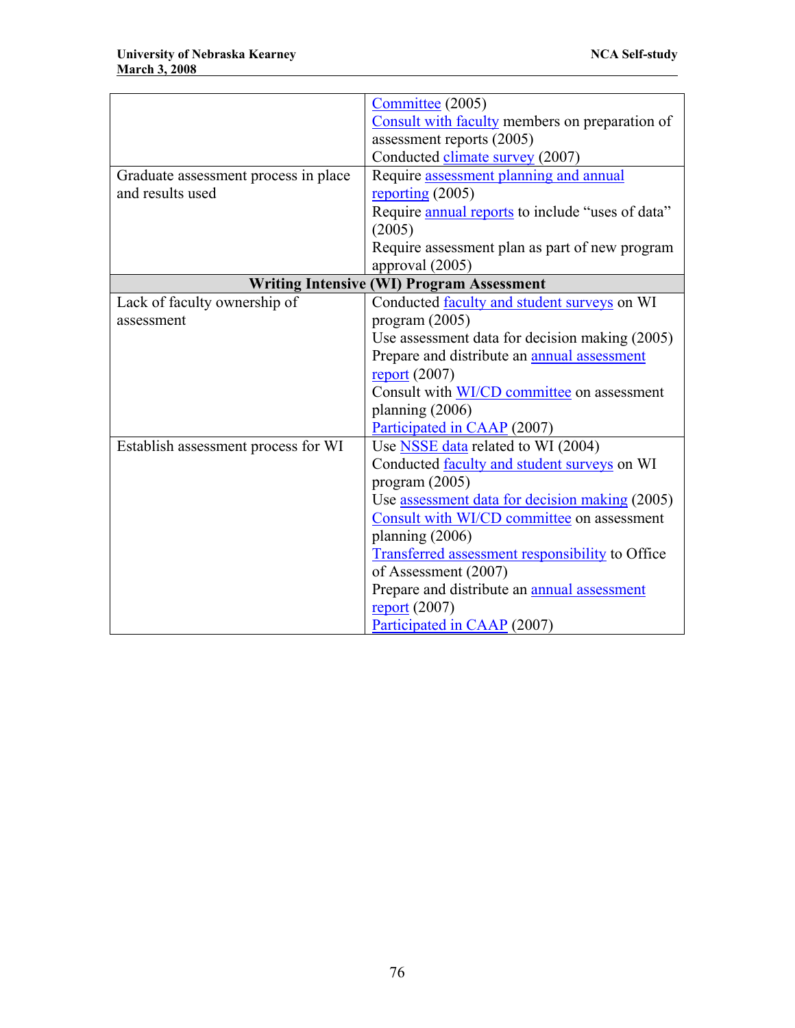| | |
|---|---|
| | Committee (2005)<br>Consult with faculty members on preparation of assessment reports (2005)<br>Conducted climate survey (2007) |
| Graduate assessment process in place and results used | Require assessment planning and annual reporting (2005)<br>Require annual reports to include "uses of data" (2005)<br>Require assessment plan as part of new program approval (2005) |
| **Writing Intensive (WI) Program Assessment** | |
| Lack of faculty ownership of assessment | Conducted faculty and student surveys on WI program (2005)<br>Use assessment data for decision making (2005)<br>Prepare and distribute an annual assessment report (2007)<br>Consult with WI/CD committee on assessment planning (2006)<br>Participated in CAAP (2007) |
| Establish assessment process for WI | Use NSSE data related to WI (2004)<br>Conducted faculty and student surveys on WI program (2005)<br>Use assessment data for decision making (2005)<br>Consult with WI/CD committee on assessment planning (2006)<br>Transferred assessment responsibility to Office of Assessment (2007)<br>Prepare and distribute an annual assessment report (2007)<br>Participated in CAAP (2007) |